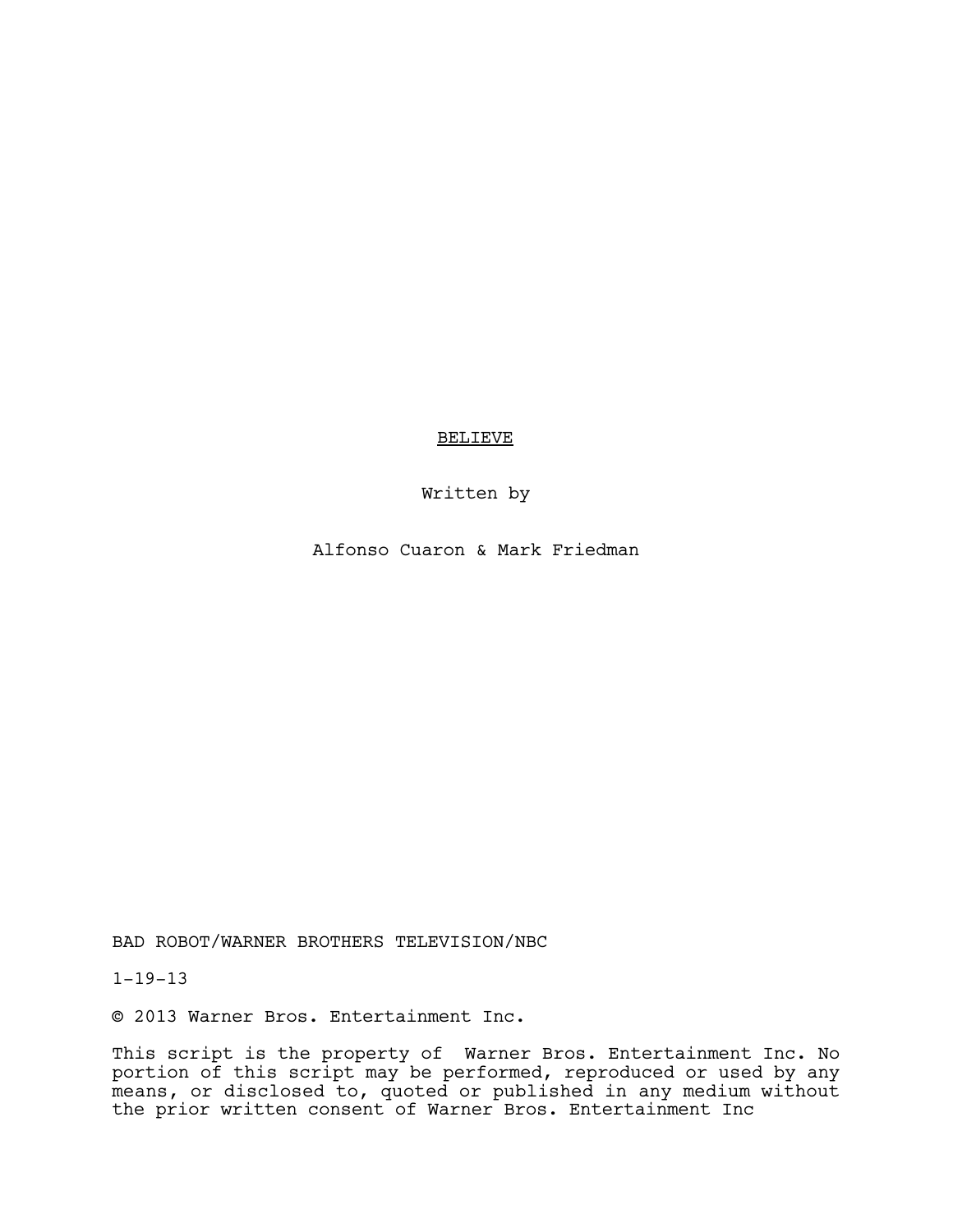# BELIEVE

Written by

Alfonso Cuaron & Mark Friedman

BAD ROBOT/WARNER BROTHERS TELEVISION/NBC

1-19-13

© 2013 Warner Bros. Entertainment Inc.

This script is the property of Warner Bros. Entertainment Inc. No portion of this script may be performed, reproduced or used by any means, or disclosed to, quoted or published in any medium without the prior written consent of Warner Bros. Entertainment Inc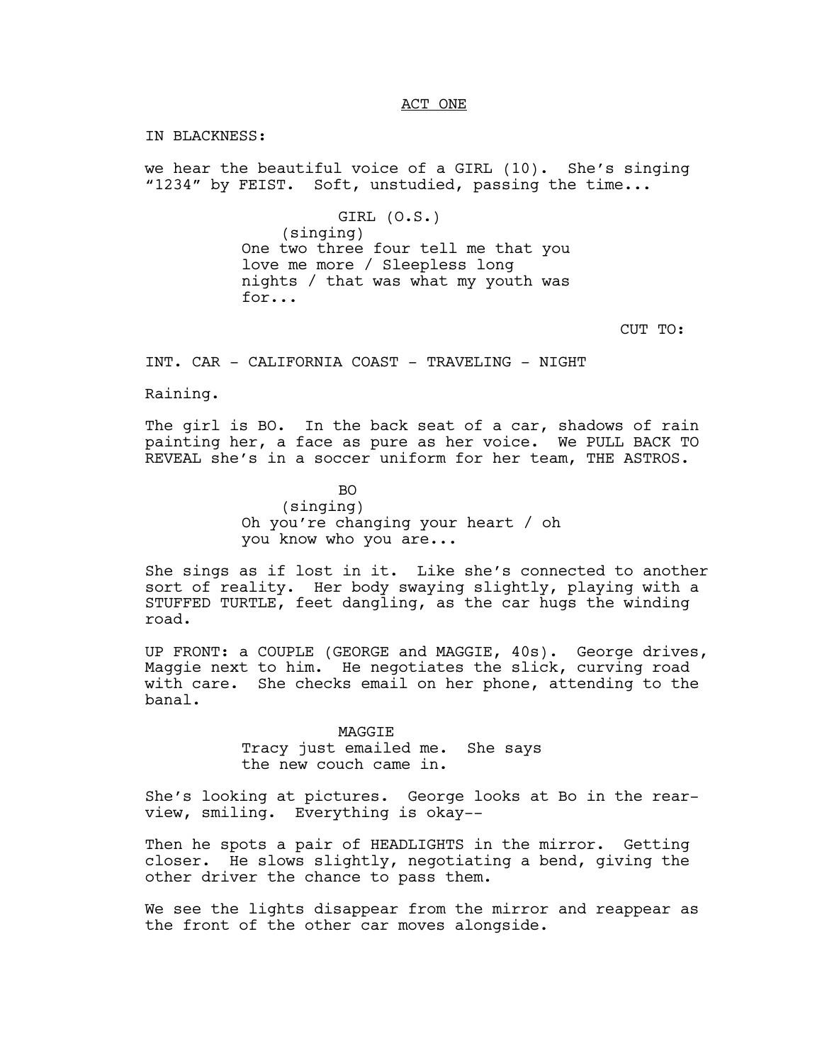ACT ONE

IN BLACKNESS:

we hear the beautiful voice of a GIRL (10). She's singing "1234" by FEIST. Soft, unstudied, passing the time...

GIRL (O.S.)
(singing)
One two three four tell me that you love me more / Sleepless long nights / that was what my youth was for...

CUT TO:

INT. CAR - CALIFORNIA COAST - TRAVELING - NIGHT

Raining.

The girl is BO. In the back seat of a car, shadows of rain painting her, a face as pure as her voice. We PULL BACK TO REVEAL she's in a soccer uniform for her team, THE ASTROS.

BO
(singing)
Oh you're changing your heart / oh you know who you are...

She sings as if lost in it. Like she's connected to another sort of reality. Her body swaying slightly, playing with a STUFFED TURTLE, feet dangling, as the car hugs the winding road.

UP FRONT: a COUPLE (GEORGE and MAGGIE, 40s). George drives, Maggie next to him. He negotiates the slick, curving road with care. She checks email on her phone, attending to the banal.

MAGGIE
Tracy just emailed me. She says the new couch came in.

She's looking at pictures. George looks at Bo in the rear-view, smiling. Everything is okay--

Then he spots a pair of HEADLIGHTS in the mirror. Getting closer. He slows slightly, negotiating a bend, giving the other driver the chance to pass them.

We see the lights disappear from the mirror and reappear as the front of the other car moves alongside.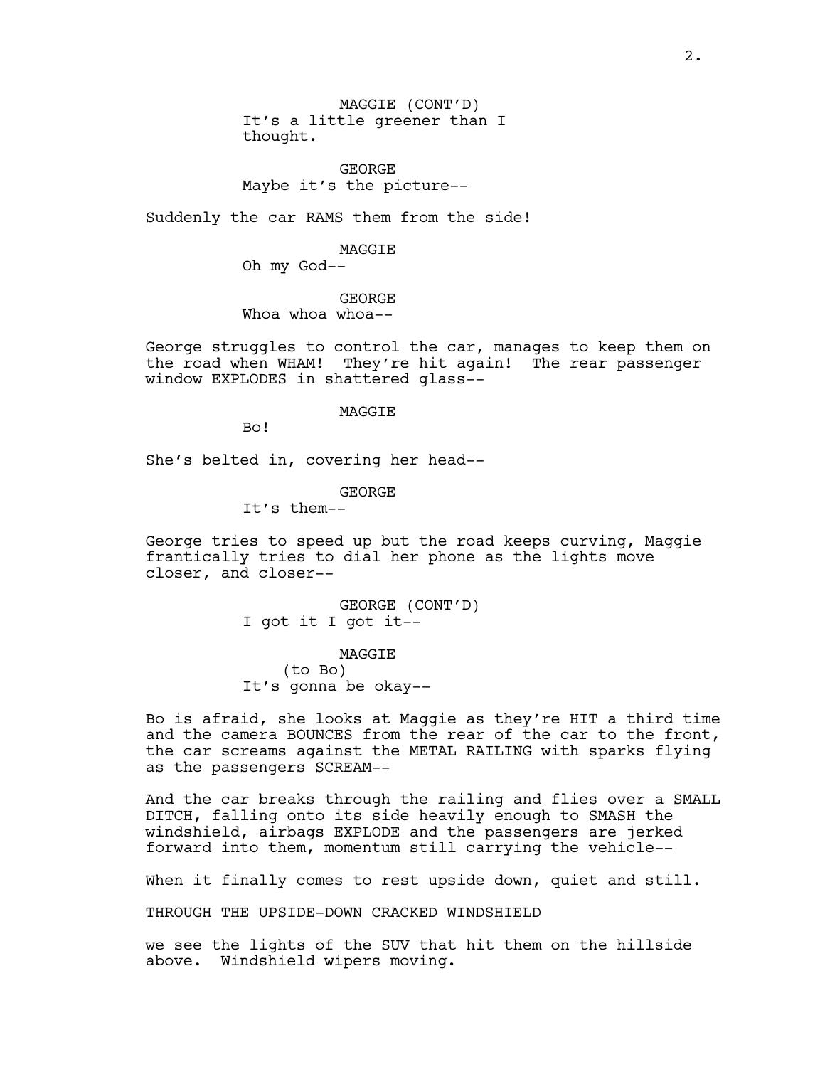MAGGIE (CONT'D)
It's a little greener than I thought.

GEORGE
Maybe it's the picture--

Suddenly the car RAMS them from the side!

MAGGIE
Oh my God--

GEORGE
Whoa whoa whoa--

George struggles to control the car, manages to keep them on the road when WHAM! They're hit again! The rear passenger window EXPLODES in shattered glass--

MAGGIE
Bo!

She's belted in, covering her head--

GEORGE
It's them--

George tries to speed up but the road keeps curving, Maggie frantically tries to dial her phone as the lights move closer, and closer--

GEORGE (CONT'D)
I got it I got it--

MAGGIE
(to Bo)
It's gonna be okay--

Bo is afraid, she looks at Maggie as they're HIT a third time and the camera BOUNCES from the rear of the car to the front, the car screams against the METAL RAILING with sparks flying as the passengers SCREAM--

And the car breaks through the railing and flies over a SMALL DITCH, falling onto its side heavily enough to SMASH the windshield, airbags EXPLODE and the passengers are jerked forward into them, momentum still carrying the vehicle--

When it finally comes to rest upside down, quiet and still.

THROUGH THE UPSIDE-DOWN CRACKED WINDSHIELD

we see the lights of the SUV that hit them on the hillside above. Windshield wipers moving.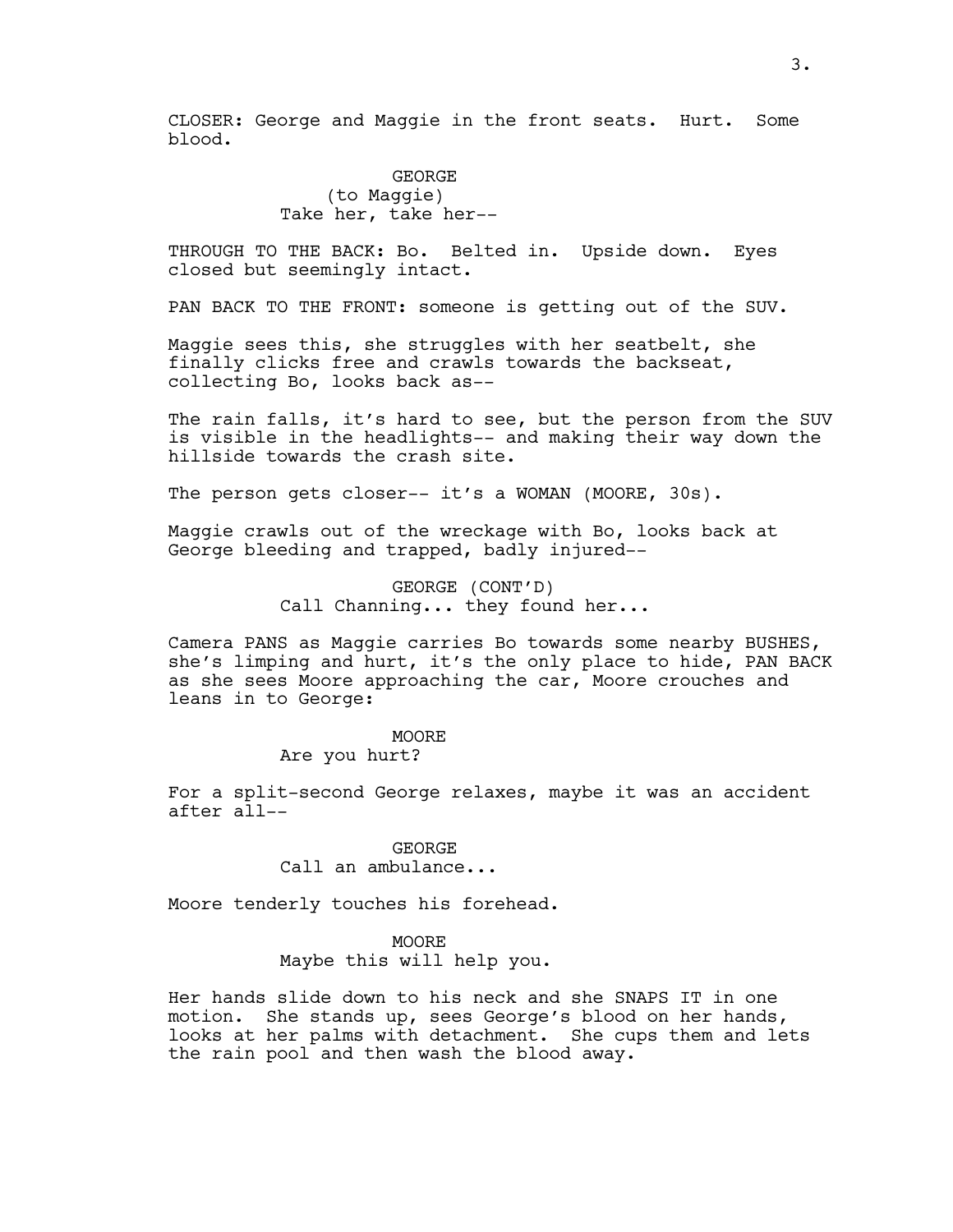CLOSER: George and Maggie in the front seats. Hurt. Some blood.

GEORGE
(to Maggie)
Take her, take her--

THROUGH TO THE BACK: Bo. Belted in. Upside down. Eyes closed but seemingly intact.

PAN BACK TO THE FRONT: someone is getting out of the SUV.

Maggie sees this, she struggles with her seatbelt, she finally clicks free and crawls towards the backseat, collecting Bo, looks back as--

The rain falls, it's hard to see, but the person from the SUV is visible in the headlights-- and making their way down the hillside towards the crash site.

The person gets closer-- it's a WOMAN (MOORE, 30s).

Maggie crawls out of the wreckage with Bo, looks back at George bleeding and trapped, badly injured--

GEORGE (CONT'D)
Call Channing... they found her...

Camera PANS as Maggie carries Bo towards some nearby BUSHES, she's limping and hurt, it's the only place to hide, PAN BACK as she sees Moore approaching the car, Moore crouches and leans in to George:

MOORE
Are you hurt?

For a split-second George relaxes, maybe it was an accident after all--

GEORGE
Call an ambulance...

Moore tenderly touches his forehead.

MOORE
Maybe this will help you.

Her hands slide down to his neck and she SNAPS IT in one motion. She stands up, sees George's blood on her hands, looks at her palms with detachment. She cups them and lets the rain pool and then wash the blood away.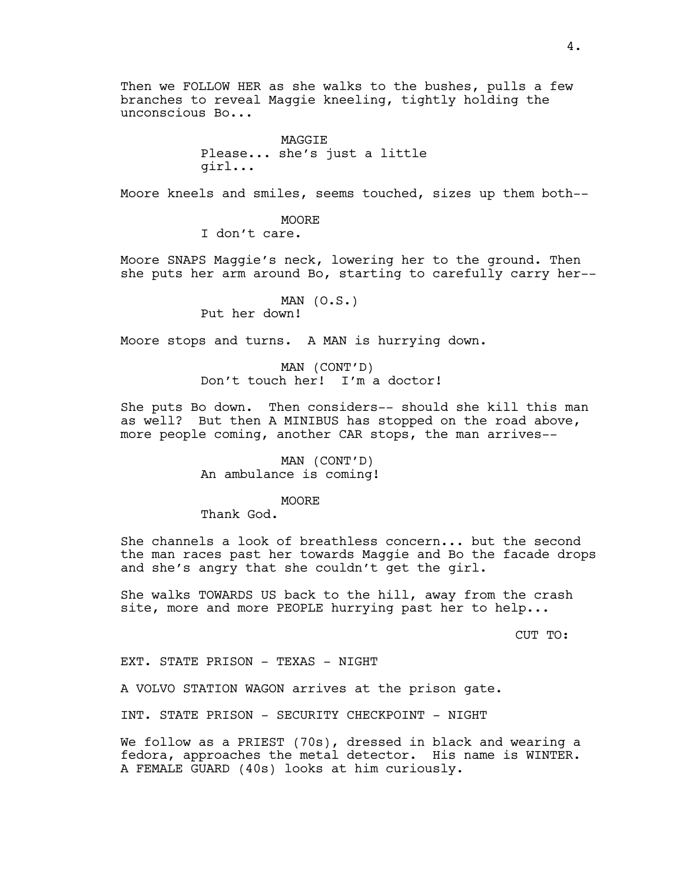Then we FOLLOW HER as she walks to the bushes, pulls a few branches to reveal Maggie kneeling, tightly holding the unconscious Bo...

MAGGIE
Please... she's just a little girl...

Moore kneels and smiles, seems touched, sizes up them both--

MOORE
I don't care.

Moore SNAPS Maggie's neck, lowering her to the ground. Then she puts her arm around Bo, starting to carefully carry her--

MAN (O.S.)
Put her down!

Moore stops and turns. A MAN is hurrying down.

MAN (CONT'D)
Don't touch her! I'm a doctor!

She puts Bo down. Then considers-- should she kill this man as well? But then A MINIBUS has stopped on the road above, more people coming, another CAR stops, the man arrives--

MAN (CONT'D)
An ambulance is coming!

MOORE
Thank God.

She channels a look of breathless concern... but the second the man races past her towards Maggie and Bo the facade drops and she's angry that she couldn't get the girl.

She walks TOWARDS US back to the hill, away from the crash site, more and more PEOPLE hurrying past her to help...

CUT TO:

EXT. STATE PRISON - TEXAS - NIGHT

A VOLVO STATION WAGON arrives at the prison gate.

INT. STATE PRISON - SECURITY CHECKPOINT - NIGHT

We follow as a PRIEST (70s), dressed in black and wearing a fedora, approaches the metal detector. His name is WINTER. A FEMALE GUARD (40s) looks at him curiously.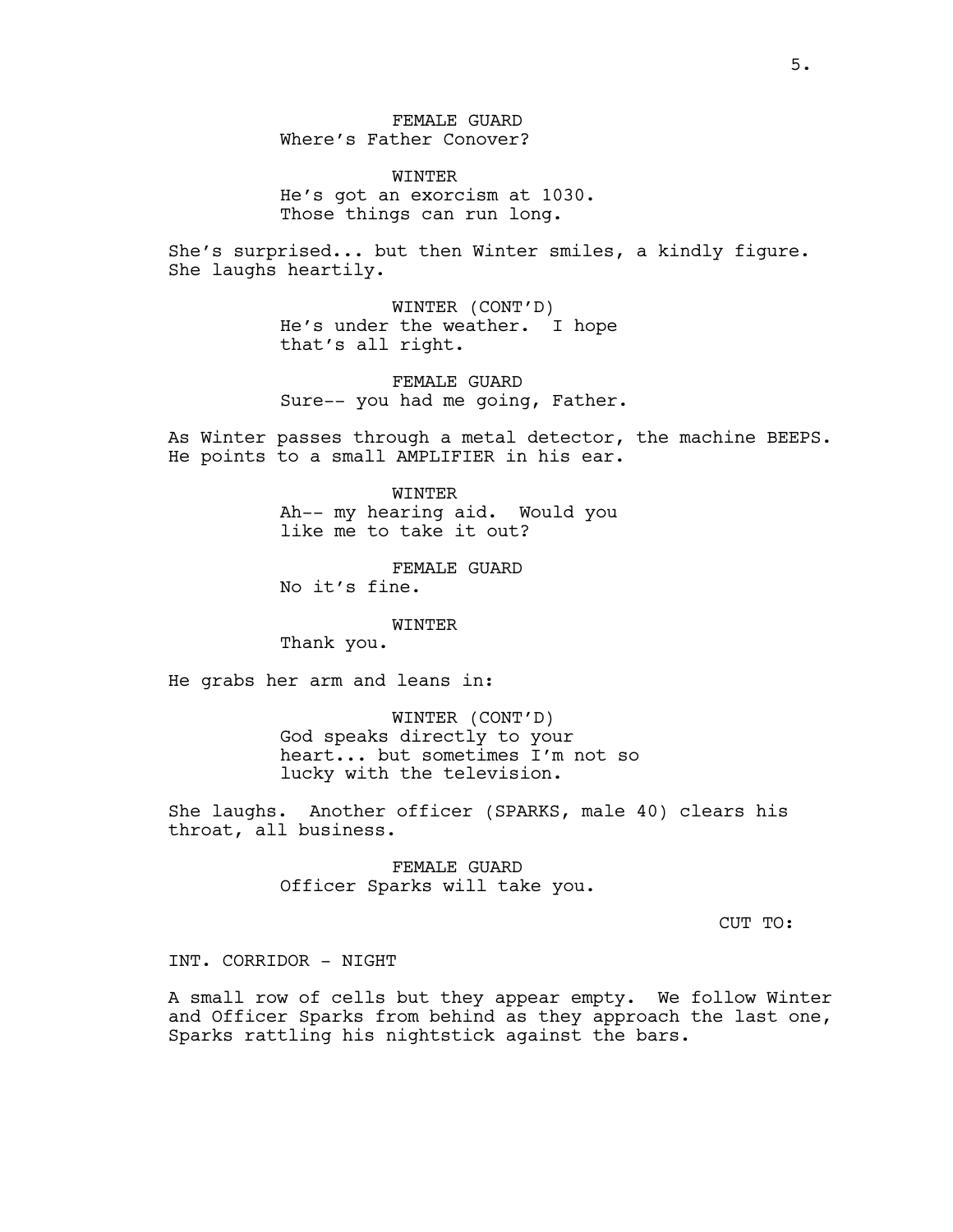FEMALE GUARD
Where's Father Conover?

WINTER
He's got an exorcism at 1030.
Those things can run long.

She's surprised... but then Winter smiles, a kindly figure. She laughs heartily.

WINTER (CONT'D)
He's under the weather. I hope that's all right.

FEMALE GUARD
Sure-- you had me going, Father.

As Winter passes through a metal detector, the machine BEEPS. He points to a small AMPLIFIER in his ear.

WINTER
Ah-- my hearing aid. Would you like me to take it out?

FEMALE GUARD
No it's fine.

WINTER
Thank you.

He grabs her arm and leans in:

WINTER (CONT'D)
God speaks directly to your heart... but sometimes I'm not so lucky with the television.

She laughs. Another officer (SPARKS, male 40) clears his throat, all business.

FEMALE GUARD
Officer Sparks will take you.

CUT TO:

INT. CORRIDOR - NIGHT

A small row of cells but they appear empty. We follow Winter and Officer Sparks from behind as they approach the last one, Sparks rattling his nightstick against the bars.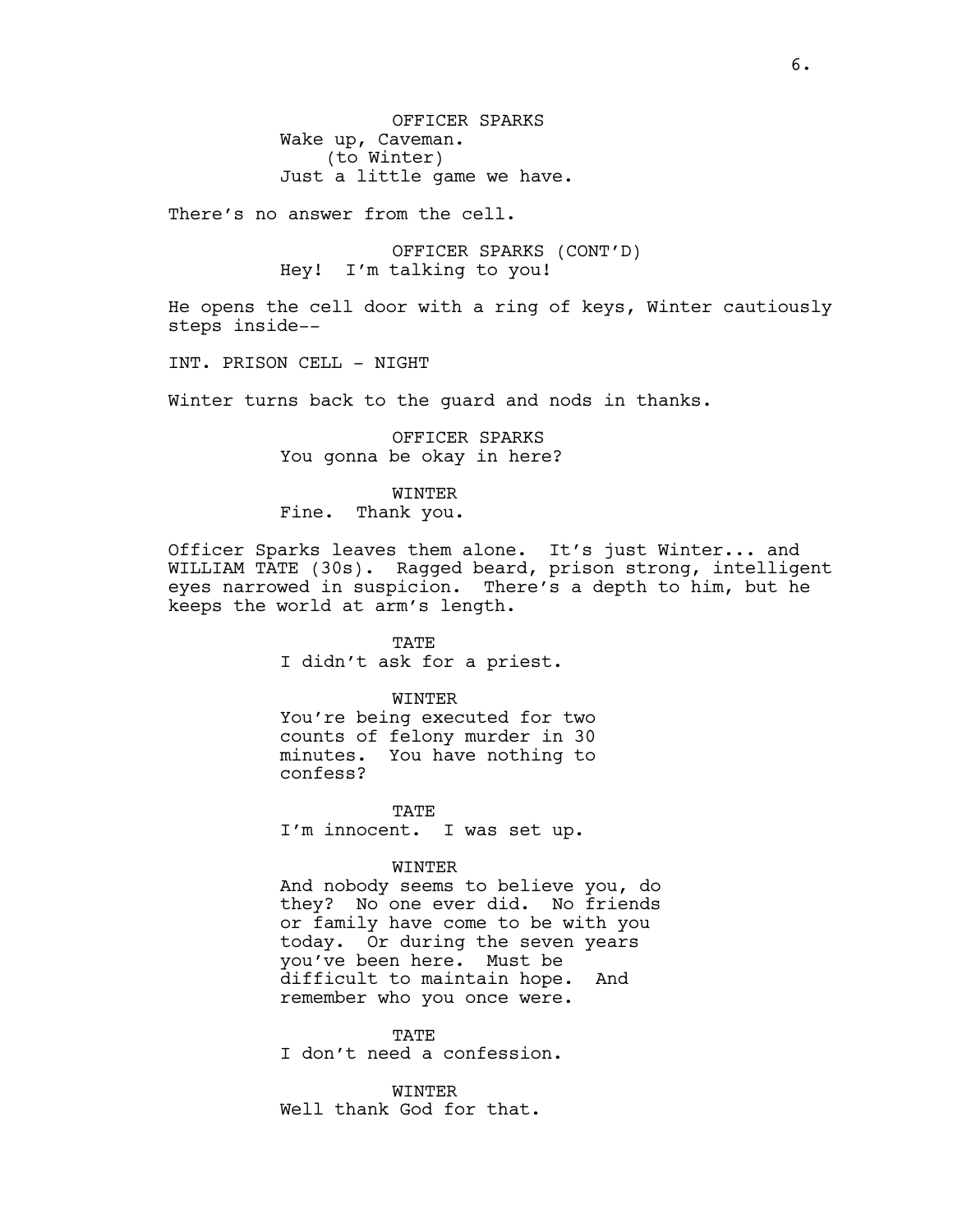OFFICER SPARKS
Wake up, Caveman.
(to Winter)
Just a little game we have.

There's no answer from the cell.

OFFICER SPARKS (CONT'D)
Hey! I'm talking to you!

He opens the cell door with a ring of keys, Winter cautiously steps inside--

INT. PRISON CELL - NIGHT

Winter turns back to the guard and nods in thanks.

OFFICER SPARKS
You gonna be okay in here?

WINTER
Fine. Thank you.

Officer Sparks leaves them alone. It's just Winter... and WILLIAM TATE (30s). Ragged beard, prison strong, intelligent eyes narrowed in suspicion. There's a depth to him, but he keeps the world at arm's length.

TATE
I didn't ask for a priest.

WINTER
You're being executed for two counts of felony murder in 30 minutes. You have nothing to confess?

TATE
I'm innocent. I was set up.

WINTER
And nobody seems to believe you, do they? No one ever did. No friends or family have come to be with you today. Or during the seven years you've been here. Must be difficult to maintain hope. And remember who you once were.

TATE
I don't need a confession.

WINTER
Well thank God for that.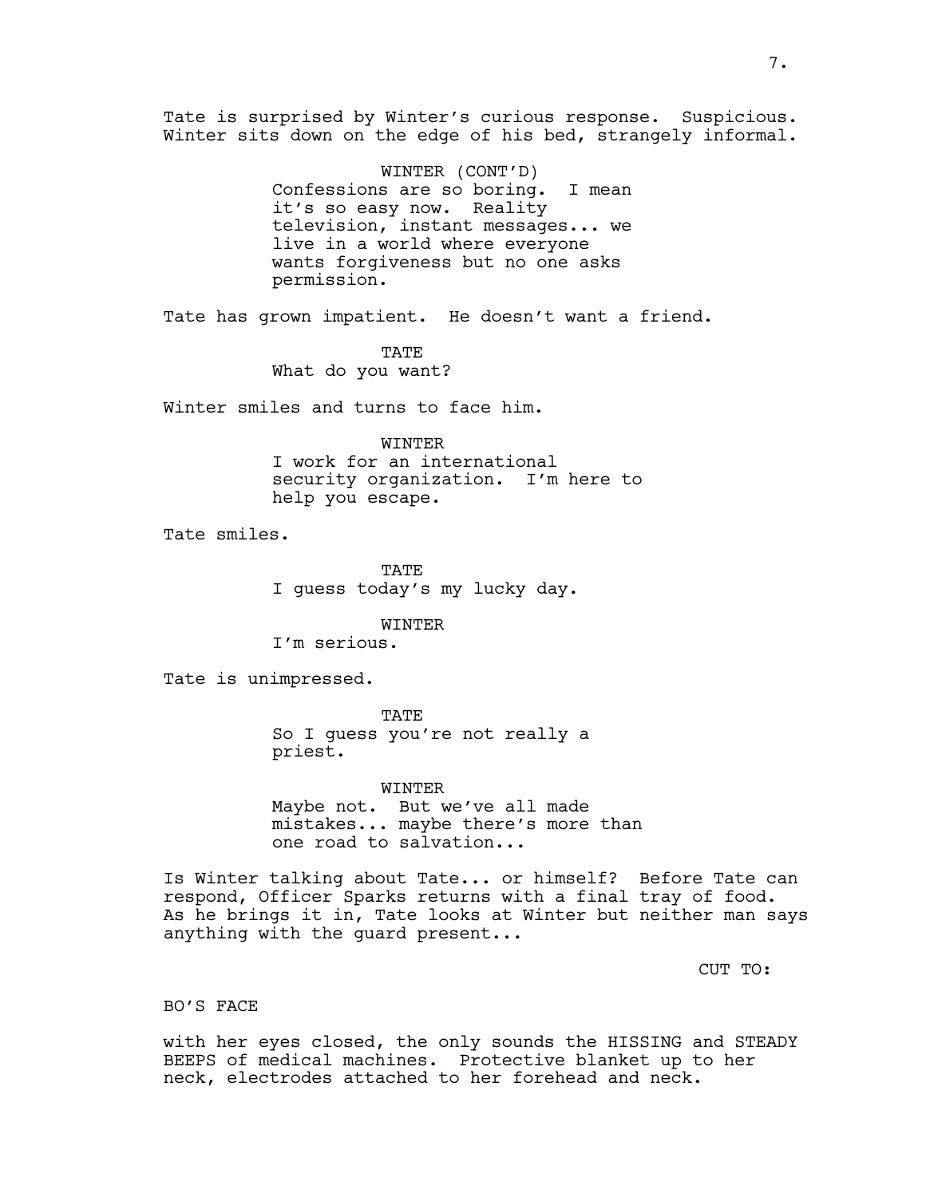Tate is surprised by Winter's curious response. Suspicious. Winter sits down on the edge of his bed, strangely informal.

WINTER (CONT'D)
Confessions are so boring. I mean it's so easy now. Reality television, instant messages... we live in a world where everyone wants forgiveness but no one asks permission.

Tate has grown impatient. He doesn't want a friend.

TATE
What do you want?

Winter smiles and turns to face him.

WINTER
I work for an international security organization. I'm here to help you escape.

Tate smiles.

TATE
I guess today's my lucky day.

WINTER
I'm serious.

Tate is unimpressed.

TATE
So I guess you're not really a priest.

WINTER
Maybe not. But we've all made mistakes... maybe there's more than one road to salvation...

Is Winter talking about Tate... or himself? Before Tate can respond, Officer Sparks returns with a final tray of food. As he brings it in, Tate looks at Winter but neither man says anything with the guard present...

CUT TO:

BO'S FACE

with her eyes closed, the only sounds the HISSING and STEADY BEEPS of medical machines. Protective blanket up to her neck, electrodes attached to her forehead and neck.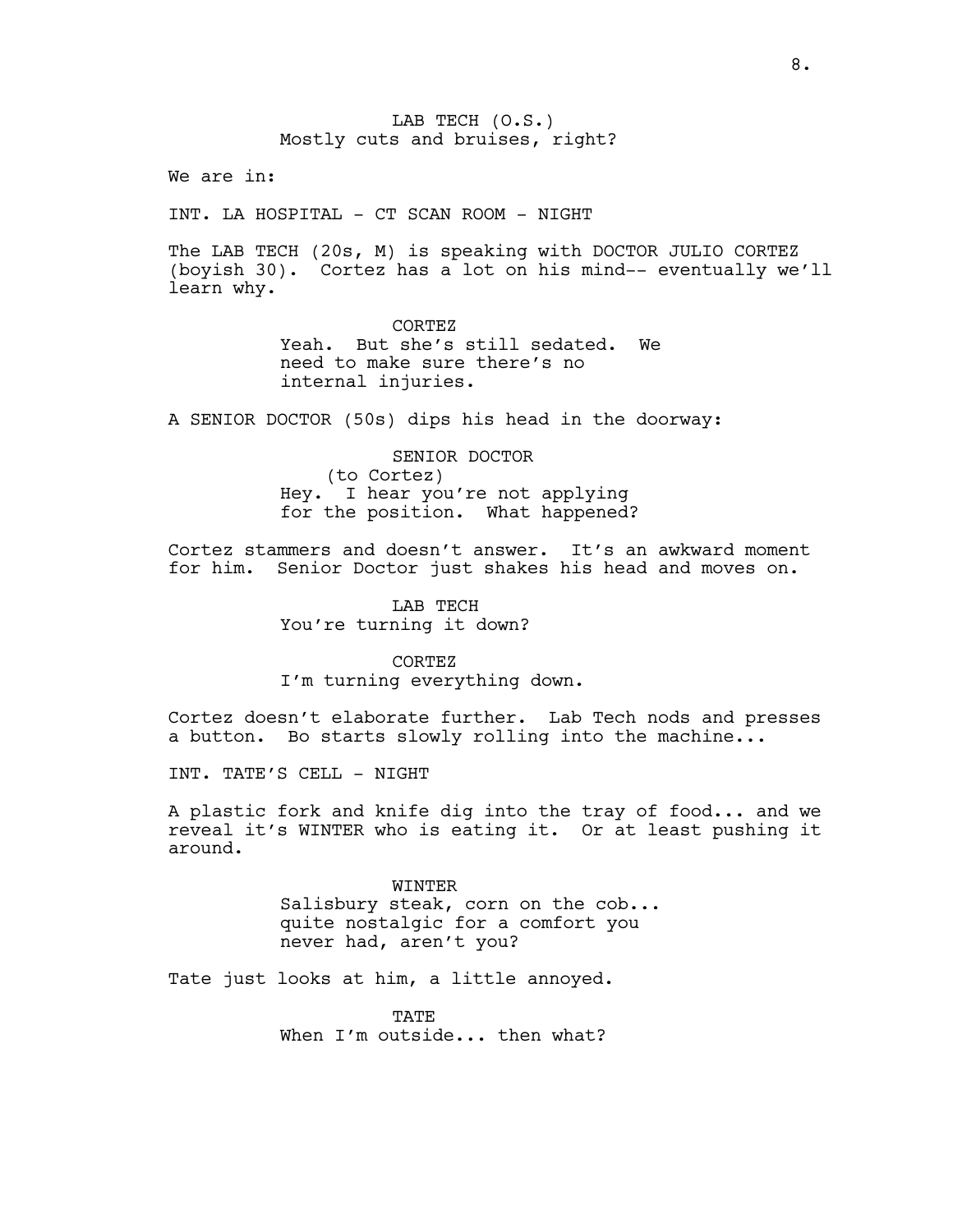LAB TECH (O.S.)
Mostly cuts and bruises, right?

We are in:

INT. LA HOSPITAL - CT SCAN ROOM - NIGHT

The LAB TECH (20s, M) is speaking with DOCTOR JULIO CORTEZ (boyish 30). Cortez has a lot on his mind-- eventually we'll learn why.

CORTEZ
Yeah. But she's still sedated. We need to make sure there's no internal injuries.

A SENIOR DOCTOR (50s) dips his head in the doorway:

SENIOR DOCTOR
(to Cortez)
Hey. I hear you're not applying for the position. What happened?

Cortez stammers and doesn't answer. It's an awkward moment for him. Senior Doctor just shakes his head and moves on.

LAB TECH
You're turning it down?

CORTEZ
I'm turning everything down.

Cortez doesn't elaborate further. Lab Tech nods and presses a button. Bo starts slowly rolling into the machine...

INT. TATE'S CELL - NIGHT

A plastic fork and knife dig into the tray of food... and we reveal it's WINTER who is eating it. Or at least pushing it around.

WINTER
Salisbury steak, corn on the cob... quite nostalgic for a comfort you never had, aren't you?

Tate just looks at him, a little annoyed.

TATE
When I'm outside... then what?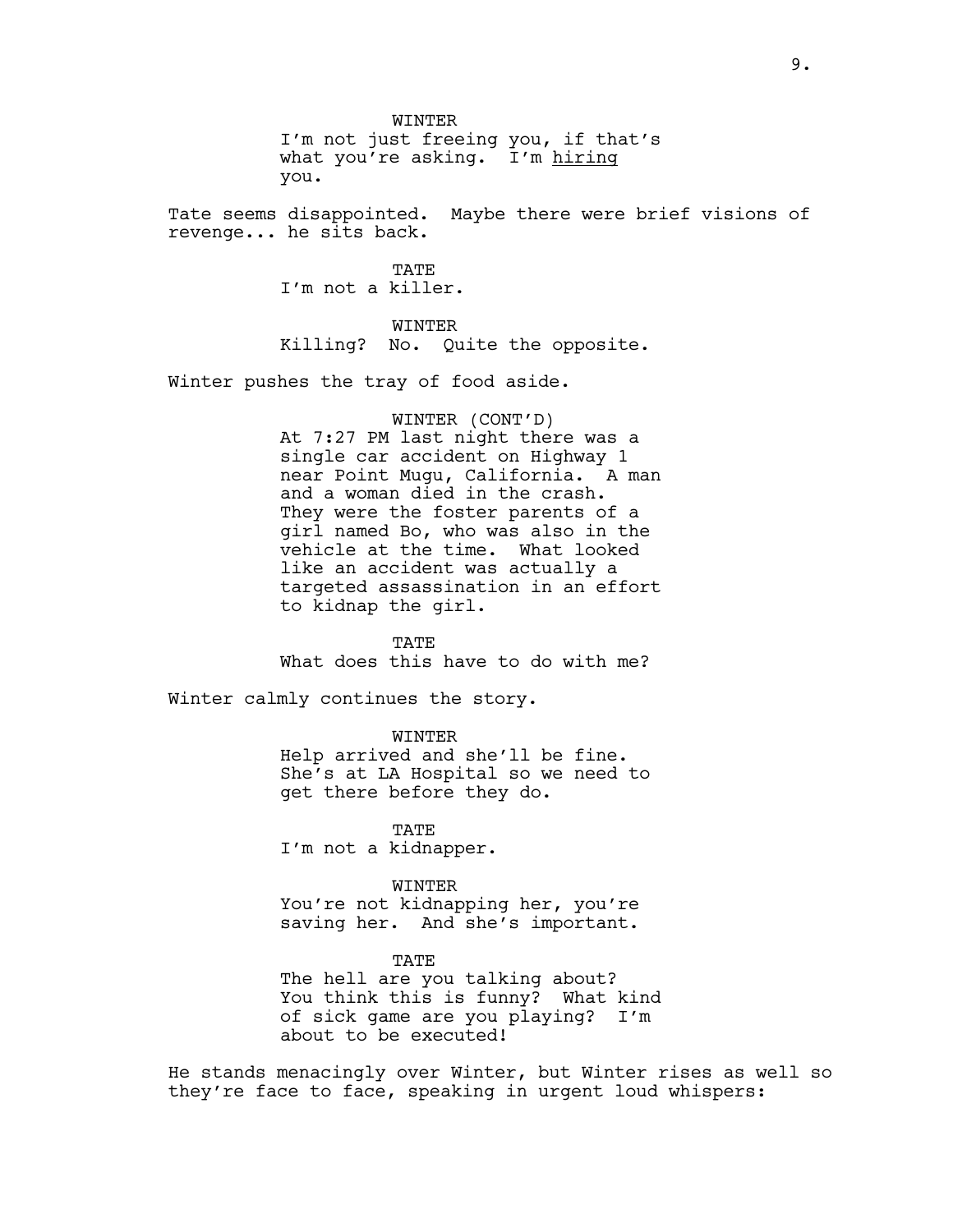WINTER

I'm not just freeing you, if that's what you're asking. I'm <u>hiring</u> you.

Tate seems disappointed. Maybe there were brief visions of revenge... he sits back.

TATE

I'm not a killer.

WINTER

Killing? No. Quite the opposite.

Winter pushes the tray of food aside.

WINTER (CONT'D)

At 7:27 PM last night there was a single car accident on Highway 1 near Point Mugu, California. A man and a woman died in the crash. They were the foster parents of a girl named Bo, who was also in the vehicle at the time. What looked like an accident was actually a targeted assassination in an effort to kidnap the girl.

TATE

What does this have to do with me?

Winter calmly continues the story.

WINTER

Help arrived and she'll be fine. She's at LA Hospital so we need to get there before they do.

TATE

I'm not a kidnapper.

WINTER

You're not kidnapping her, you're saving her. And she's important.

TATE

The hell are you talking about? You think this is funny? What kind of sick game are you playing? I'm about to be executed!

He stands menacingly over Winter, but Winter rises as well so they're face to face, speaking in urgent loud whispers: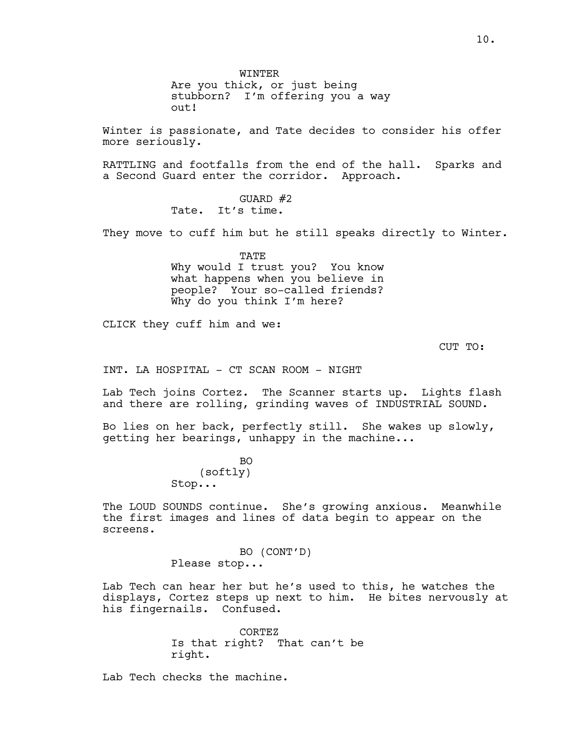WINTER
Are you thick, or just being stubborn? I'm offering you a way out!

Winter is passionate, and Tate decides to consider his offer more seriously.

RATTLING and footfalls from the end of the hall. Sparks and a Second Guard enter the corridor. Approach.

GUARD #2
Tate. It's time.

They move to cuff him but he still speaks directly to Winter.

TATE
Why would I trust you? You know what happens when you believe in people? Your so-called friends? Why do you think I'm here?

CLICK they cuff him and we:

CUT TO:

INT. LA HOSPITAL - CT SCAN ROOM - NIGHT

Lab Tech joins Cortez. The Scanner starts up. Lights flash and there are rolling, grinding waves of INDUSTRIAL SOUND.

Bo lies on her back, perfectly still. She wakes up slowly, getting her bearings, unhappy in the machine...

BO
(softly)
Stop...

The LOUD SOUNDS continue. She's growing anxious. Meanwhile the first images and lines of data begin to appear on the screens.

BO (CONT'D)
Please stop...

Lab Tech can hear her but he's used to this, he watches the displays, Cortez steps up next to him. He bites nervously at his fingernails. Confused.

CORTEZ
Is that right? That can't be right.

Lab Tech checks the machine.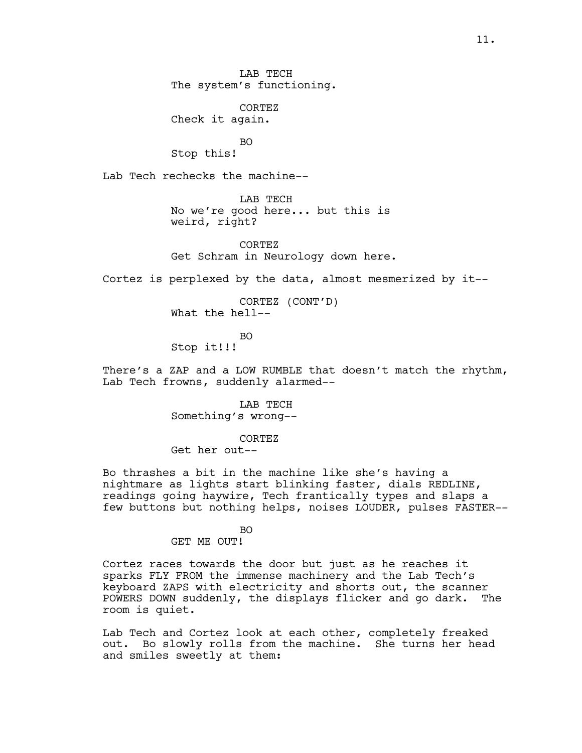LAB TECH
The system's functioning.

CORTEZ
Check it again.

BO
Stop this!

Lab Tech rechecks the machine--

LAB TECH
No we're good here... but this is weird, right?

CORTEZ
Get Schram in Neurology down here.

Cortez is perplexed by the data, almost mesmerized by it--

CORTEZ (CONT'D)
What the hell--

BO
Stop it!!!

There's a ZAP and a LOW RUMBLE that doesn't match the rhythm, Lab Tech frowns, suddenly alarmed--

LAB TECH
Something's wrong--

CORTEZ
Get her out--

Bo thrashes a bit in the machine like she's having a nightmare as lights start blinking faster, dials REDLINE, readings going haywire, Tech frantically types and slaps a few buttons but nothing helps, noises LOUDER, pulses FASTER--

BO
GET ME OUT!

Cortez races towards the door but just as he reaches it sparks FLY FROM the immense machinery and the Lab Tech's keyboard ZAPS with electricity and shorts out, the scanner POWERS DOWN suddenly, the displays flicker and go dark. The room is quiet.

Lab Tech and Cortez look at each other, completely freaked out. Bo slowly rolls from the machine. She turns her head and smiles sweetly at them: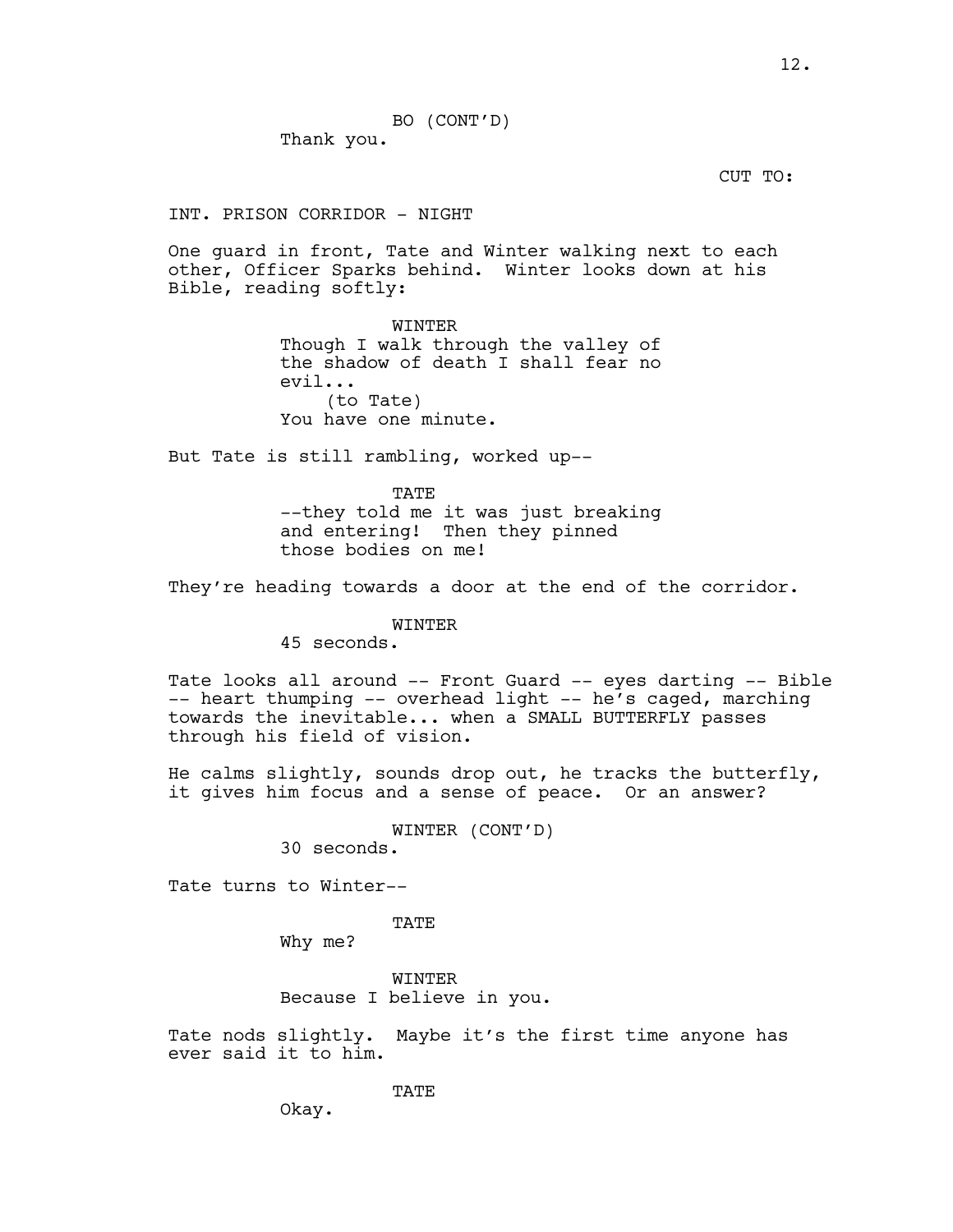BO (CONT'D)
Thank you.

CUT TO:

INT. PRISON CORRIDOR - NIGHT

One guard in front, Tate and Winter walking next to each other, Officer Sparks behind. Winter looks down at his Bible, reading softly:

WINTER
Though I walk through the valley of the shadow of death I shall fear no evil...
(to Tate)
You have one minute.

But Tate is still rambling, worked up--

TATE
--they told me it was just breaking and entering! Then they pinned those bodies on me!

They're heading towards a door at the end of the corridor.

WINTER
45 seconds.

Tate looks all around -- Front Guard -- eyes darting -- Bible -- heart thumping -- overhead light -- he's caged, marching towards the inevitable... when a SMALL BUTTERFLY passes through his field of vision.

He calms slightly, sounds drop out, he tracks the butterfly, it gives him focus and a sense of peace. Or an answer?

WINTER (CONT'D)
30 seconds.

Tate turns to Winter--

TATE
Why me?

WINTER
Because I believe in you.

Tate nods slightly. Maybe it's the first time anyone has ever said it to him.

TATE
Okay.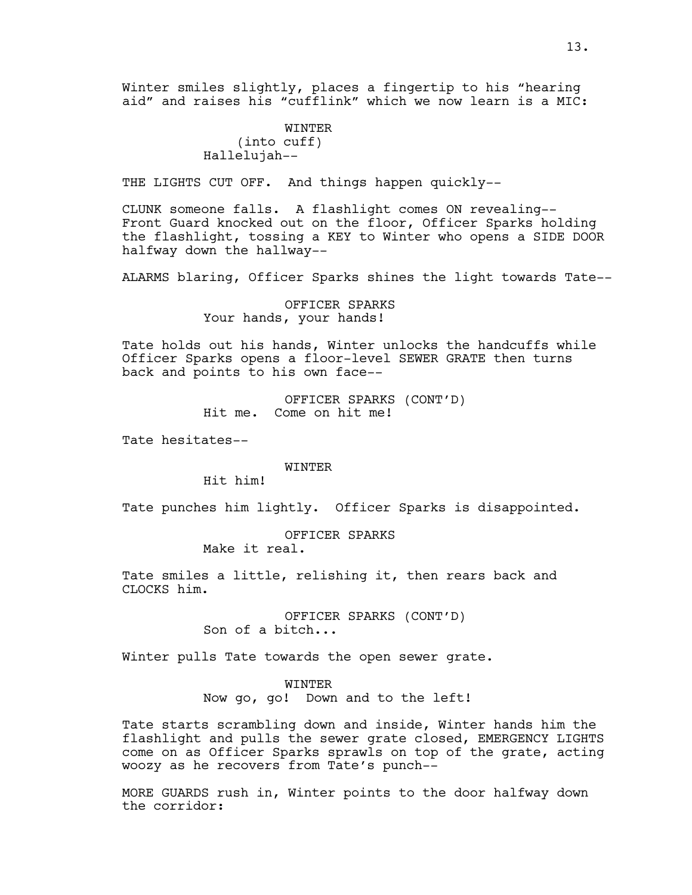Winter smiles slightly, places a fingertip to his “hearing aid” and raises his “cufflink” which we now learn is a MIC:

WINTER
(into cuff)
Hallelujah--

THE LIGHTS CUT OFF. And things happen quickly--

CLUNK someone falls. A flashlight comes ON revealing-- Front Guard knocked out on the floor, Officer Sparks holding the flashlight, tossing a KEY to Winter who opens a SIDE DOOR halfway down the hallway--

ALARMS blaring, Officer Sparks shines the light towards Tate--

OFFICER SPARKS
Your hands, your hands!

Tate holds out his hands, Winter unlocks the handcuffs while Officer Sparks opens a floor-level SEWER GRATE then turns back and points to his own face--

OFFICER SPARKS (CONT’D)
Hit me. Come on hit me!

Tate hesitates--

WINTER
Hit him!

Tate punches him lightly. Officer Sparks is disappointed.

OFFICER SPARKS
Make it real.

Tate smiles a little, relishing it, then rears back and CLOCKS him.

OFFICER SPARKS (CONT’D)
Son of a bitch...

Winter pulls Tate towards the open sewer grate.

WINTER
Now go, go! Down and to the left!

Tate starts scrambling down and inside, Winter hands him the flashlight and pulls the sewer grate closed, EMERGENCY LIGHTS come on as Officer Sparks sprawls on top of the grate, acting woozy as he recovers from Tate’s punch--

MORE GUARDS rush in, Winter points to the door halfway down the corridor: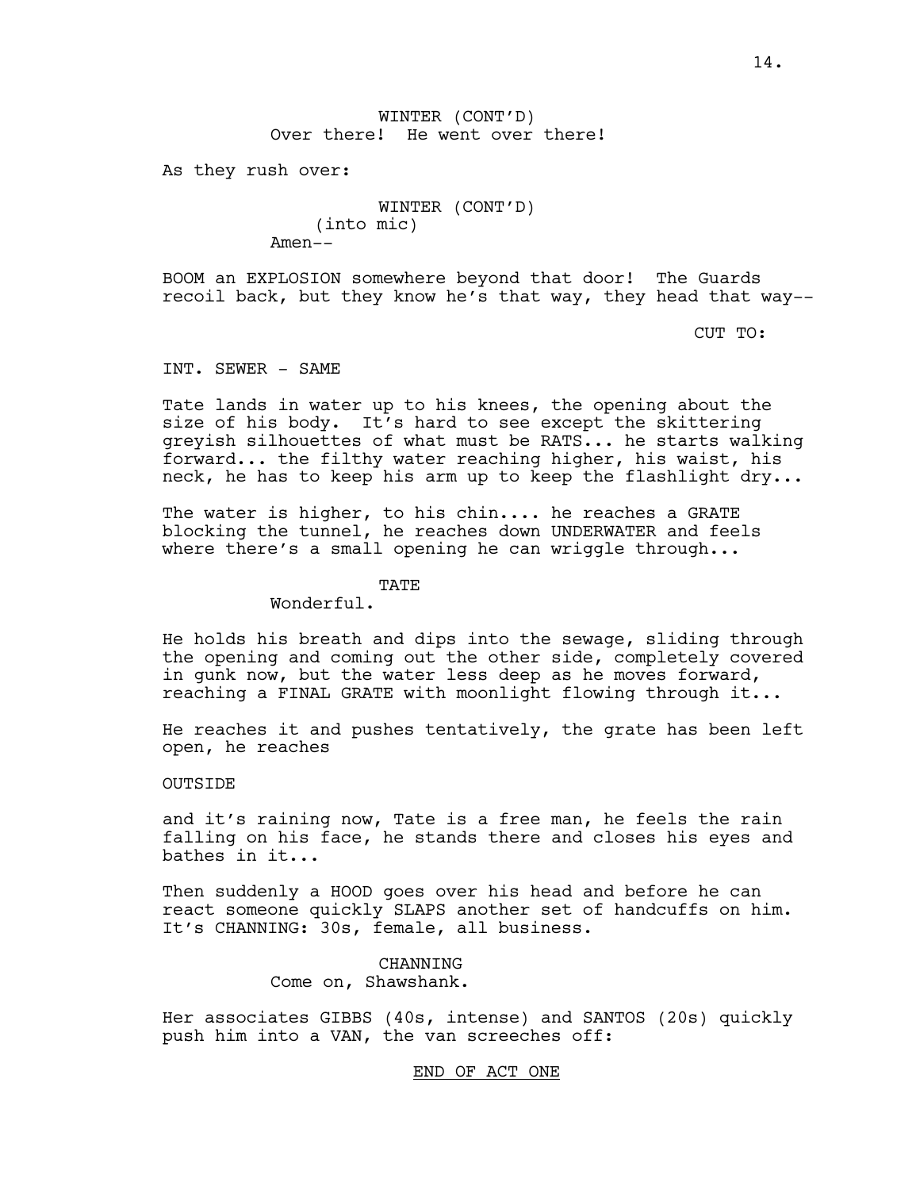WINTER (CONT'D)
Over there! He went over there!

As they rush over:

WINTER (CONT'D)
(into mic)
Amen--

BOOM an EXPLOSION somewhere beyond that door! The Guards recoil back, but they know he's that way, they head that way--

CUT TO:

INT. SEWER - SAME

Tate lands in water up to his knees, the opening about the size of his body. It's hard to see except the skittering greyish silhouettes of what must be RATS... he starts walking forward... the filthy water reaching higher, his waist, his neck, he has to keep his arm up to keep the flashlight dry...

The water is higher, to his chin.... he reaches a GRATE blocking the tunnel, he reaches down UNDERWATER and feels where there's a small opening he can wriggle through...

TATE
Wonderful.

He holds his breath and dips into the sewage, sliding through the opening and coming out the other side, completely covered in gunk now, but the water less deep as he moves forward, reaching a FINAL GRATE with moonlight flowing through it...

He reaches it and pushes tentatively, the grate has been left open, he reaches

OUTSIDE

and it's raining now, Tate is a free man, he feels the rain falling on his face, he stands there and closes his eyes and bathes in it...

Then suddenly a HOOD goes over his head and before he can react someone quickly SLAPS another set of handcuffs on him. It's CHANNING: 30s, female, all business.

CHANNING
Come on, Shawshank.

Her associates GIBBS (40s, intense) and SANTOS (20s) quickly push him into a VAN, the van screeches off:

END OF ACT ONE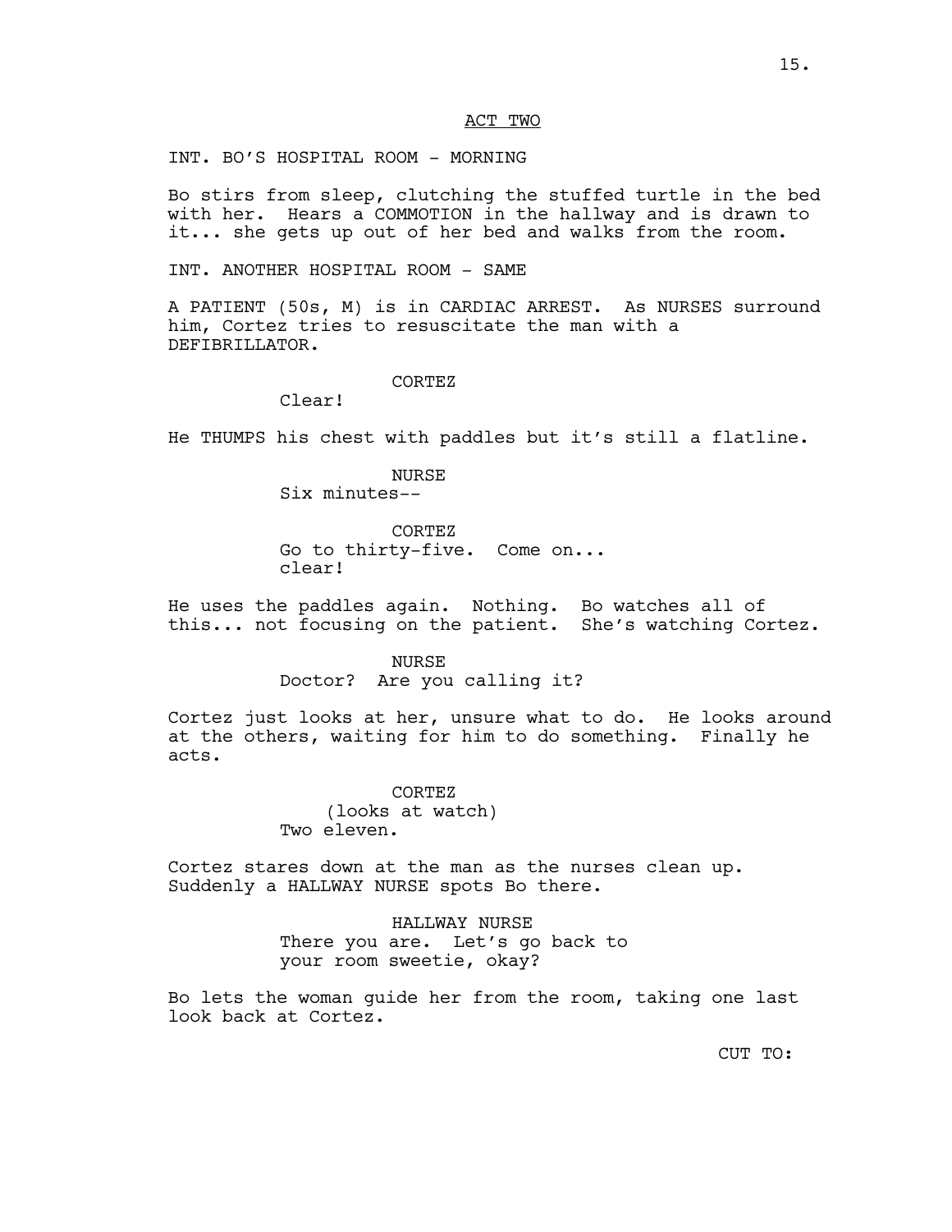ACT TWO

INT. BO'S HOSPITAL ROOM - MORNING

Bo stirs from sleep, clutching the stuffed turtle in the bed with her. Hears a COMMOTION in the hallway and is drawn to it... she gets up out of her bed and walks from the room.

INT. ANOTHER HOSPITAL ROOM - SAME

A PATIENT (50s, M) is in CARDIAC ARREST. As NURSES surround him, Cortez tries to resuscitate the man with a DEFIBRILLATOR.

CORTEZ
Clear!

He THUMPS his chest with paddles but it's still a flatline.

NURSE
Six minutes--

CORTEZ
Go to thirty-five. Come on... clear!

He uses the paddles again. Nothing. Bo watches all of this... not focusing on the patient. She's watching Cortez.

NURSE
Doctor? Are you calling it?

Cortez just looks at her, unsure what to do. He looks around at the others, waiting for him to do something. Finally he acts.

CORTEZ
(looks at watch)
Two eleven.

Cortez stares down at the man as the nurses clean up. Suddenly a HALLWAY NURSE spots Bo there.

HALLWAY NURSE
There you are. Let's go back to your room sweetie, okay?

Bo lets the woman guide her from the room, taking one last look back at Cortez.

CUT TO: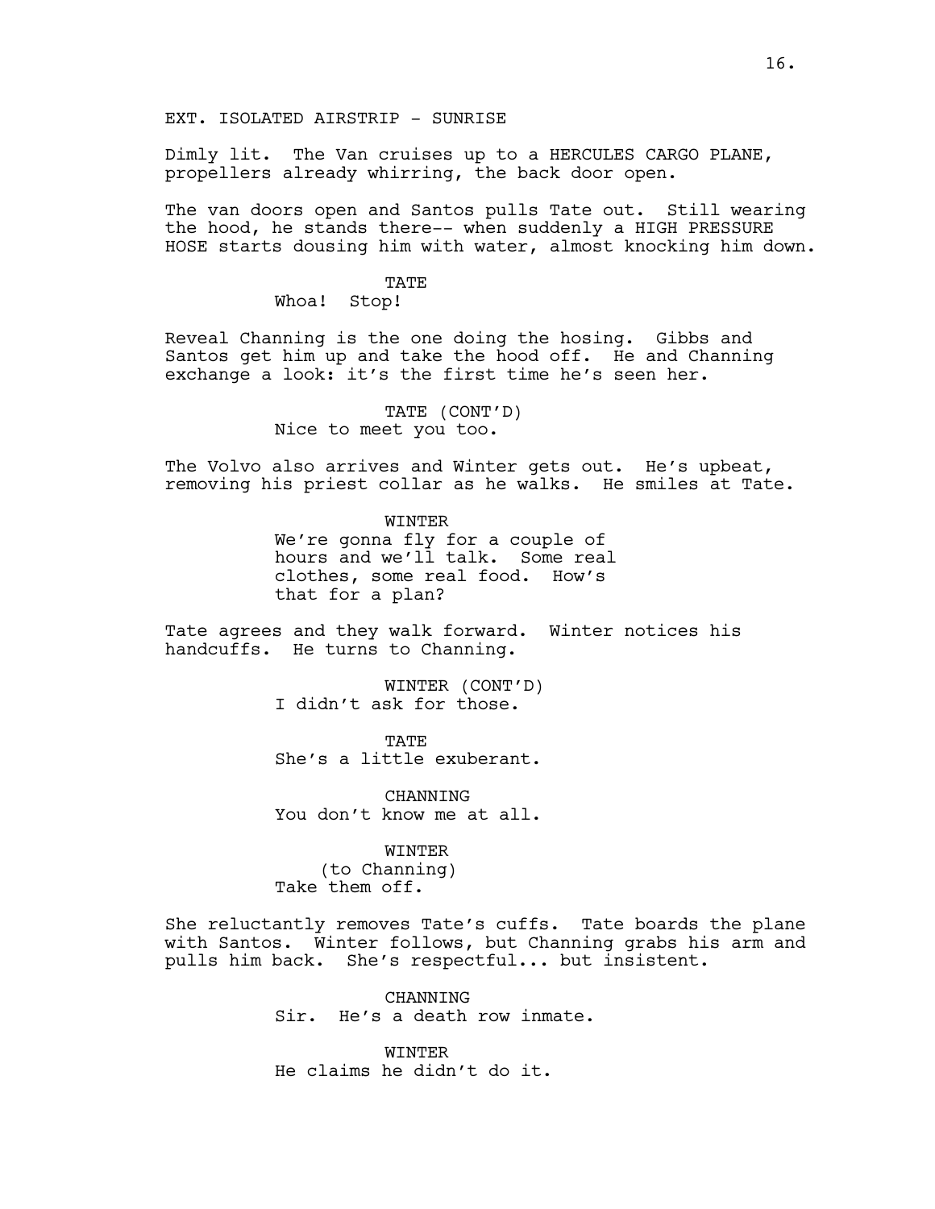EXT. ISOLATED AIRSTRIP - SUNRISE

Dimly lit. The Van cruises up to a HERCULES CARGO PLANE, propellers already whirring, the back door open.

The van doors open and Santos pulls Tate out. Still wearing the hood, he stands there-- when suddenly a HIGH PRESSURE HOSE starts dousing him with water, almost knocking him down.

TATE
Whoa! Stop!

Reveal Channing is the one doing the hosing. Gibbs and Santos get him up and take the hood off. He and Channing exchange a look: it's the first time he's seen her.

TATE (CONT'D)
Nice to meet you too.

The Volvo also arrives and Winter gets out. He's upbeat, removing his priest collar as he walks. He smiles at Tate.

WINTER
We're gonna fly for a couple of hours and we'll talk. Some real clothes, some real food. How's that for a plan?

Tate agrees and they walk forward. Winter notices his handcuffs. He turns to Channing.

WINTER (CONT'D)
I didn't ask for those.

TATE
She's a little exuberant.

CHANNING
You don't know me at all.

WINTER
(to Channing)
Take them off.

She reluctantly removes Tate's cuffs. Tate boards the plane with Santos. Winter follows, but Channing grabs his arm and pulls him back. She's respectful... but insistent.

CHANNING
Sir. He's a death row inmate.

WINTER
He claims he didn't do it.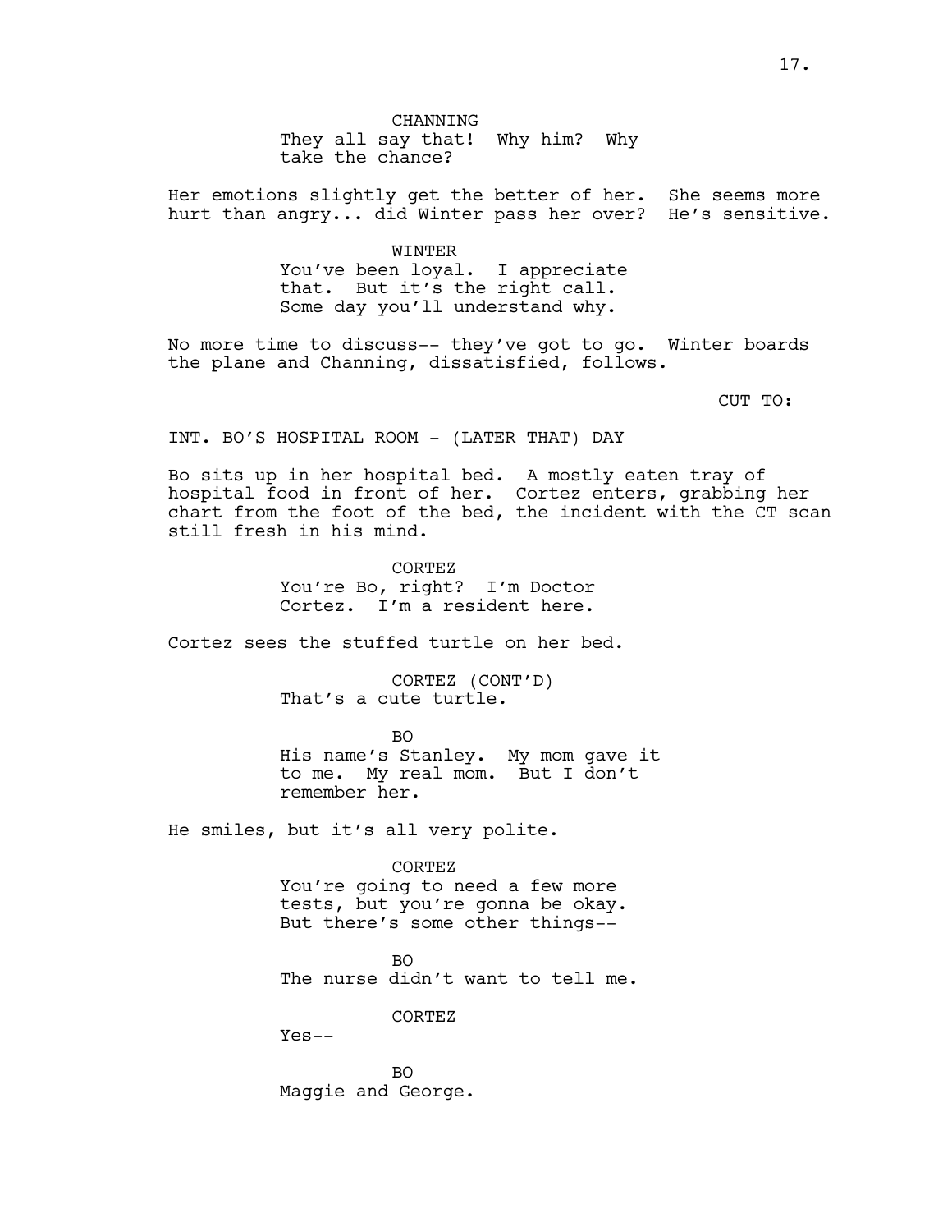CHANNING
They all say that! Why him? Why take the chance?

Her emotions slightly get the better of her. She seems more hurt than angry... did Winter pass her over? He's sensitive.

WINTER
You've been loyal. I appreciate that. But it's the right call. Some day you'll understand why.

No more time to discuss-- they've got to go. Winter boards the plane and Channing, dissatisfied, follows.

CUT TO:

INT. BO'S HOSPITAL ROOM - (LATER THAT) DAY

Bo sits up in her hospital bed. A mostly eaten tray of hospital food in front of her. Cortez enters, grabbing her chart from the foot of the bed, the incident with the CT scan still fresh in his mind.

CORTEZ
You're Bo, right? I'm Doctor Cortez. I'm a resident here.

Cortez sees the stuffed turtle on her bed.

CORTEZ (CONT'D)
That's a cute turtle.

BO
His name's Stanley. My mom gave it to me. My real mom. But I don't remember her.

He smiles, but it's all very polite.

CORTEZ
You're going to need a few more tests, but you're gonna be okay. But there's some other things--

BO
The nurse didn't want to tell me.

CORTEZ
Yes--

BO
Maggie and George.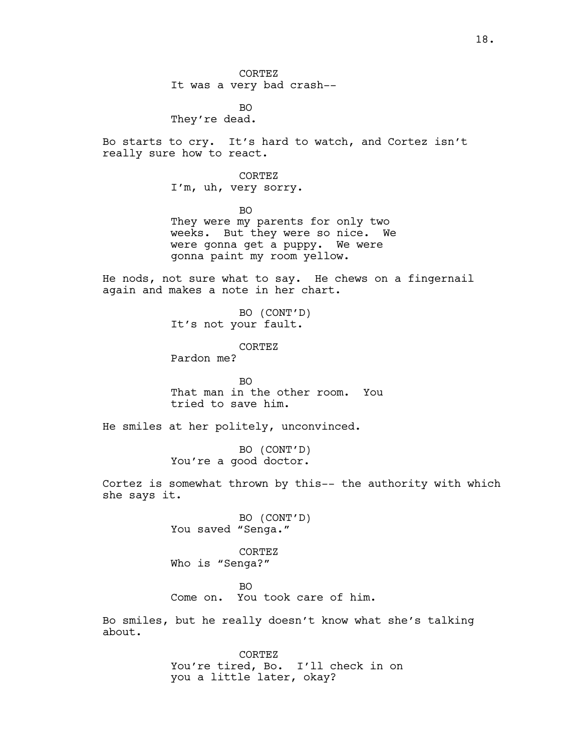CORTEZ
It was a very bad crash--

BO
They're dead.

Bo starts to cry. It's hard to watch, and Cortez isn't really sure how to react.

CORTEZ
I'm, uh, very sorry.

BO
They were my parents for only two weeks. But they were so nice. We were gonna get a puppy. We were gonna paint my room yellow.

He nods, not sure what to say. He chews on a fingernail again and makes a note in her chart.

BO (CONT'D)
It's not your fault.

CORTEZ
Pardon me?

BO
That man in the other room. You tried to save him.

He smiles at her politely, unconvinced.

BO (CONT'D)
You're a good doctor.

Cortez is somewhat thrown by this-- the authority with which she says it.

BO (CONT'D)
You saved "Senga."

CORTEZ
Who is "Senga?"

BO
Come on. You took care of him.

Bo smiles, but he really doesn't know what she's talking about.

CORTEZ
You're tired, Bo. I'll check in on you a little later, okay?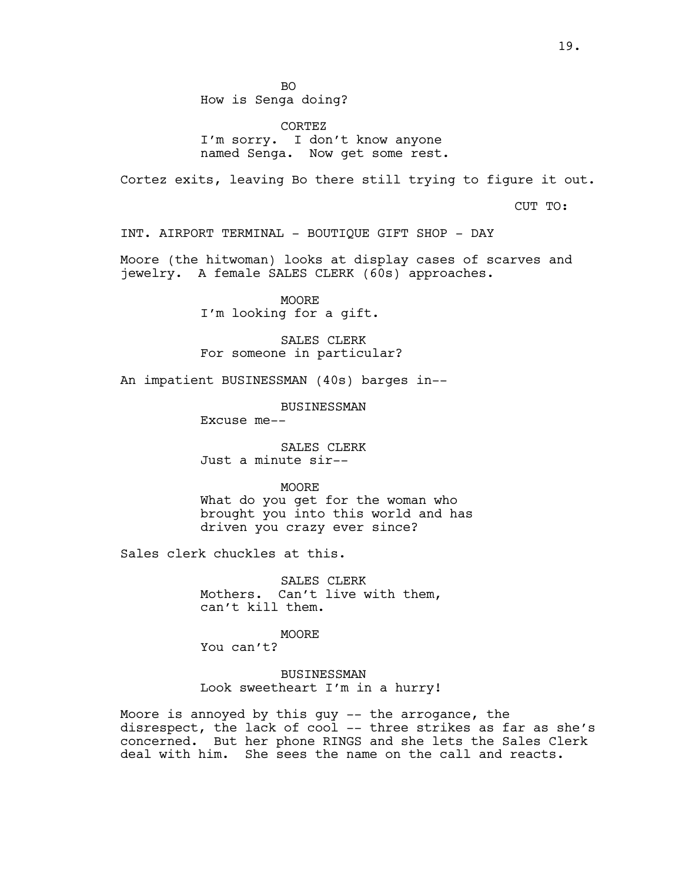BO
How is Senga doing?

CORTEZ
I'm sorry. I don't know anyone named Senga. Now get some rest.

Cortez exits, leaving Bo there still trying to figure it out.

CUT TO:

INT. AIRPORT TERMINAL - BOUTIQUE GIFT SHOP - DAY

Moore (the hitwoman) looks at display cases of scarves and jewelry. A female SALES CLERK (60s) approaches.

MOORE
I'm looking for a gift.

SALES CLERK
For someone in particular?

An impatient BUSINESSMAN (40s) barges in--

BUSINESSMAN
Excuse me--

SALES CLERK
Just a minute sir--

MOORE
What do you get for the woman who brought you into this world and has driven you crazy ever since?

Sales clerk chuckles at this.

SALES CLERK
Mothers. Can't live with them, can't kill them.

MOORE
You can't?

BUSINESSMAN
Look sweetheart I'm in a hurry!

Moore is annoyed by this guy -- the arrogance, the disrespect, the lack of cool -- three strikes as far as she's concerned. But her phone RINGS and she lets the Sales Clerk deal with him. She sees the name on the call and reacts.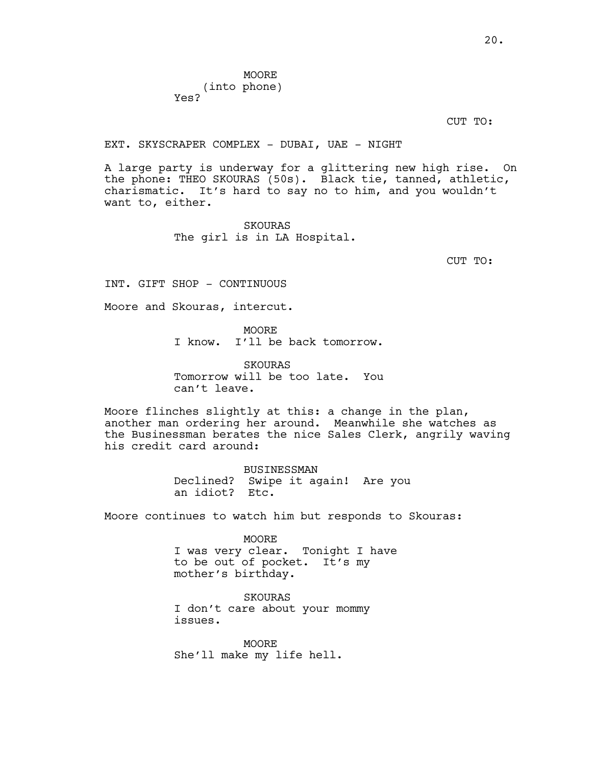MOORE
(into phone)
Yes?

CUT TO:

EXT. SKYSCRAPER COMPLEX - DUBAI, UAE - NIGHT

A large party is underway for a glittering new high rise. On the phone: THEO SKOURAS (50s). Black tie, tanned, athletic, charismatic. It's hard to say no to him, and you wouldn't want to, either.

SKOURAS
The girl is in LA Hospital.

CUT TO:

INT. GIFT SHOP - CONTINUOUS

Moore and Skouras, intercut.

MOORE
I know. I'll be back tomorrow.

SKOURAS
Tomorrow will be too late. You can't leave.

Moore flinches slightly at this: a change in the plan, another man ordering her around. Meanwhile she watches as the Businessman berates the nice Sales Clerk, angrily waving his credit card around:

BUSINESSMAN
Declined? Swipe it again! Are you an idiot? Etc.

Moore continues to watch him but responds to Skouras:

MOORE
I was very clear. Tonight I have to be out of pocket. It's my mother's birthday.

SKOURAS
I don't care about your mommy issues.

MOORE
She'll make my life hell.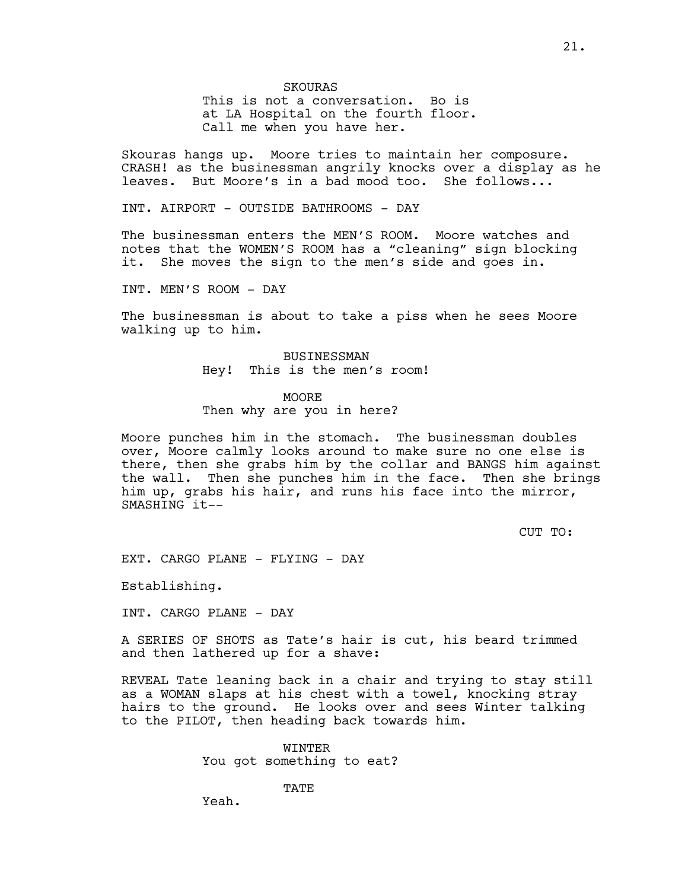SKOURAS
This is not a conversation. Bo is at LA Hospital on the fourth floor. Call me when you have her.

Skouras hangs up. Moore tries to maintain her composure. CRASH! as the businessman angrily knocks over a display as he leaves. But Moore's in a bad mood too. She follows...

INT. AIRPORT - OUTSIDE BATHROOMS - DAY

The businessman enters the MEN'S ROOM. Moore watches and notes that the WOMEN'S ROOM has a "cleaning" sign blocking it. She moves the sign to the men's side and goes in.

INT. MEN'S ROOM - DAY

The businessman is about to take a piss when he sees Moore walking up to him.

BUSINESSMAN
Hey! This is the men's room!

MOORE
Then why are you in here?

Moore punches him in the stomach. The businessman doubles over, Moore calmly looks around to make sure no one else is there, then she grabs him by the collar and BANGS him against the wall. Then she punches him in the face. Then she brings him up, grabs his hair, and runs his face into the mirror, SMASHING it--

CUT TO:

EXT. CARGO PLANE - FLYING - DAY

Establishing.

INT. CARGO PLANE - DAY

A SERIES OF SHOTS as Tate's hair is cut, his beard trimmed and then lathered up for a shave:

REVEAL Tate leaning back in a chair and trying to stay still as a WOMAN slaps at his chest with a towel, knocking stray hairs to the ground. He looks over and sees Winter talking to the PILOT, then heading back towards him.

WINTER
You got something to eat?

TATE
Yeah.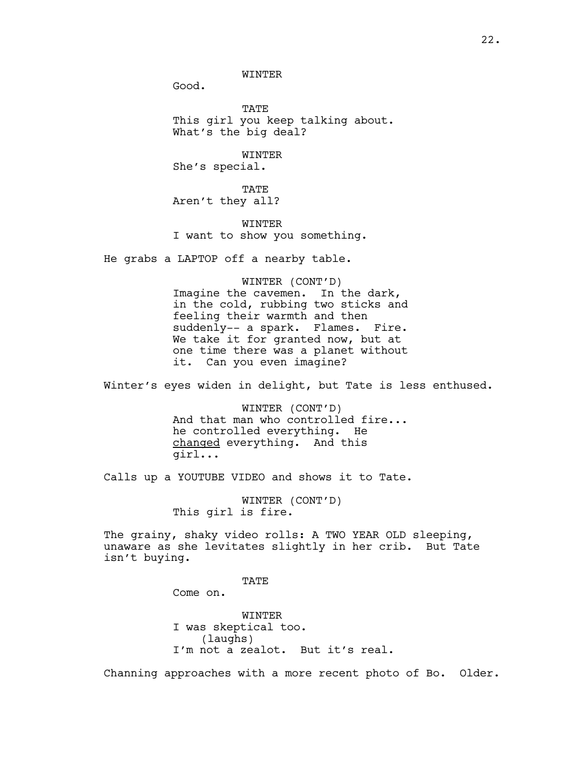WINTER
Good.

TATE
This girl you keep talking about.
What's the big deal?

WINTER
She's special.

TATE
Aren't they all?

WINTER
I want to show you something.

He grabs a LAPTOP off a nearby table.

WINTER (CONT'D)
Imagine the cavemen. In the dark,
in the cold, rubbing two sticks and
feeling their warmth and then
suddenly-- a spark. Flames. Fire.
We take it for granted now, but at
one time there was a planet without
it. Can you even imagine?

Winter's eyes widen in delight, but Tate is less enthused.

WINTER (CONT'D)
And that man who controlled fire...
he controlled everything. He
changed everything. And this
girl...

Calls up a YOUTUBE VIDEO and shows it to Tate.

WINTER (CONT'D)
This girl is fire.

The grainy, shaky video rolls: A TWO YEAR OLD sleeping,
unaware as she levitates slightly in her crib. But Tate
isn't buying.

TATE
Come on.

WINTER
I was skeptical too.
(laughs)
I'm not a zealot. But it's real.

Channing approaches with a more recent photo of Bo. Older.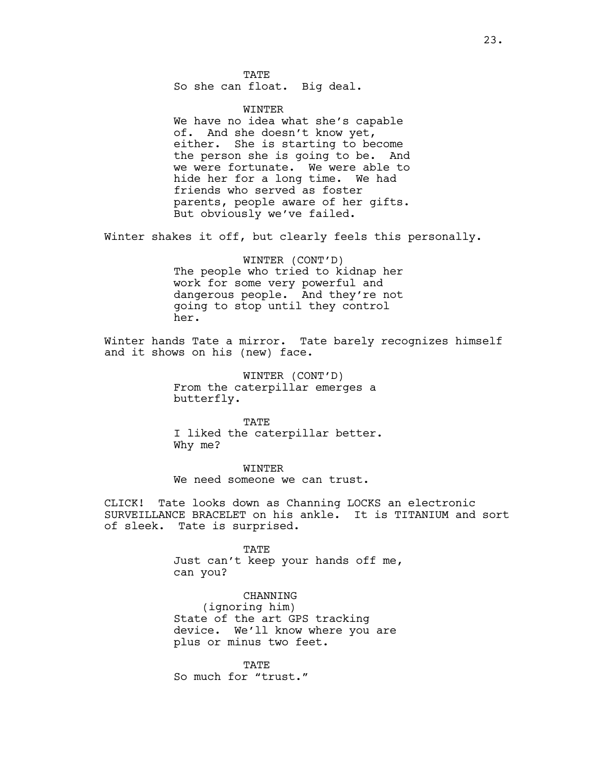TATE
So she can float. Big deal.

WINTER
We have no idea what she's capable of. And she doesn't know yet, either. She is starting to become the person she is going to be. And we were fortunate. We were able to hide her for a long time. We had friends who served as foster parents, people aware of her gifts. But obviously we've failed.

Winter shakes it off, but clearly feels this personally.

WINTER (CONT'D)
The people who tried to kidnap her work for some very powerful and dangerous people. And they're not going to stop until they control her.

Winter hands Tate a mirror. Tate barely recognizes himself and it shows on his (new) face.

WINTER (CONT'D)
From the caterpillar emerges a butterfly.

TATE
I liked the caterpillar better.
Why me?

WINTER
We need someone we can trust.

CLICK! Tate looks down as Channing LOCKS an electronic SURVEILLANCE BRACELET on his ankle. It is TITANIUM and sort of sleek. Tate is surprised.

TATE
Just can't keep your hands off me, can you?

CHANNING
(ignoring him)
State of the art GPS tracking device. We'll know where you are plus or minus two feet.

TATE
So much for "trust."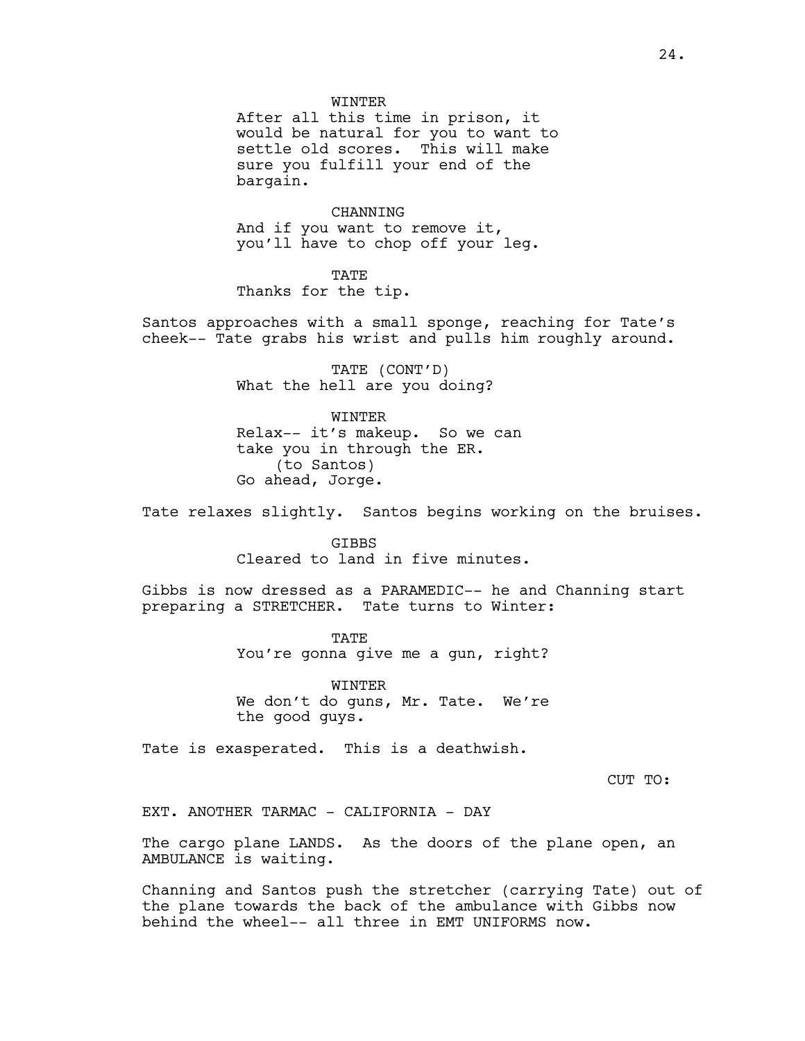WINTER
After all this time in prison, it would be natural for you to want to settle old scores. This will make sure you fulfill your end of the bargain.

CHANNING
And if you want to remove it, you'll have to chop off your leg.

TATE
Thanks for the tip.

Santos approaches with a small sponge, reaching for Tate's cheek-- Tate grabs his wrist and pulls him roughly around.

TATE (CONT'D)
What the hell are you doing?

WINTER
Relax-- it's makeup. So we can take you in through the ER.
(to Santos)
Go ahead, Jorge.

Tate relaxes slightly. Santos begins working on the bruises.

GIBBS
Cleared to land in five minutes.

Gibbs is now dressed as a PARAMEDIC-- he and Channing start preparing a STRETCHER. Tate turns to Winter:

TATE
You're gonna give me a gun, right?

WINTER
We don't do guns, Mr. Tate. We're the good guys.

Tate is exasperated. This is a deathwish.

CUT TO:

EXT. ANOTHER TARMAC - CALIFORNIA - DAY

The cargo plane LANDS. As the doors of the plane open, an AMBULANCE is waiting.

Channing and Santos push the stretcher (carrying Tate) out of the plane towards the back of the ambulance with Gibbs now behind the wheel-- all three in EMT UNIFORMS now.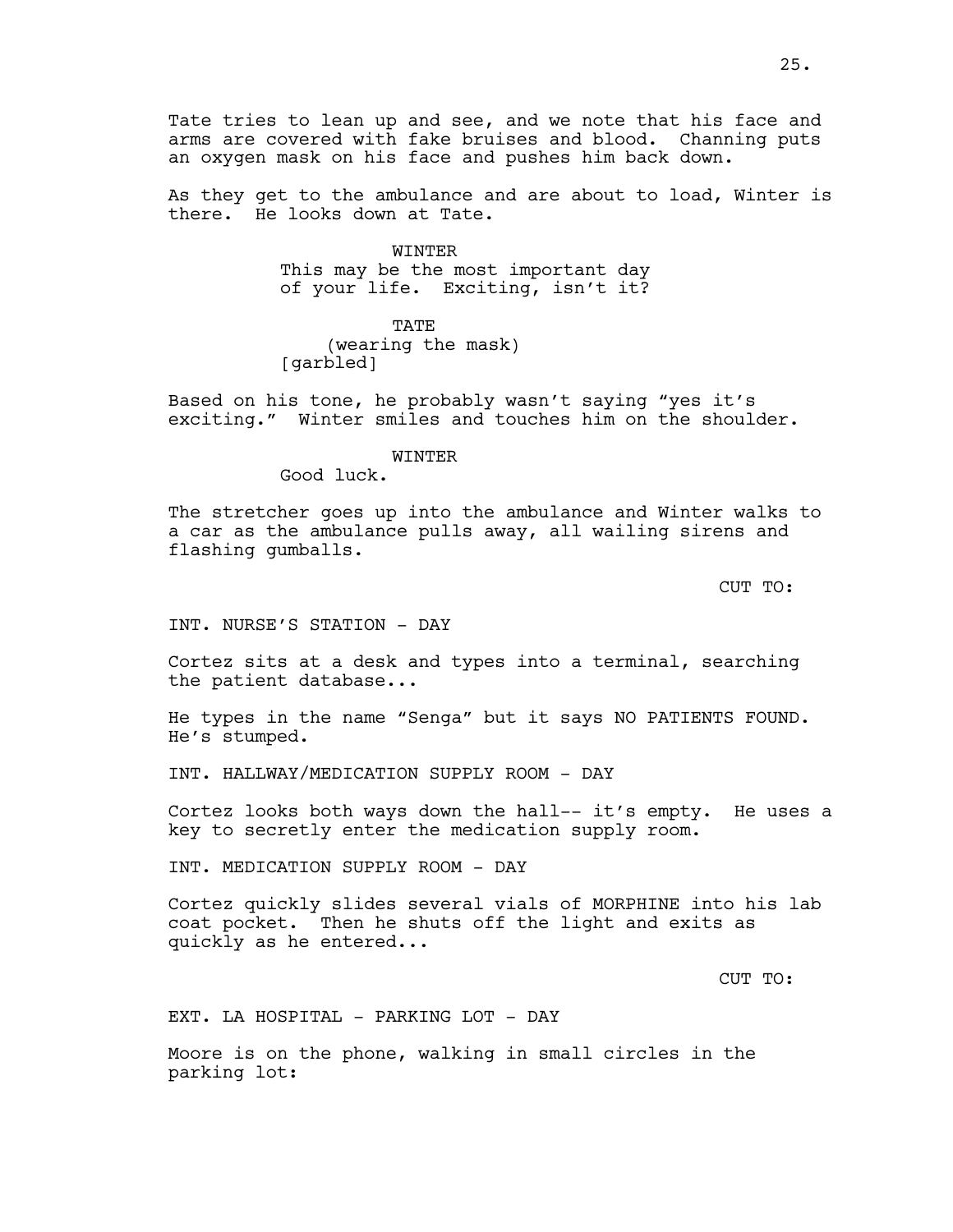Tate tries to lean up and see, and we note that his face and arms are covered with fake bruises and blood. Channing puts an oxygen mask on his face and pushes him back down.

As they get to the ambulance and are about to load, Winter is there. He looks down at Tate.

WINTER
This may be the most important day of your life. Exciting, isn't it?

TATE
(wearing the mask)
[garbled]

Based on his tone, he probably wasn't saying "yes it's exciting." Winter smiles and touches him on the shoulder.

WINTER
Good luck.

The stretcher goes up into the ambulance and Winter walks to a car as the ambulance pulls away, all wailing sirens and flashing gumballs.

CUT TO:

INT. NURSE'S STATION - DAY

Cortez sits at a desk and types into a terminal, searching the patient database...

He types in the name "Senga" but it says NO PATIENTS FOUND. He's stumped.

INT. HALLWAY/MEDICATION SUPPLY ROOM - DAY

Cortez looks both ways down the hall-- it's empty. He uses a key to secretly enter the medication supply room.

INT. MEDICATION SUPPLY ROOM - DAY

Cortez quickly slides several vials of MORPHINE into his lab coat pocket. Then he shuts off the light and exits as quickly as he entered...

CUT TO:

EXT. LA HOSPITAL - PARKING LOT - DAY

Moore is on the phone, walking in small circles in the parking lot: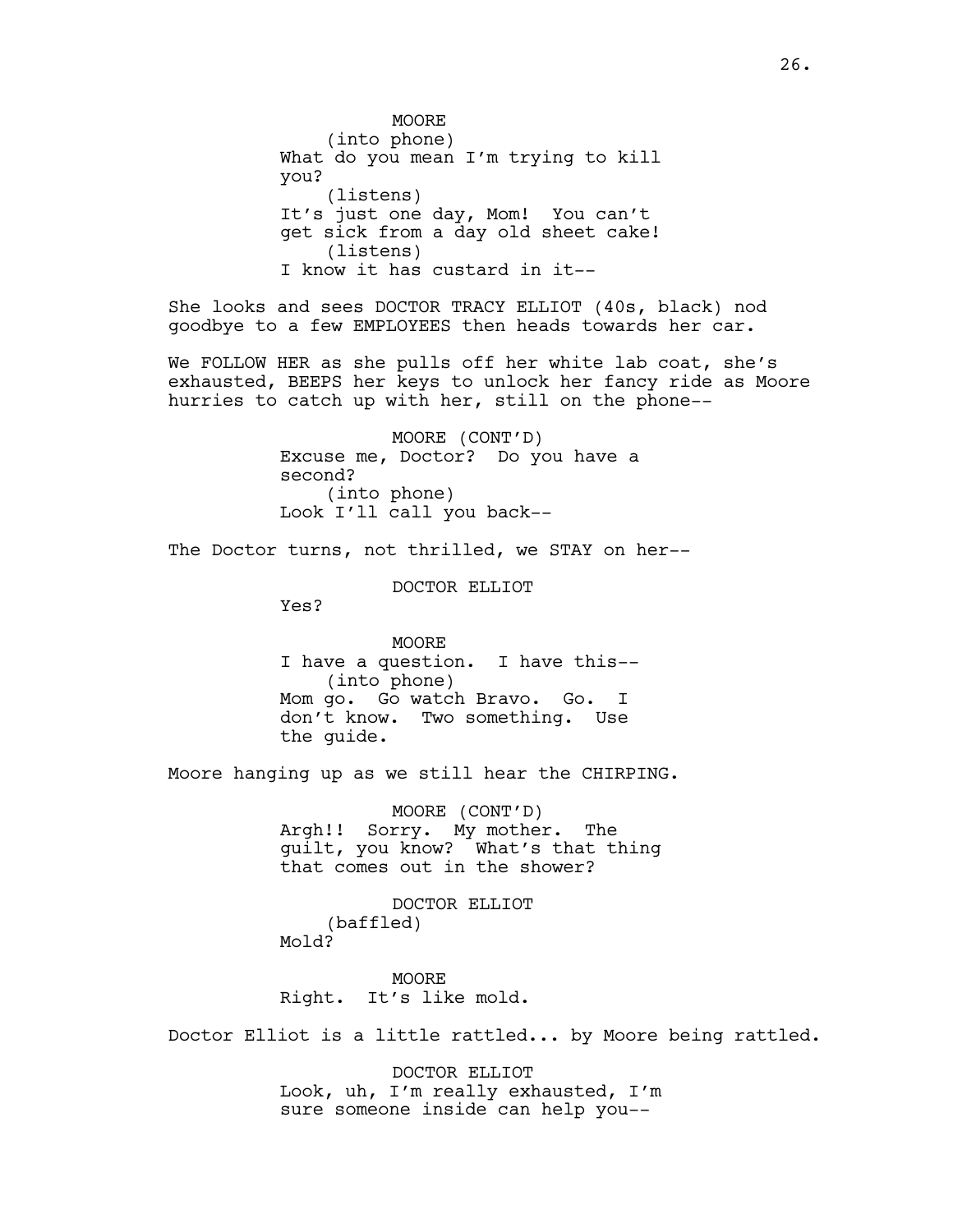MOORE
(into phone)
What do you mean I'm trying to kill you?
(listens)
It's just one day, Mom! You can't get sick from a day old sheet cake!
(listens)
I know it has custard in it--

She looks and sees DOCTOR TRACY ELLIOT (40s, black) nod goodbye to a few EMPLOYEES then heads towards her car.

We FOLLOW HER as she pulls off her white lab coat, she's exhausted, BEEPS her keys to unlock her fancy ride as Moore hurries to catch up with her, still on the phone--

MOORE (CONT'D)
Excuse me, Doctor? Do you have a second?
(into phone)
Look I'll call you back--

The Doctor turns, not thrilled, we STAY on her--

DOCTOR ELLIOT
Yes?

MOORE
I have a question. I have this--
(into phone)
Mom go. Go watch Bravo. Go. I don't know. Two something. Use the guide.

Moore hanging up as we still hear the CHIRPING.

MOORE (CONT'D)
Argh!! Sorry. My mother. The guilt, you know? What's that thing that comes out in the shower?

DOCTOR ELLIOT
(baffled)
Mold?

MOORE
Right. It's like mold.

Doctor Elliot is a little rattled... by Moore being rattled.

DOCTOR ELLIOT
Look, uh, I'm really exhausted, I'm sure someone inside can help you--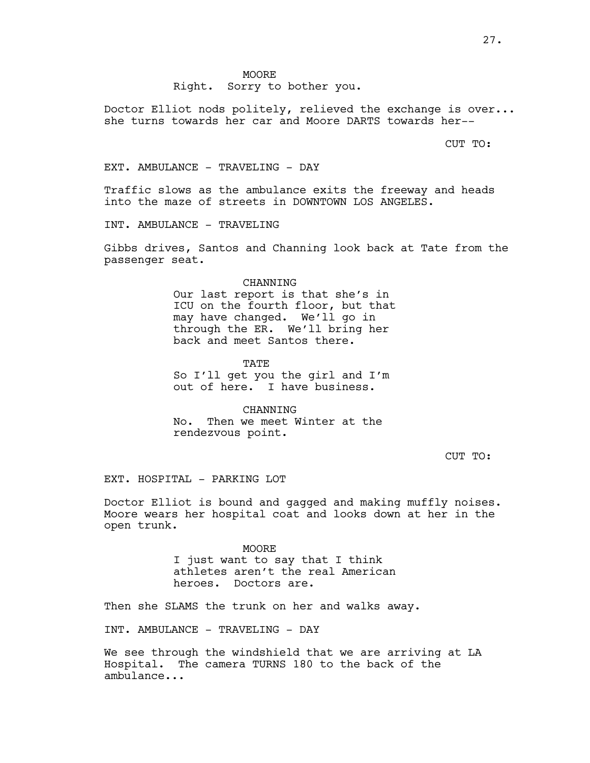MOORE
Right. Sorry to bother you.

Doctor Elliot nods politely, relieved the exchange is over... she turns towards her car and Moore DARTS towards her--

CUT TO:

EXT. AMBULANCE - TRAVELING - DAY

Traffic slows as the ambulance exits the freeway and heads into the maze of streets in DOWNTOWN LOS ANGELES.

INT. AMBULANCE - TRAVELING

Gibbs drives, Santos and Channing look back at Tate from the passenger seat.

CHANNING
Our last report is that she's in ICU on the fourth floor, but that may have changed. We'll go in through the ER. We'll bring her back and meet Santos there.

TATE
So I'll get you the girl and I'm out of here. I have business.

CHANNING
No. Then we meet Winter at the rendezvous point.

CUT TO:

EXT. HOSPITAL - PARKING LOT

Doctor Elliot is bound and gagged and making muffly noises. Moore wears her hospital coat and looks down at her in the open trunk.

MOORE
I just want to say that I think athletes aren't the real American heroes. Doctors are.

Then she SLAMS the trunk on her and walks away.

INT. AMBULANCE - TRAVELING - DAY

We see through the windshield that we are arriving at LA Hospital. The camera TURNS 180 to the back of the ambulance...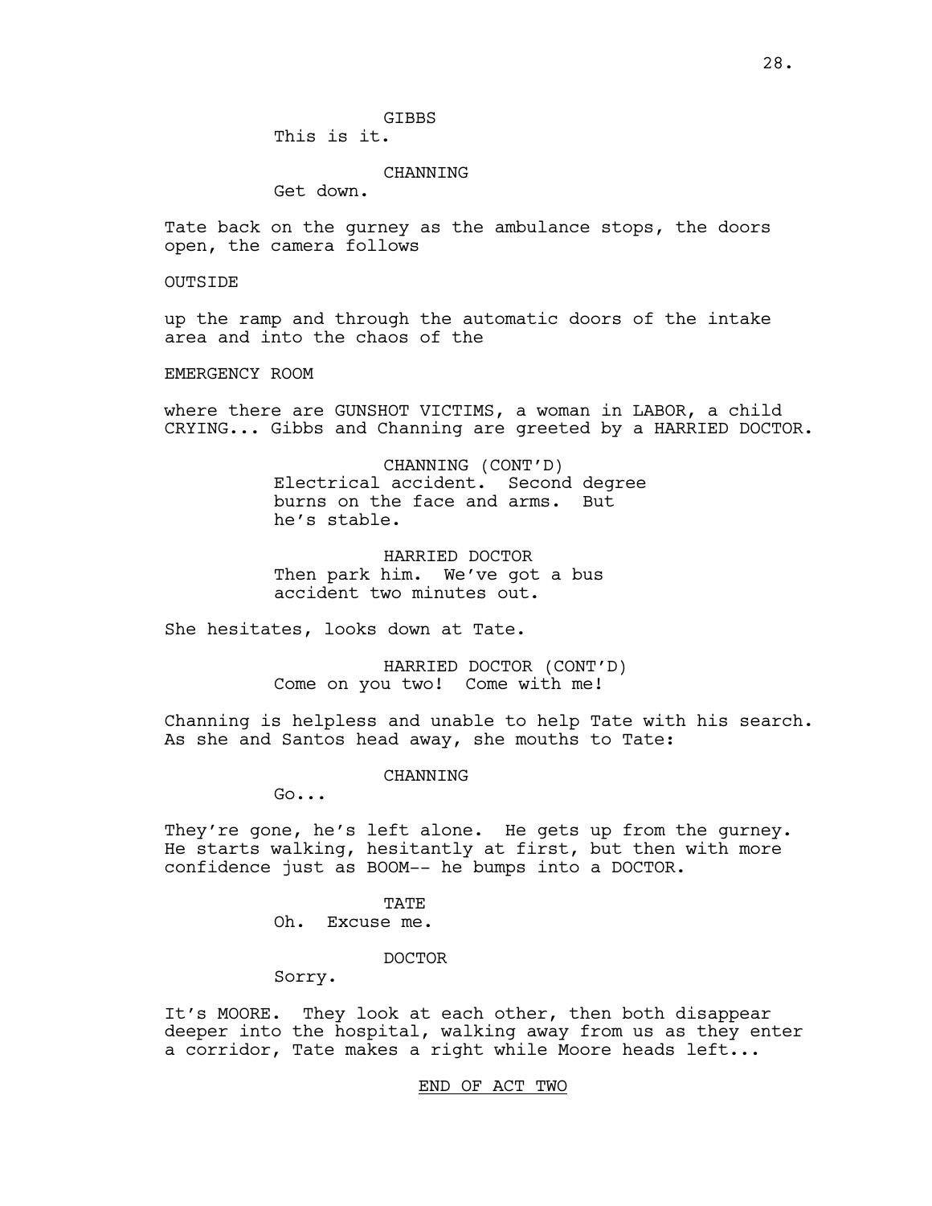GIBBS

This is it.

CHANNING

Get down.

Tate back on the gurney as the ambulance stops, the doors open, the camera follows

OUTSIDE

up the ramp and through the automatic doors of the intake area and into the chaos of the

EMERGENCY ROOM

where there are GUNSHOT VICTIMS, a woman in LABOR, a child CRYING... Gibbs and Channing are greeted by a HARRIED DOCTOR.

CHANNING (CONT'D)

Electrical accident. Second degree burns on the face and arms. But he's stable.

HARRIED DOCTOR

Then park him. We've got a bus accident two minutes out.

She hesitates, looks down at Tate.

HARRIED DOCTOR (CONT'D)

Come on you two! Come with me!

Channing is helpless and unable to help Tate with his search. As she and Santos head away, she mouths to Tate:

CHANNING

Go...

They're gone, he's left alone. He gets up from the gurney. He starts walking, hesitantly at first, but then with more confidence just as BOOM-- he bumps into a DOCTOR.

TATE

Oh. Excuse me.

DOCTOR

Sorry.

It's MOORE. They look at each other, then both disappear deeper into the hospital, walking away from us as they enter a corridor, Tate makes a right while Moore heads left...

END OF ACT TWO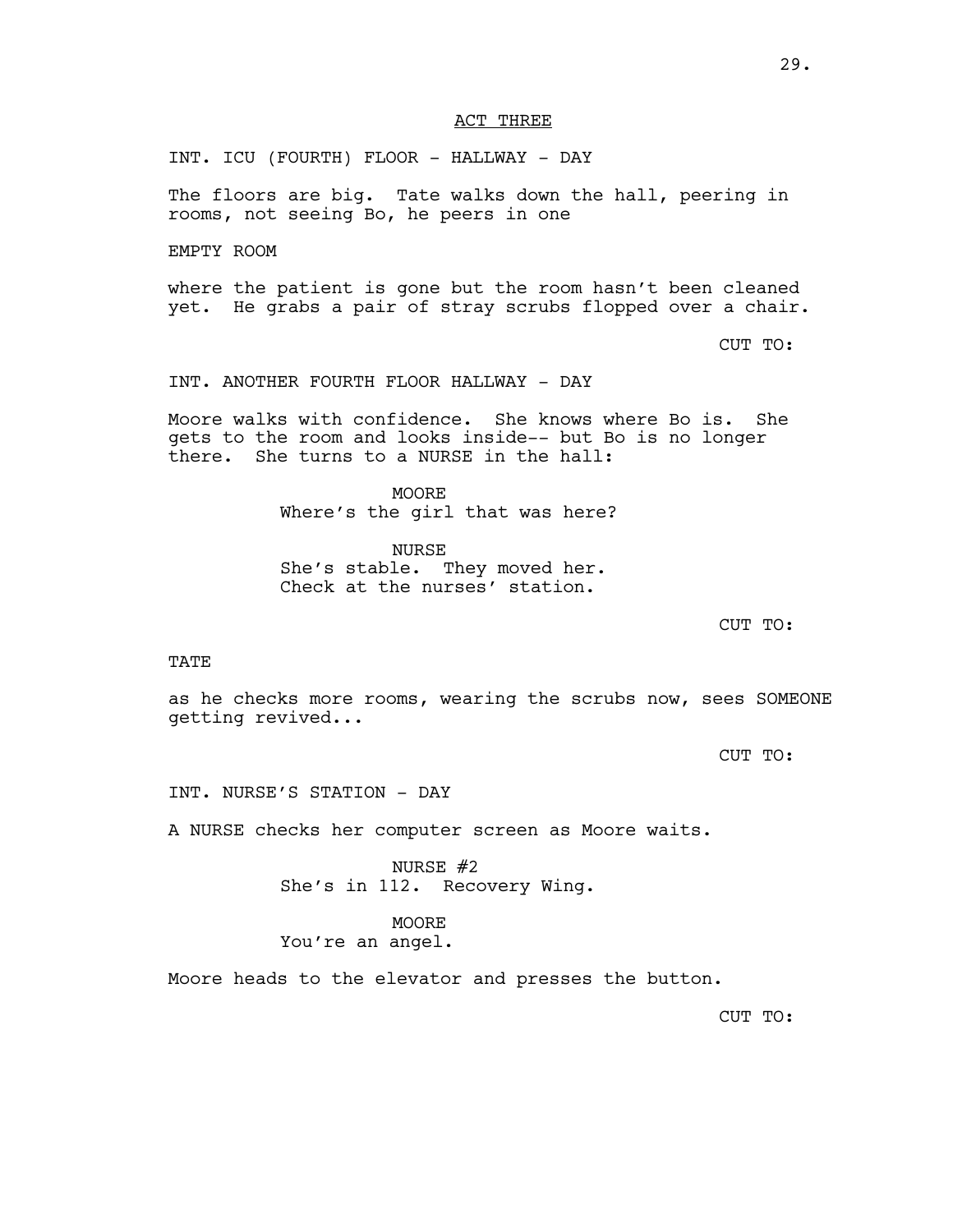ACT THREE

INT. ICU (FOURTH) FLOOR - HALLWAY - DAY

The floors are big. Tate walks down the hall, peering in rooms, not seeing Bo, he peers in one

EMPTY ROOM

where the patient is gone but the room hasn't been cleaned yet. He grabs a pair of stray scrubs flopped over a chair.

CUT TO:

INT. ANOTHER FOURTH FLOOR HALLWAY - DAY

Moore walks with confidence. She knows where Bo is. She gets to the room and looks inside-- but Bo is no longer there. She turns to a NURSE in the hall:

MOORE
Where's the girl that was here?

NURSE
She's stable. They moved her.
Check at the nurses' station.

CUT TO:

TATE

as he checks more rooms, wearing the scrubs now, sees SOMEONE getting revived...

CUT TO:

INT. NURSE'S STATION - DAY

A NURSE checks her computer screen as Moore waits.

NURSE #2
She's in 112. Recovery Wing.

MOORE
You're an angel.

Moore heads to the elevator and presses the button.

CUT TO: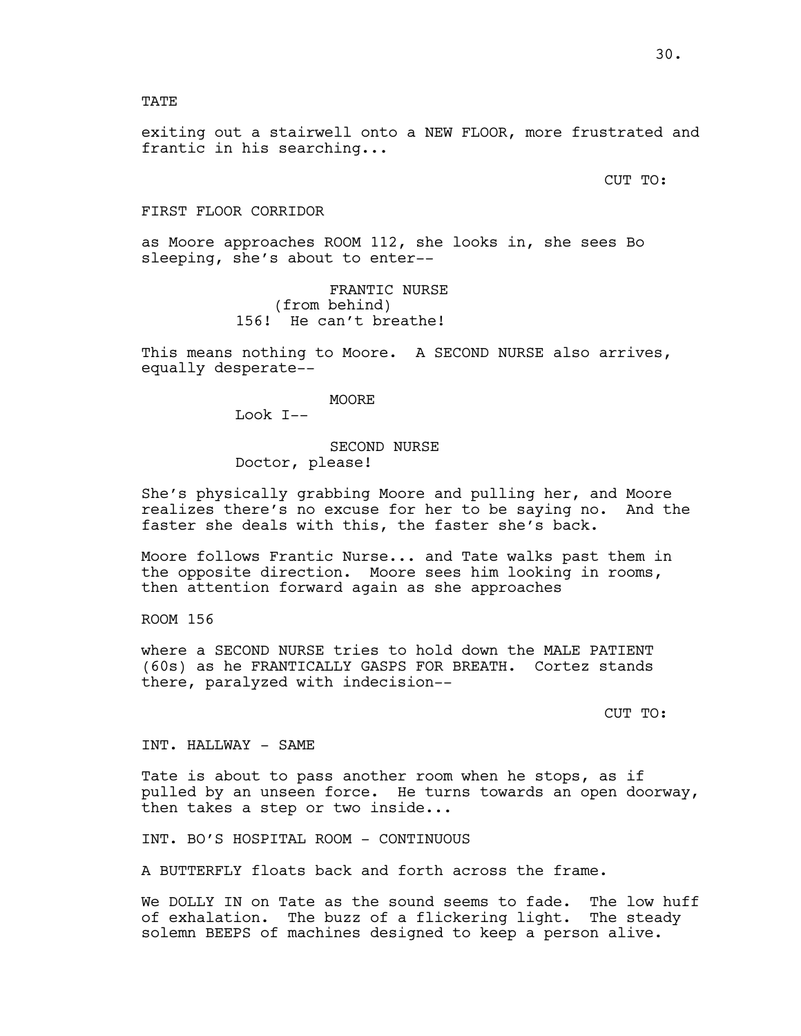TATE

exiting out a stairwell onto a NEW FLOOR, more frustrated and frantic in his searching...

CUT TO:

FIRST FLOOR CORRIDOR

as Moore approaches ROOM 112, she looks in, she sees Bo sleeping, she's about to enter--

FRANTIC NURSE
(from behind)
156! He can't breathe!

This means nothing to Moore. A SECOND NURSE also arrives, equally desperate--

MOORE
Look I--

SECOND NURSE
Doctor, please!

She's physically grabbing Moore and pulling her, and Moore realizes there's no excuse for her to be saying no. And the faster she deals with this, the faster she's back.

Moore follows Frantic Nurse... and Tate walks past them in the opposite direction. Moore sees him looking in rooms, then attention forward again as she approaches

ROOM 156

where a SECOND NURSE tries to hold down the MALE PATIENT (60s) as he FRANTICALLY GASPS FOR BREATH. Cortez stands there, paralyzed with indecision--

CUT TO:

INT. HALLWAY - SAME

Tate is about to pass another room when he stops, as if pulled by an unseen force. He turns towards an open doorway, then takes a step or two inside...

INT. BO'S HOSPITAL ROOM - CONTINUOUS

A BUTTERFLY floats back and forth across the frame.

We DOLLY IN on Tate as the sound seems to fade. The low huff of exhalation. The buzz of a flickering light. The steady solemn BEEPS of machines designed to keep a person alive.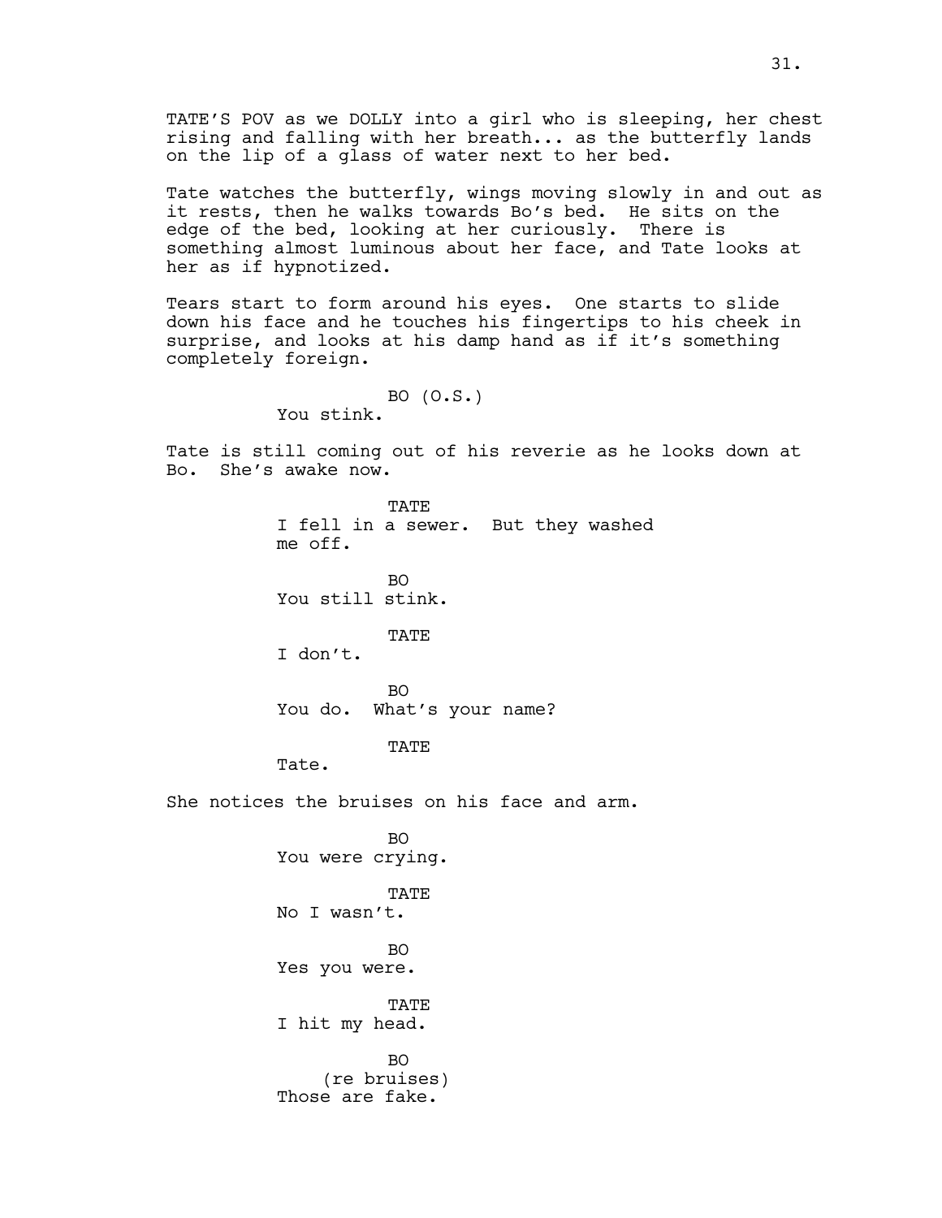TATE'S POV as we DOLLY into a girl who is sleeping, her chest rising and falling with her breath... as the butterfly lands on the lip of a glass of water next to her bed.

Tate watches the butterfly, wings moving slowly in and out as it rests, then he walks towards Bo's bed. He sits on the edge of the bed, looking at her curiously. There is something almost luminous about her face, and Tate looks at her as if hypnotized.

Tears start to form around his eyes. One starts to slide down his face and he touches his fingertips to his cheek in surprise, and looks at his damp hand as if it's something completely foreign.

BO (O.S.)
You stink.

Tate is still coming out of his reverie as he looks down at Bo. She's awake now.

TATE
I fell in a sewer. But they washed me off.

BO
You still stink.

TATE
I don't.

BO
You do. What's your name?

TATE
Tate.

She notices the bruises on his face and arm.

BO
You were crying.

TATE
No I wasn't.

BO
Yes you were.

TATE
I hit my head.

BO
(re bruises)
Those are fake.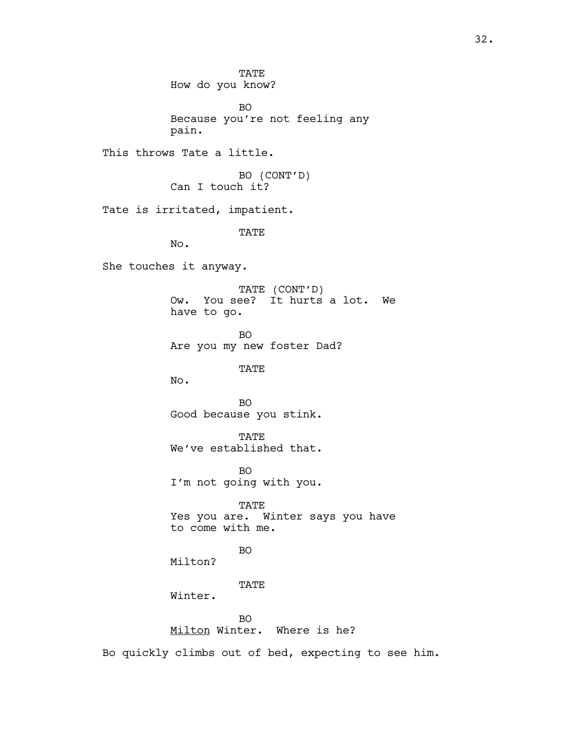TATE
How do you know?

BO
Because you're not feeling any pain.

This throws Tate a little.

BO (CONT'D)
Can I touch it?

Tate is irritated, impatient.

TATE
No.

She touches it anyway.

TATE (CONT'D)
Ow. You see? It hurts a lot. We have to go.

BO
Are you my new foster Dad?

TATE
No.

BO
Good because you stink.

TATE
We've established that.

BO
I'm not going with you.

TATE
Yes you are. Winter says you have to come with me.

BO
Milton?

TATE
Winter.

BO
<u>Milton</u> Winter. Where is he?

Bo quickly climbs out of bed, expecting to see him.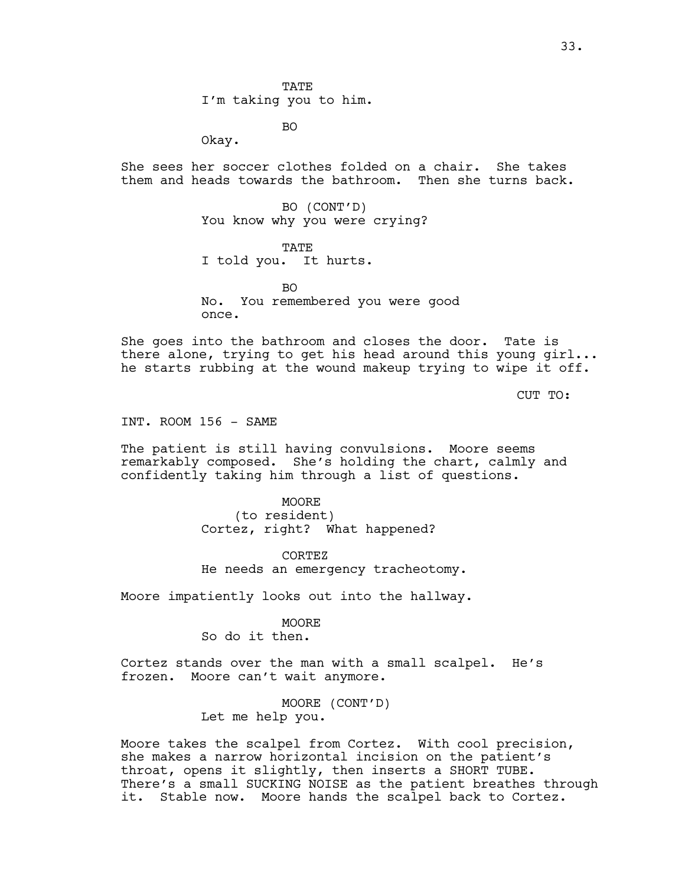TATE
I'm taking you to him.

BO
Okay.

She sees her soccer clothes folded on a chair. She takes them and heads towards the bathroom. Then she turns back.

BO (CONT'D)
You know why you were crying?

TATE
I told you. It hurts.

BO
No. You remembered you were good once.

She goes into the bathroom and closes the door. Tate is there alone, trying to get his head around this young girl... he starts rubbing at the wound makeup trying to wipe it off.

CUT TO:

INT. ROOM 156 - SAME

The patient is still having convulsions. Moore seems remarkably composed. She's holding the chart, calmly and confidently taking him through a list of questions.

MOORE
(to resident)
Cortez, right? What happened?

CORTEZ
He needs an emergency tracheotomy.

Moore impatiently looks out into the hallway.

MOORE
So do it then.

Cortez stands over the man with a small scalpel. He's frozen. Moore can't wait anymore.

MOORE (CONT'D)
Let me help you.

Moore takes the scalpel from Cortez. With cool precision, she makes a narrow horizontal incision on the patient's throat, opens it slightly, then inserts a SHORT TUBE. There's a small SUCKING NOISE as the patient breathes through it. Stable now. Moore hands the scalpel back to Cortez.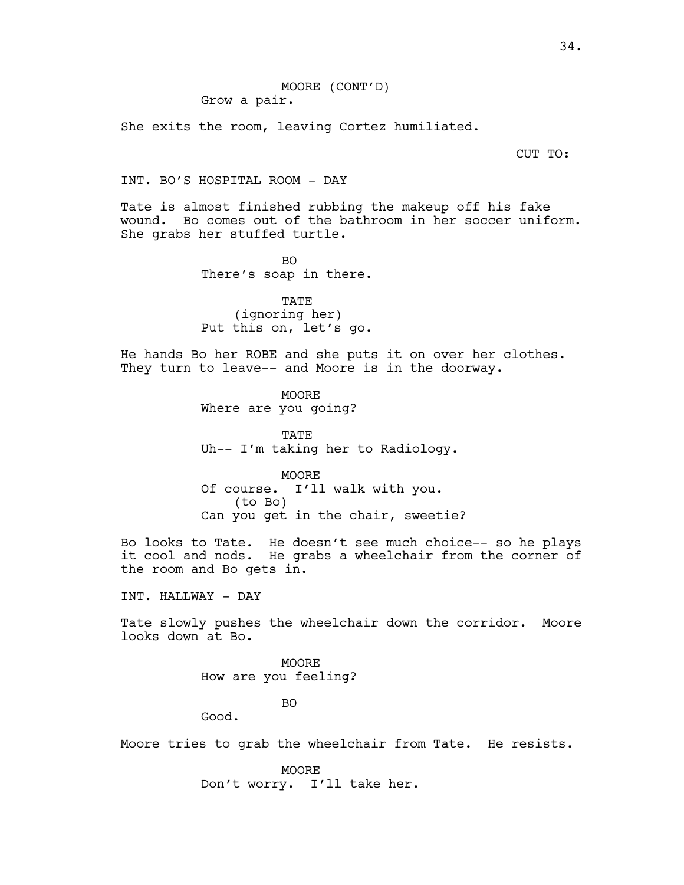MOORE (CONT'D)
Grow a pair.

She exits the room, leaving Cortez humiliated.

CUT TO:

INT. BO'S HOSPITAL ROOM - DAY

Tate is almost finished rubbing the makeup off his fake wound. Bo comes out of the bathroom in her soccer uniform. She grabs her stuffed turtle.

BO
There's soap in there.

TATE
(ignoring her)
Put this on, let's go.

He hands Bo her ROBE and she puts it on over her clothes. They turn to leave-- and Moore is in the doorway.

MOORE
Where are you going?

TATE
Uh-- I'm taking her to Radiology.

MOORE
Of course. I'll walk with you.
(to Bo)
Can you get in the chair, sweetie?

Bo looks to Tate. He doesn't see much choice-- so he plays it cool and nods. He grabs a wheelchair from the corner of the room and Bo gets in.

INT. HALLWAY - DAY

Tate slowly pushes the wheelchair down the corridor. Moore looks down at Bo.

MOORE
How are you feeling?

BO
Good.

Moore tries to grab the wheelchair from Tate. He resists.

MOORE
Don't worry. I'll take her.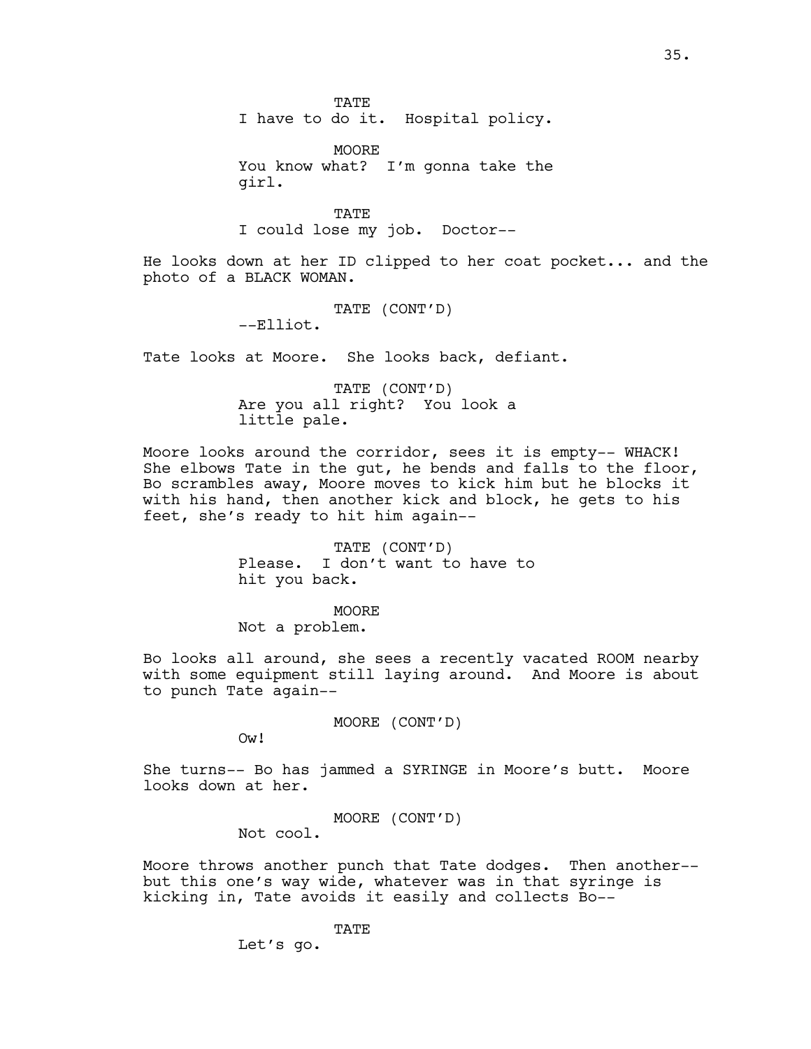TATE
I have to do it. Hospital policy.

MOORE
You know what? I'm gonna take the girl.

TATE
I could lose my job. Doctor--

He looks down at her ID clipped to her coat pocket... and the photo of a BLACK WOMAN.

TATE (CONT'D)
--Elliot.

Tate looks at Moore. She looks back, defiant.

TATE (CONT'D)
Are you all right? You look a little pale.

Moore looks around the corridor, sees it is empty-- WHACK! She elbows Tate in the gut, he bends and falls to the floor, Bo scrambles away, Moore moves to kick him but he blocks it with his hand, then another kick and block, he gets to his feet, she's ready to hit him again--

TATE (CONT'D)
Please. I don't want to have to hit you back.

MOORE
Not a problem.

Bo looks all around, she sees a recently vacated ROOM nearby with some equipment still laying around. And Moore is about to punch Tate again--

MOORE (CONT'D)
Ow!

She turns-- Bo has jammed a SYRINGE in Moore's butt. Moore looks down at her.

MOORE (CONT'D)
Not cool.

Moore throws another punch that Tate dodges. Then another-- but this one's way wide, whatever was in that syringe is kicking in, Tate avoids it easily and collects Bo--

TATE
Let's go.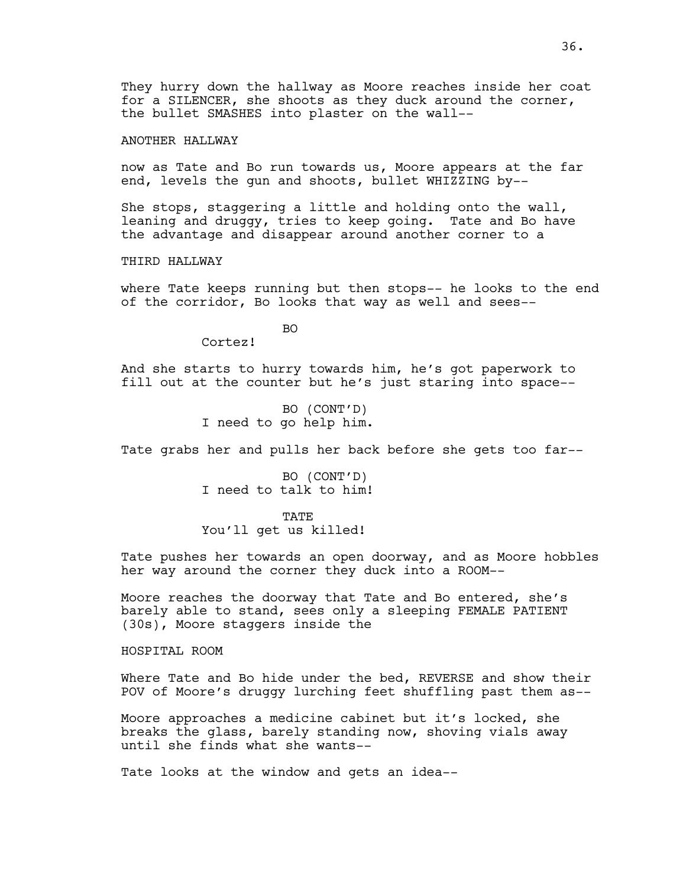They hurry down the hallway as Moore reaches inside her coat for a SILENCER, she shoots as they duck around the corner, the bullet SMASHES into plaster on the wall--

ANOTHER HALLWAY

now as Tate and Bo run towards us, Moore appears at the far end, levels the gun and shoots, bullet WHIZZING by--

She stops, staggering a little and holding onto the wall, leaning and druggy, tries to keep going. Tate and Bo have the advantage and disappear around another corner to a

THIRD HALLWAY

where Tate keeps running but then stops-- he looks to the end of the corridor, Bo looks that way as well and sees--

BO
Cortez!

And she starts to hurry towards him, he's got paperwork to fill out at the counter but he's just staring into space--

BO (CONT'D)
I need to go help him.

Tate grabs her and pulls her back before she gets too far--

BO (CONT'D)
I need to talk to him!

TATE
You'll get us killed!

Tate pushes her towards an open doorway, and as Moore hobbles her way around the corner they duck into a ROOM--

Moore reaches the doorway that Tate and Bo entered, she's barely able to stand, sees only a sleeping FEMALE PATIENT (30s), Moore staggers inside the

HOSPITAL ROOM

Where Tate and Bo hide under the bed, REVERSE and show their POV of Moore's druggy lurching feet shuffling past them as--

Moore approaches a medicine cabinet but it's locked, she breaks the glass, barely standing now, shoving vials away until she finds what she wants--

Tate looks at the window and gets an idea--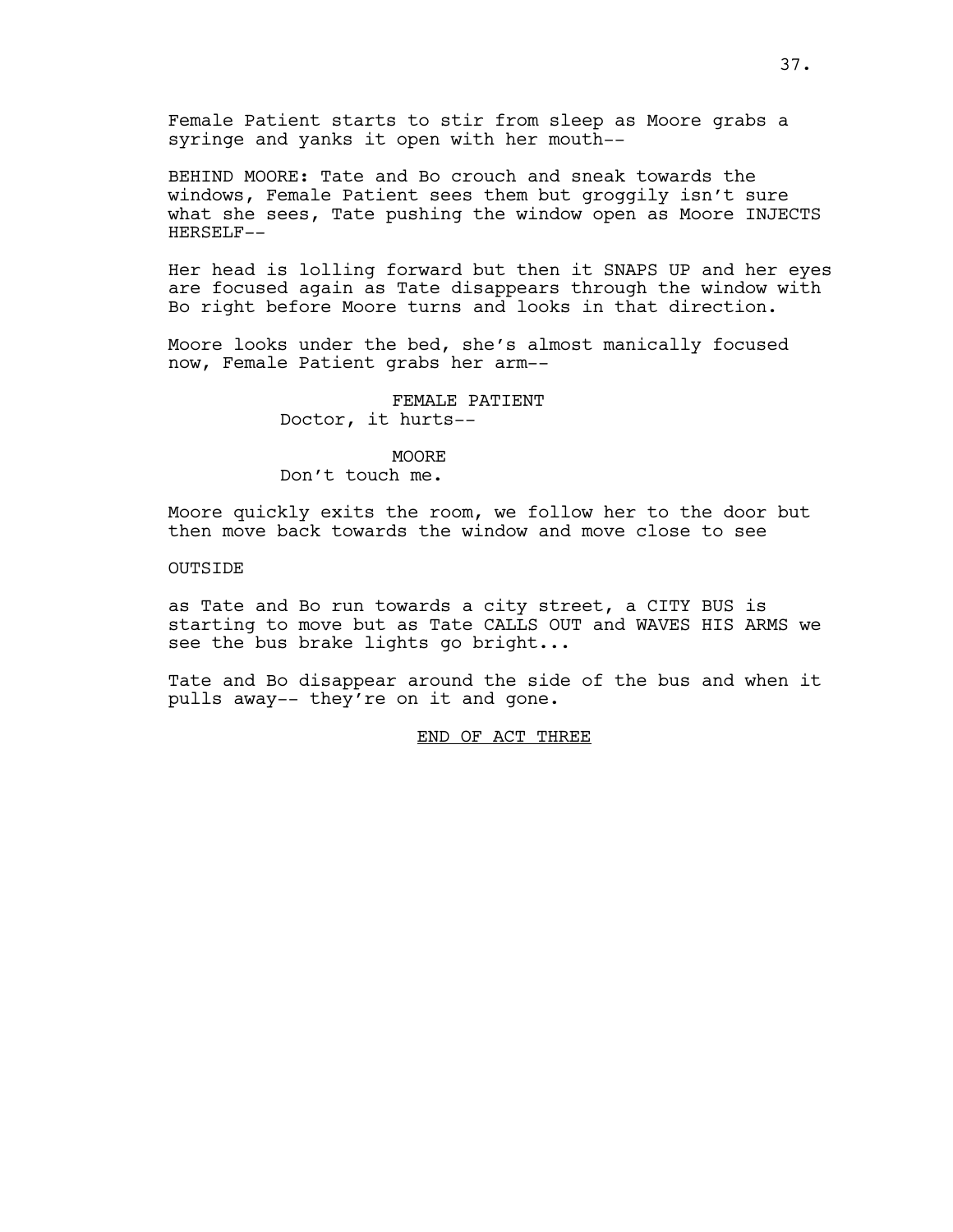Female Patient starts to stir from sleep as Moore grabs a syringe and yanks it open with her mouth--

BEHIND MOORE: Tate and Bo crouch and sneak towards the windows, Female Patient sees them but groggily isn't sure what she sees, Tate pushing the window open as Moore INJECTS HERSELF--

Her head is lolling forward but then it SNAPS UP and her eyes are focused again as Tate disappears through the window with Bo right before Moore turns and looks in that direction.

Moore looks under the bed, she's almost manically focused now, Female Patient grabs her arm--

FEMALE PATIENT
Doctor, it hurts--

MOORE
Don't touch me.

Moore quickly exits the room, we follow her to the door but then move back towards the window and move close to see

OUTSIDE

as Tate and Bo run towards a city street, a CITY BUS is starting to move but as Tate CALLS OUT and WAVES HIS ARMS we see the bus brake lights go bright...

Tate and Bo disappear around the side of the bus and when it pulls away-- they're on it and gone.

END OF ACT THREE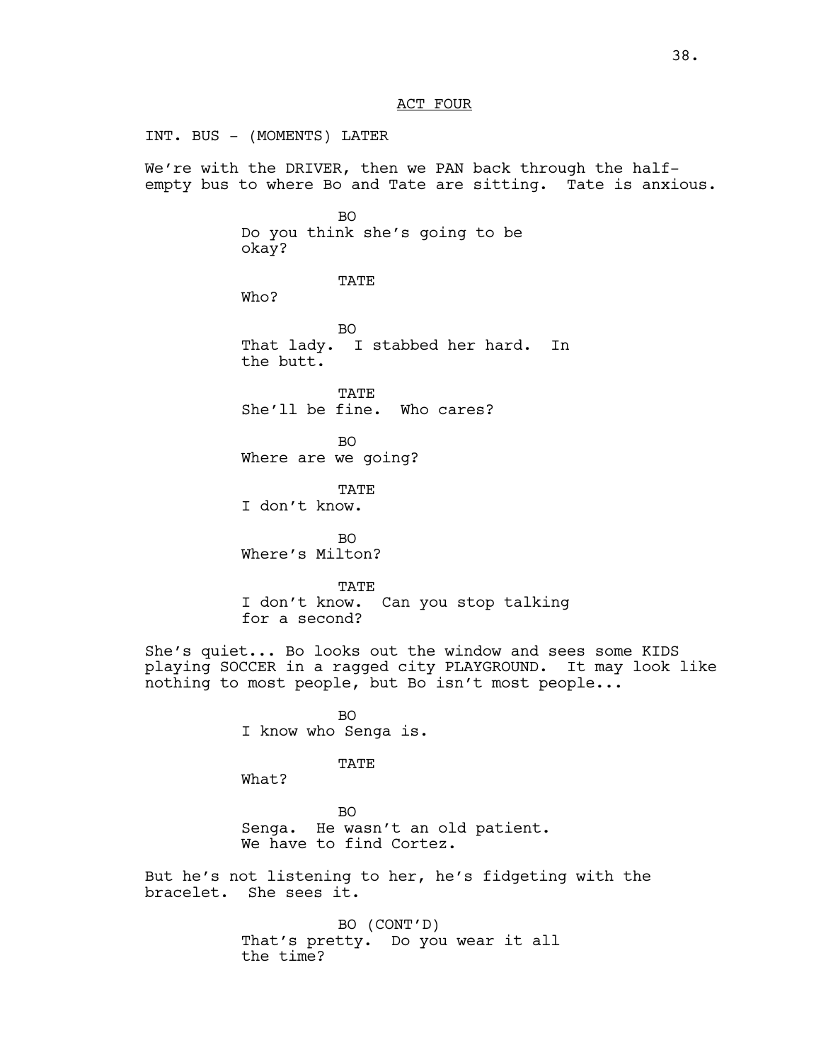ACT FOUR

INT. BUS - (MOMENTS) LATER

We're with the DRIVER, then we PAN back through the half-empty bus to where Bo and Tate are sitting. Tate is anxious.

BO
Do you think she's going to be okay?

TATE
Who?

BO
That lady. I stabbed her hard. In the butt.

TATE
She'll be fine. Who cares?

BO
Where are we going?

TATE
I don't know.

BO
Where's Milton?

TATE
I don't know. Can you stop talking for a second?

She's quiet... Bo looks out the window and sees some KIDS playing SOCCER in a ragged city PLAYGROUND. It may look like nothing to most people, but Bo isn't most people...

BO
I know who Senga is.

TATE
What?

BO
Senga. He wasn't an old patient. We have to find Cortez.

But he's not listening to her, he's fidgeting with the bracelet. She sees it.

BO (CONT'D)
That's pretty. Do you wear it all the time?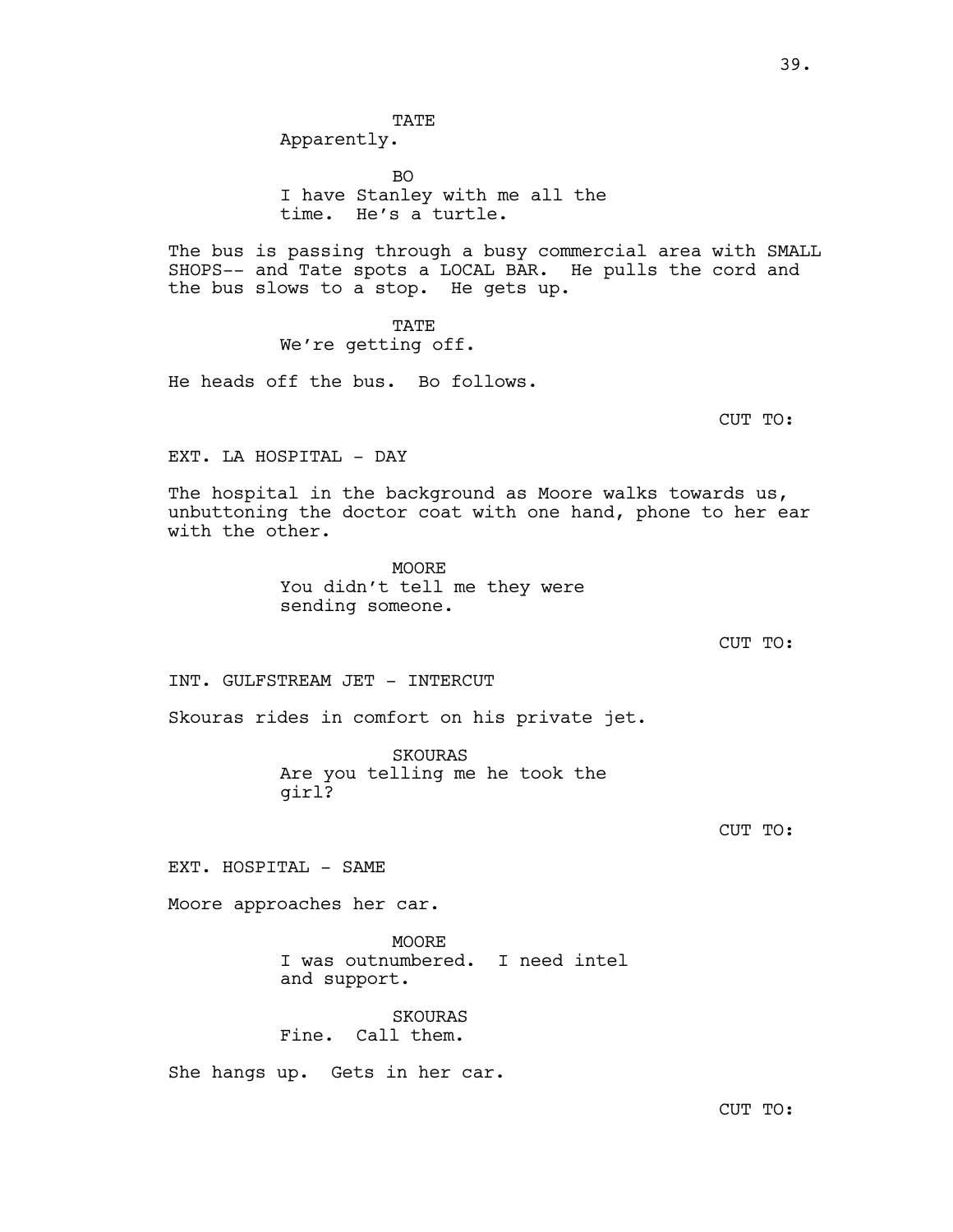TATE

Apparently.

BO

I have Stanley with me all the time. He's a turtle.

The bus is passing through a busy commercial area with SMALL SHOPS-- and Tate spots a LOCAL BAR. He pulls the cord and the bus slows to a stop. He gets up.

TATE

We're getting off.

He heads off the bus. Bo follows.

CUT TO:

EXT. LA HOSPITAL - DAY

The hospital in the background as Moore walks towards us, unbuttoning the doctor coat with one hand, phone to her ear with the other.

MOORE

You didn't tell me they were sending someone.

CUT TO:

INT. GULFSTREAM JET - INTERCUT

Skouras rides in comfort on his private jet.

SKOURAS

Are you telling me he took the girl?

CUT TO:

EXT. HOSPITAL - SAME

Moore approaches her car.

MOORE

I was outnumbered. I need intel and support.

SKOURAS

Fine. Call them.

She hangs up. Gets in her car.

CUT TO: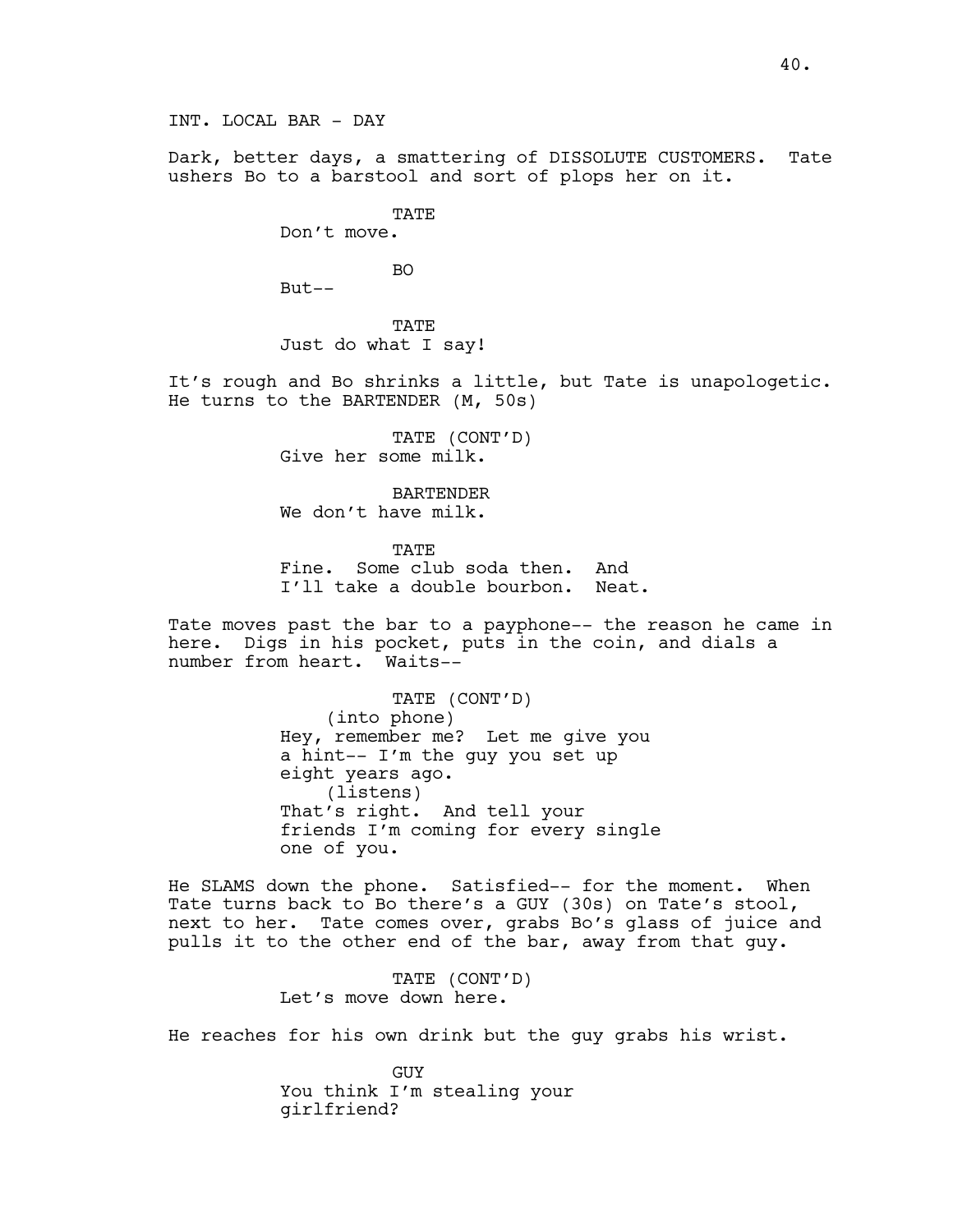INT. LOCAL BAR - DAY

Dark, better days, a smattering of DISSOLUTE CUSTOMERS. Tate ushers Bo to a barstool and sort of plops her on it.

TATE
Don't move.

BO
But--

TATE
Just do what I say!

It's rough and Bo shrinks a little, but Tate is unapologetic. He turns to the BARTENDER (M, 50s)

TATE (CONT'D)
Give her some milk.

BARTENDER
We don't have milk.

TATE
Fine. Some club soda then. And I'll take a double bourbon. Neat.

Tate moves past the bar to a payphone-- the reason he came in here. Digs in his pocket, puts in the coin, and dials a number from heart. Waits--

TATE (CONT'D)
(into phone)
Hey, remember me? Let me give you a hint-- I'm the guy you set up eight years ago.
(listens)
That's right. And tell your friends I'm coming for every single one of you.

He SLAMS down the phone. Satisfied-- for the moment. When Tate turns back to Bo there's a GUY (30s) on Tate's stool, next to her. Tate comes over, grabs Bo's glass of juice and pulls it to the other end of the bar, away from that guy.

TATE (CONT'D)
Let's move down here.

He reaches for his own drink but the guy grabs his wrist.

GUY
You think I'm stealing your girlfriend?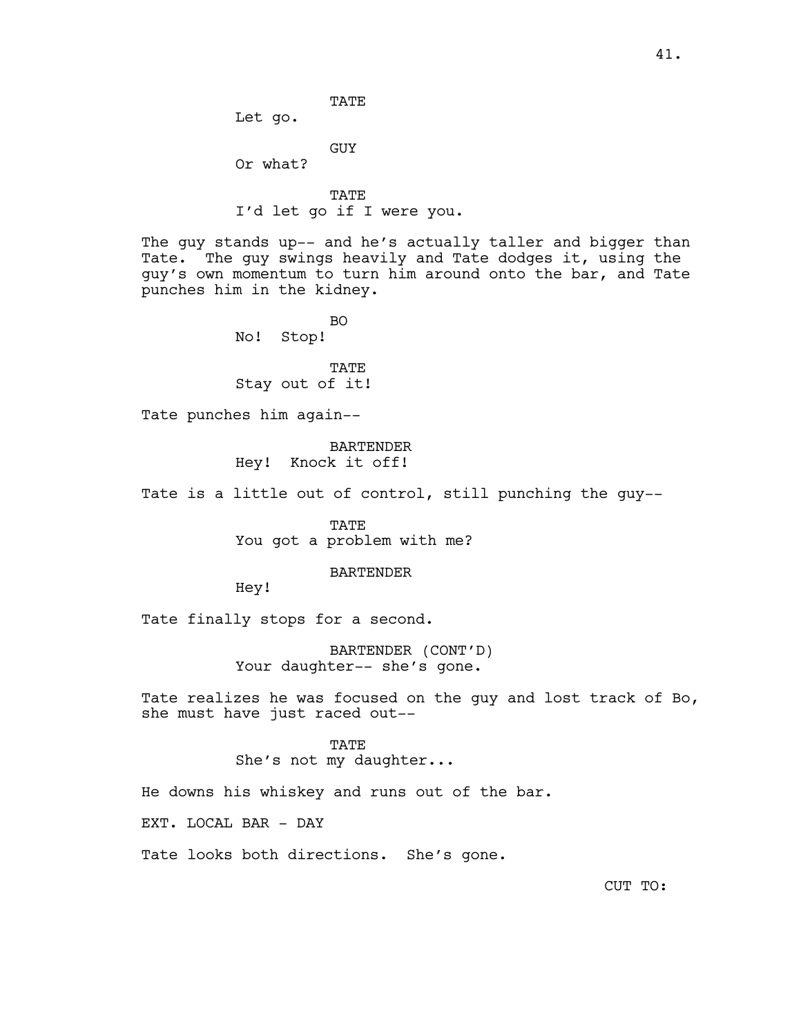TATE
Let go.

GUY
Or what?

TATE
I'd let go if I were you.

The guy stands up-- and he's actually taller and bigger than Tate. The guy swings heavily and Tate dodges it, using the guy's own momentum to turn him around onto the bar, and Tate punches him in the kidney.

BO
No! Stop!

TATE
Stay out of it!

Tate punches him again--

BARTENDER
Hey! Knock it off!

Tate is a little out of control, still punching the guy--

TATE
You got a problem with me?

BARTENDER
Hey!

Tate finally stops for a second.

BARTENDER (CONT'D)
Your daughter-- she's gone.

Tate realizes he was focused on the guy and lost track of Bo, she must have just raced out--

TATE
She's not my daughter...

He downs his whiskey and runs out of the bar.

EXT. LOCAL BAR - DAY

Tate looks both directions. She's gone.

CUT TO: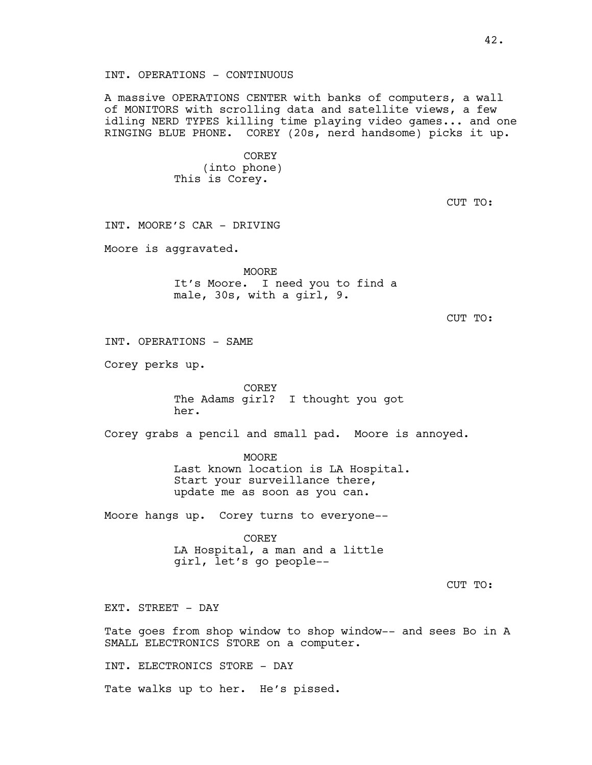INT. OPERATIONS - CONTINUOUS

A massive OPERATIONS CENTER with banks of computers, a wall of MONITORS with scrolling data and satellite views, a few idling NERD TYPES killing time playing video games... and one RINGING BLUE PHONE. COREY (20s, nerd handsome) picks it up.

COREY
(into phone)
This is Corey.

CUT TO:

INT. MOORE'S CAR - DRIVING

Moore is aggravated.

MOORE
It's Moore. I need you to find a male, 30s, with a girl, 9.

CUT TO:

INT. OPERATIONS - SAME

Corey perks up.

COREY
The Adams girl? I thought you got her.

Corey grabs a pencil and small pad. Moore is annoyed.

MOORE
Last known location is LA Hospital. Start your surveillance there, update me as soon as you can.

Moore hangs up. Corey turns to everyone--

COREY
LA Hospital, a man and a little girl, let's go people--

CUT TO:

EXT. STREET - DAY

Tate goes from shop window to shop window-- and sees Bo in A SMALL ELECTRONICS STORE on a computer.

INT. ELECTRONICS STORE - DAY

Tate walks up to her. He's pissed.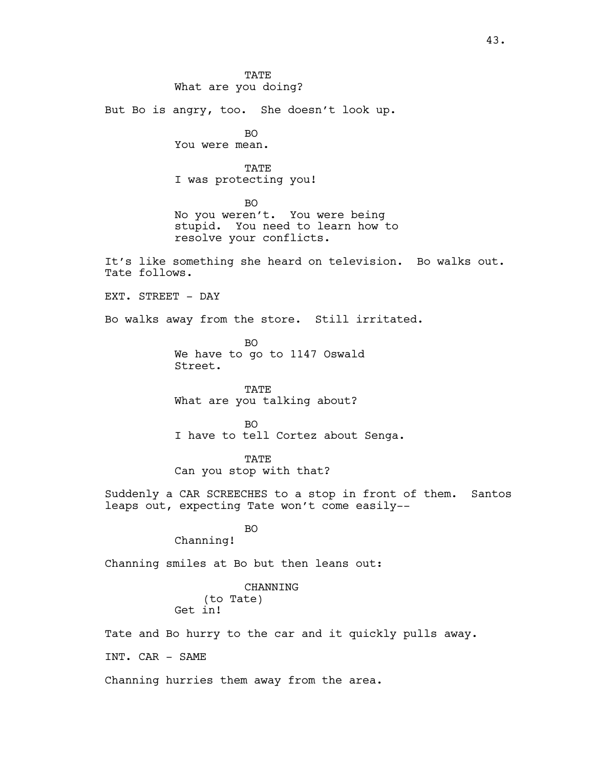TATE
What are you doing?

But Bo is angry, too. She doesn't look up.

BO
You were mean.

TATE
I was protecting you!

BO
No you weren't. You were being stupid. You need to learn how to resolve your conflicts.

It's like something she heard on television. Bo walks out. Tate follows.

EXT. STREET - DAY

Bo walks away from the store. Still irritated.

BO
We have to go to 1147 Oswald Street.

TATE
What are you talking about?

BO
I have to tell Cortez about Senga.

TATE
Can you stop with that?

Suddenly a CAR SCREECHES to a stop in front of them. Santos leaps out, expecting Tate won't come easily--

BO
Channing!

Channing smiles at Bo but then leans out:

CHANNING
(to Tate)
Get in!

Tate and Bo hurry to the car and it quickly pulls away.

INT. CAR - SAME

Channing hurries them away from the area.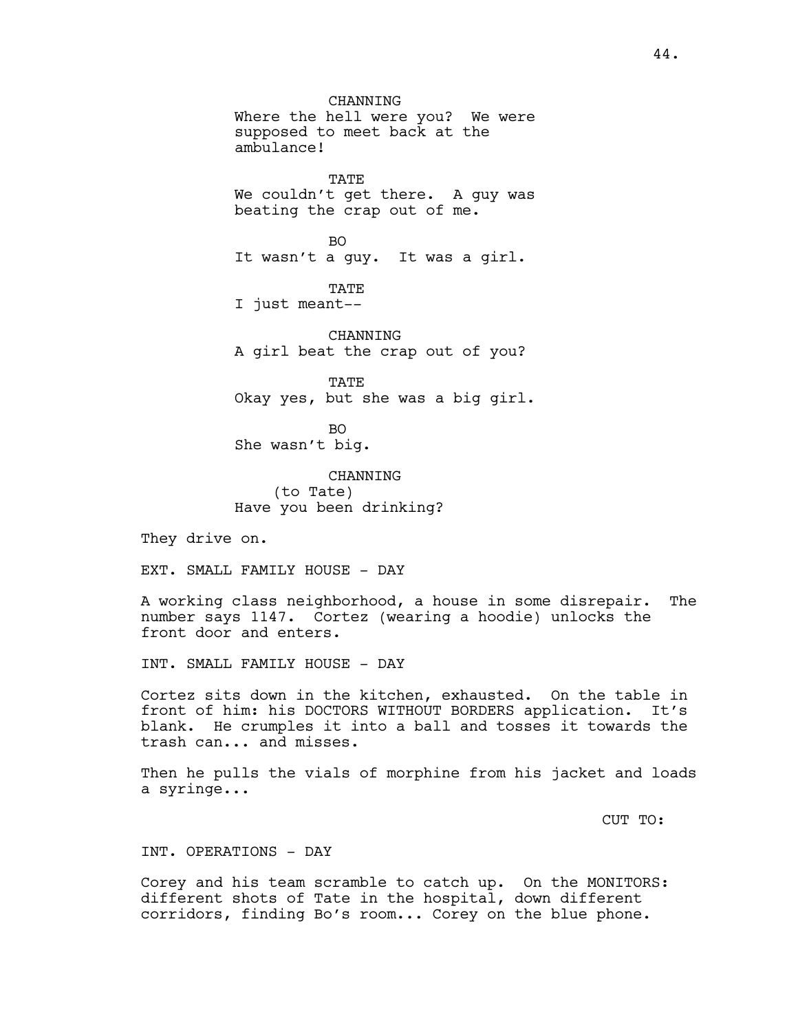CHANNING
Where the hell were you? We were supposed to meet back at the ambulance!

TATE
We couldn't get there. A guy was beating the crap out of me.

BO
It wasn't a guy. It was a girl.

TATE
I just meant--

CHANNING
A girl beat the crap out of you?

TATE
Okay yes, but she was a big girl.

BO
She wasn't big.

CHANNING
(to Tate)
Have you been drinking?

They drive on.

EXT. SMALL FAMILY HOUSE - DAY

A working class neighborhood, a house in some disrepair. The number says 1147. Cortez (wearing a hoodie) unlocks the front door and enters.

INT. SMALL FAMILY HOUSE - DAY

Cortez sits down in the kitchen, exhausted. On the table in front of him: his DOCTORS WITHOUT BORDERS application. It's blank. He crumples it into a ball and tosses it towards the trash can... and misses.

Then he pulls the vials of morphine from his jacket and loads a syringe...

CUT TO:

INT. OPERATIONS - DAY

Corey and his team scramble to catch up. On the MONITORS: different shots of Tate in the hospital, down different corridors, finding Bo's room... Corey on the blue phone.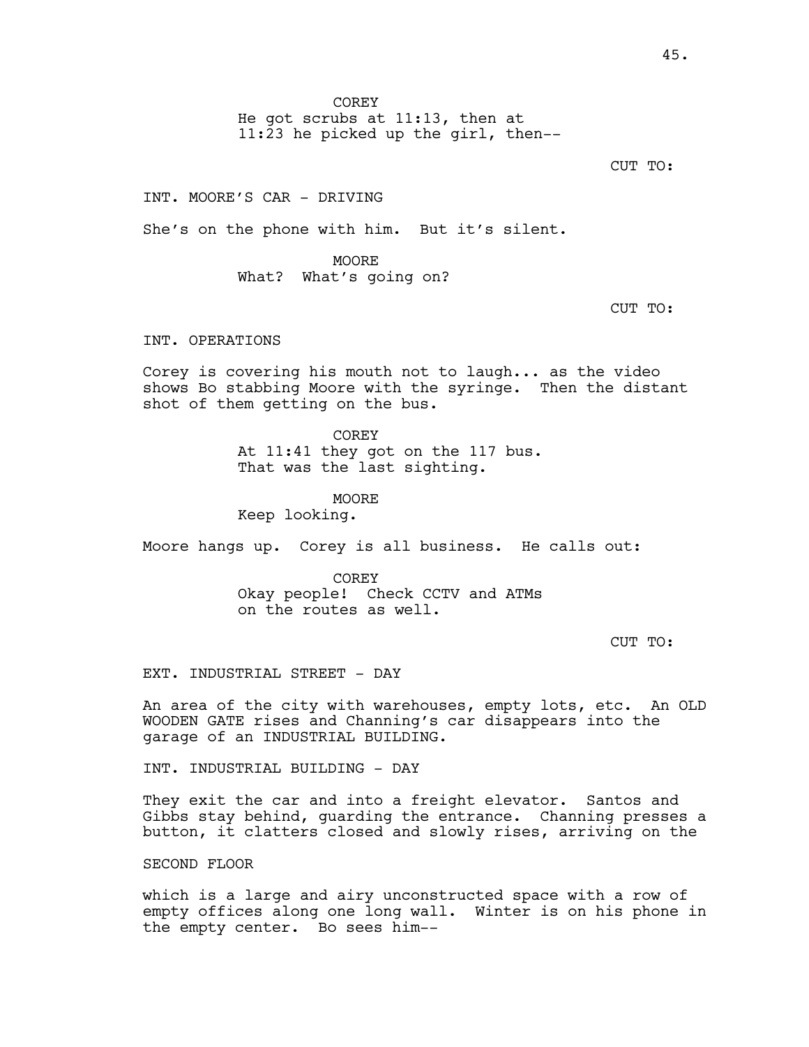COREY
He got scrubs at 11:13, then at 11:23 he picked up the girl, then--

CUT TO:

INT. MOORE'S CAR - DRIVING

She's on the phone with him. But it's silent.

MOORE
What? What's going on?

CUT TO:

INT. OPERATIONS

Corey is covering his mouth not to laugh... as the video shows Bo stabbing Moore with the syringe. Then the distant shot of them getting on the bus.

COREY
At 11:41 they got on the 117 bus. That was the last sighting.

MOORE
Keep looking.

Moore hangs up. Corey is all business. He calls out:

COREY
Okay people! Check CCTV and ATMs on the routes as well.

CUT TO:

EXT. INDUSTRIAL STREET - DAY

An area of the city with warehouses, empty lots, etc. An OLD WOODEN GATE rises and Channing's car disappears into the garage of an INDUSTRIAL BUILDING.

INT. INDUSTRIAL BUILDING - DAY

They exit the car and into a freight elevator. Santos and Gibbs stay behind, guarding the entrance. Channing presses a button, it clatters closed and slowly rises, arriving on the

SECOND FLOOR

which is a large and airy unconstructed space with a row of empty offices along one long wall. Winter is on his phone in the empty center. Bo sees him--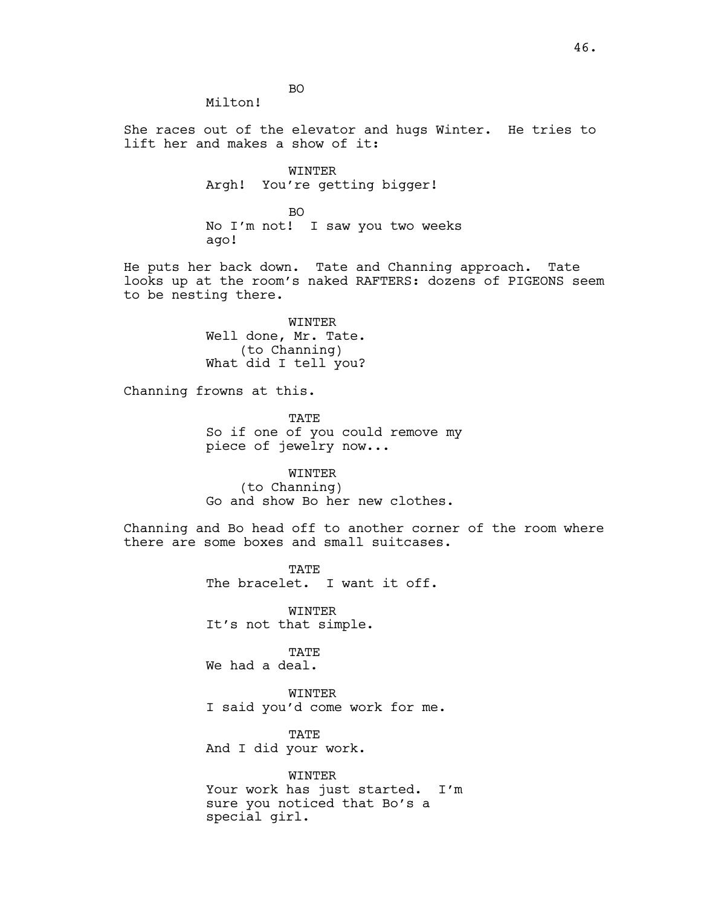BO
Milton!

She races out of the elevator and hugs Winter. He tries to lift her and makes a show of it:

WINTER
Argh! You're getting bigger!

BO
No I'm not! I saw you two weeks ago!

He puts her back down. Tate and Channing approach. Tate looks up at the room's naked RAFTERS: dozens of PIGEONS seem to be nesting there.

WINTER
Well done, Mr. Tate.
(to Channing)
What did I tell you?

Channing frowns at this.

TATE
So if one of you could remove my piece of jewelry now...

WINTER
(to Channing)
Go and show Bo her new clothes.

Channing and Bo head off to another corner of the room where there are some boxes and small suitcases.

TATE
The bracelet. I want it off.

WINTER
It's not that simple.

TATE
We had a deal.

WINTER
I said you'd come work for me.

TATE
And I did your work.

WINTER
Your work has just started. I'm sure you noticed that Bo's a special girl.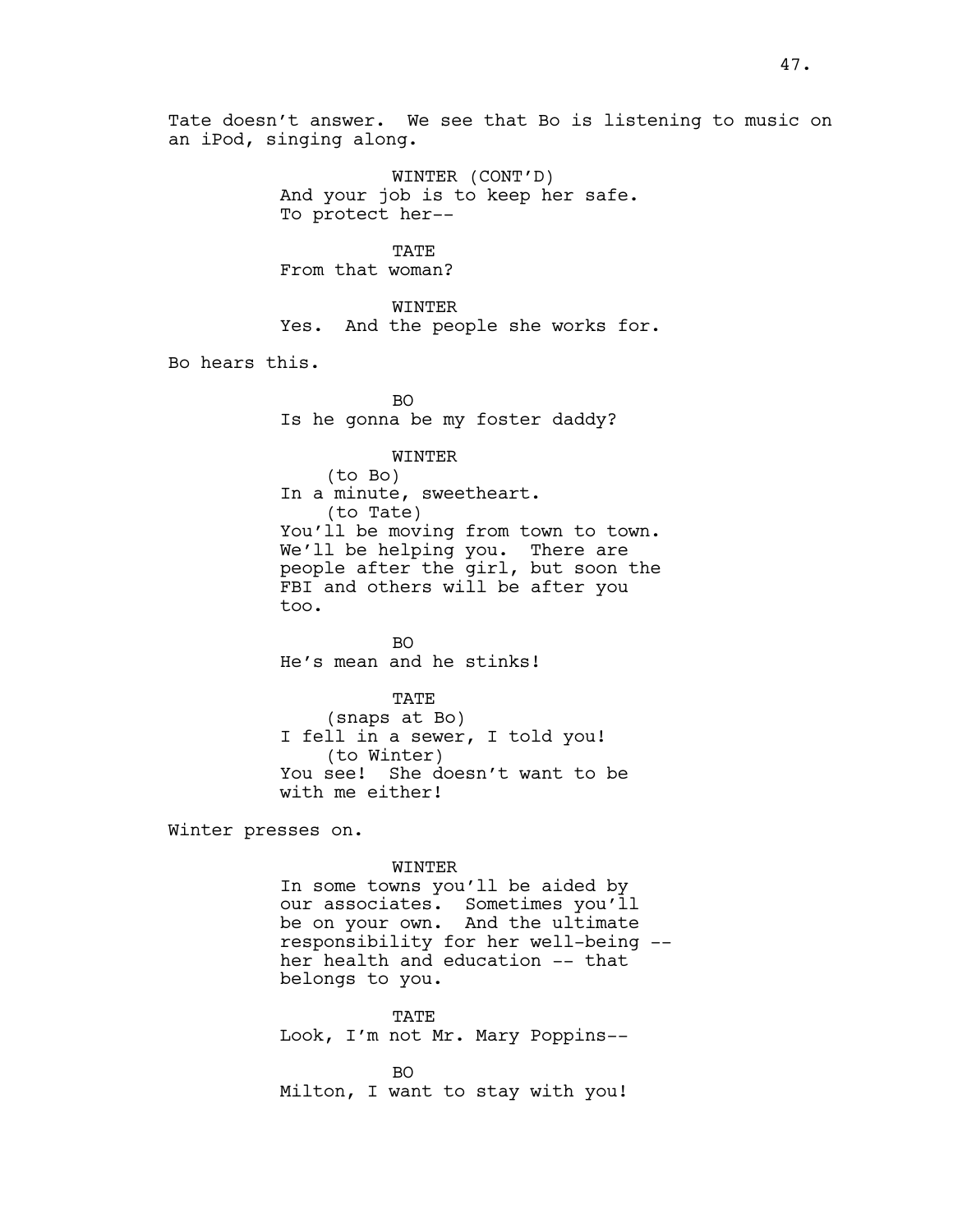Tate doesn't answer. We see that Bo is listening to music on an iPod, singing along.

WINTER (CONT'D)
And your job is to keep her safe. To protect her--

TATE
From that woman?

WINTER
Yes. And the people she works for.

Bo hears this.

BO
Is he gonna be my foster daddy?

WINTER
(to Bo)
In a minute, sweetheart.
(to Tate)
You'll be moving from town to town. We'll be helping you. There are people after the girl, but soon the FBI and others will be after you too.

BO
He's mean and he stinks!

TATE
(snaps at Bo)
I fell in a sewer, I told you!
(to Winter)
You see! She doesn't want to be with me either!

Winter presses on.

WINTER
In some towns you'll be aided by our associates. Sometimes you'll be on your own. And the ultimate responsibility for her well-being -- her health and education -- that belongs to you.

TATE
Look, I'm not Mr. Mary Poppins--

BO
Milton, I want to stay with you!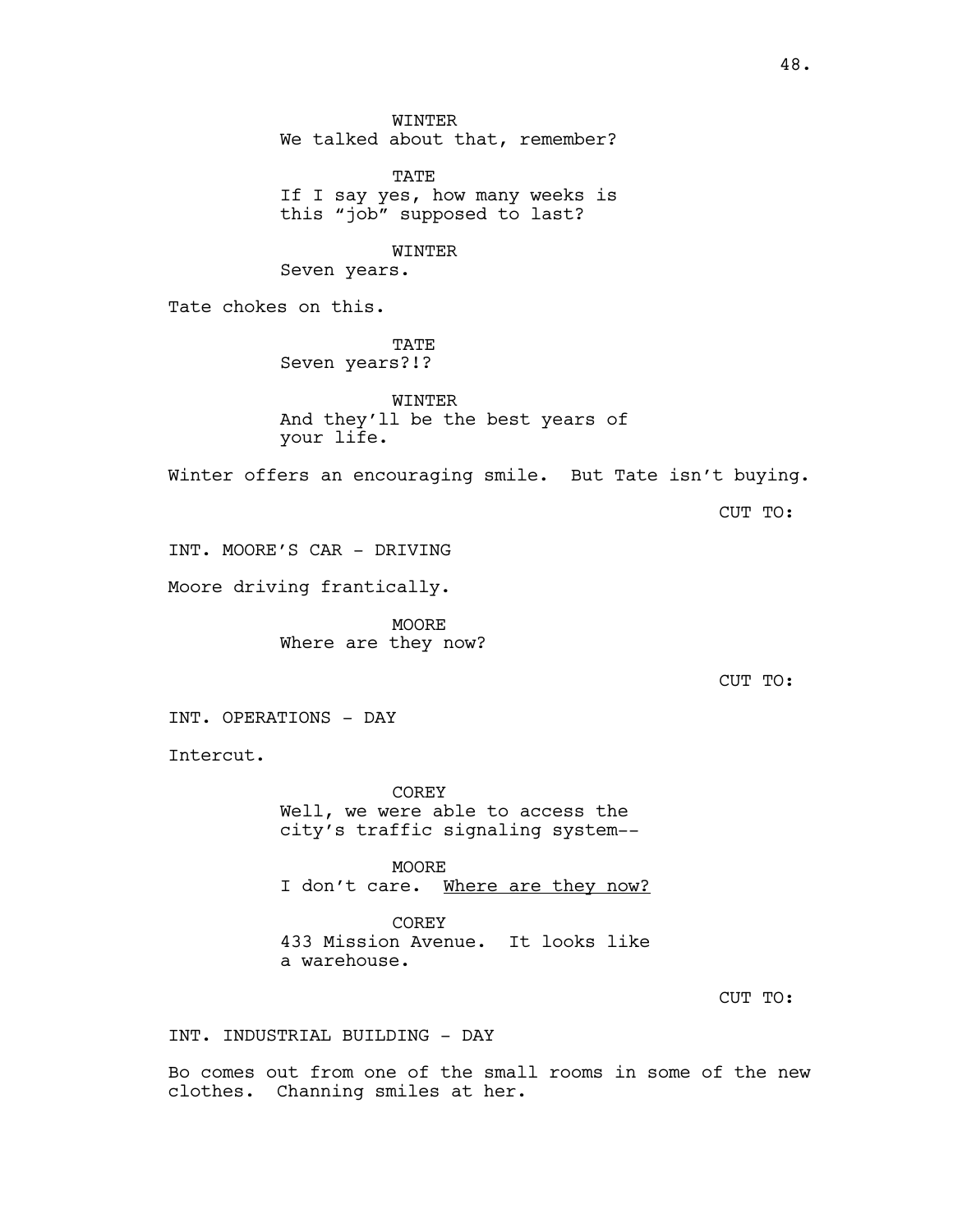WINTER
We talked about that, remember?

TATE
If I say yes, how many weeks is this "job" supposed to last?

WINTER
Seven years.

Tate chokes on this.

TATE
Seven years?!?

WINTER
And they'll be the best years of your life.

Winter offers an encouraging smile. But Tate isn't buying.

CUT TO:

INT. MOORE'S CAR - DRIVING

Moore driving frantically.

MOORE
Where are they now?

CUT TO:

INT. OPERATIONS - DAY

Intercut.

COREY
Well, we were able to access the city's traffic signaling system--

MOORE
I don't care. <u>Where are they now?</u>

COREY
433 Mission Avenue. It looks like a warehouse.

CUT TO:

INT. INDUSTRIAL BUILDING - DAY

Bo comes out from one of the small rooms in some of the new clothes. Channing smiles at her.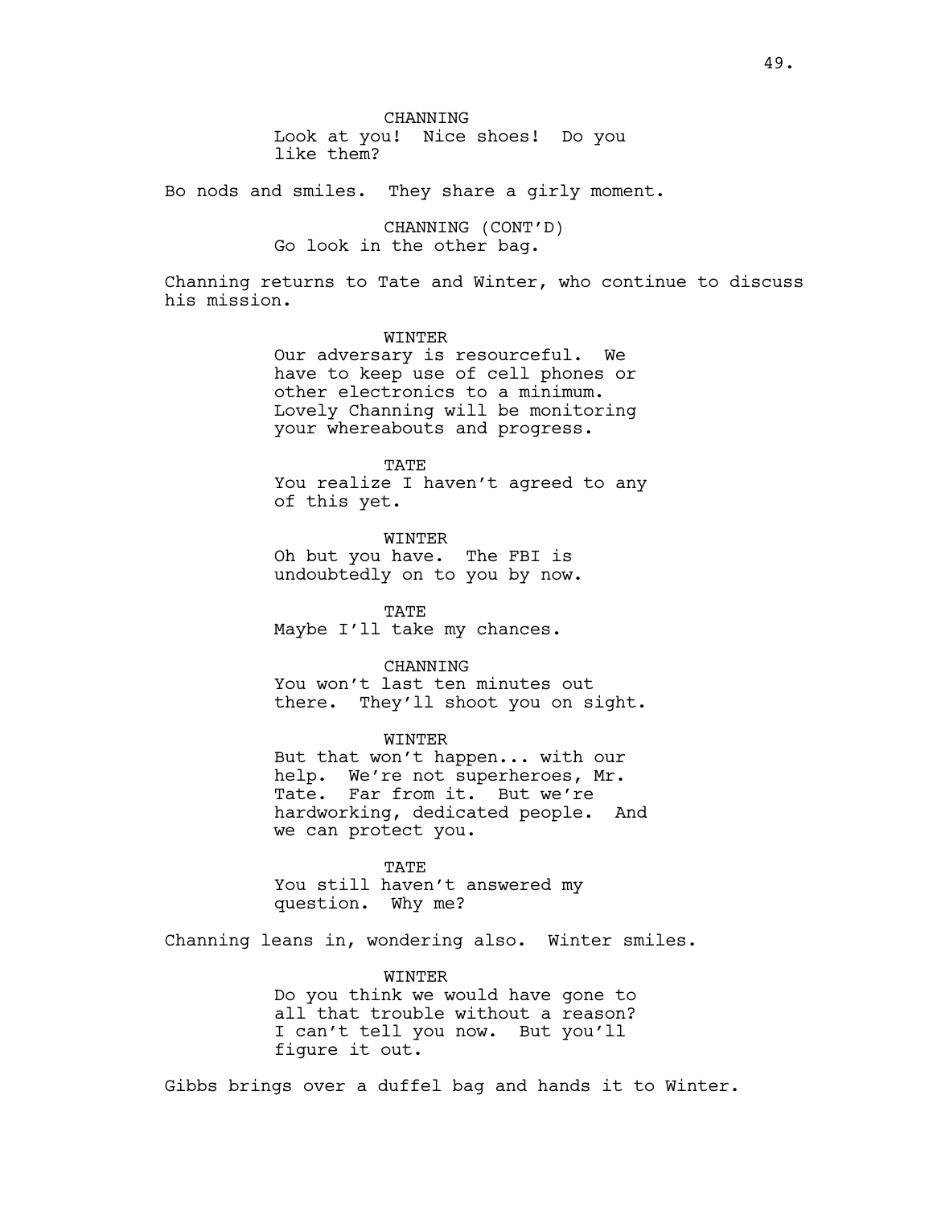CHANNING
Look at you! Nice shoes! Do you like them?

Bo nods and smiles. They share a girly moment.

CHANNING (CONT'D)
Go look in the other bag.

Channing returns to Tate and Winter, who continue to discuss his mission.

WINTER
Our adversary is resourceful. We have to keep use of cell phones or other electronics to a minimum. Lovely Channing will be monitoring your whereabouts and progress.

TATE
You realize I haven't agreed to any of this yet.

WINTER
Oh but you have. The FBI is undoubtedly on to you by now.

TATE
Maybe I'll take my chances.

CHANNING
You won't last ten minutes out there. They'll shoot you on sight.

WINTER
But that won't happen... with our help. We're not superheroes, Mr. Tate. Far from it. But we're hardworking, dedicated people. And we can protect you.

TATE
You still haven't answered my question. Why me?

Channing leans in, wondering also. Winter smiles.

WINTER
Do you think we would have gone to all that trouble without a reason? I can't tell you now. But you'll figure it out.

Gibbs brings over a duffel bag and hands it to Winter.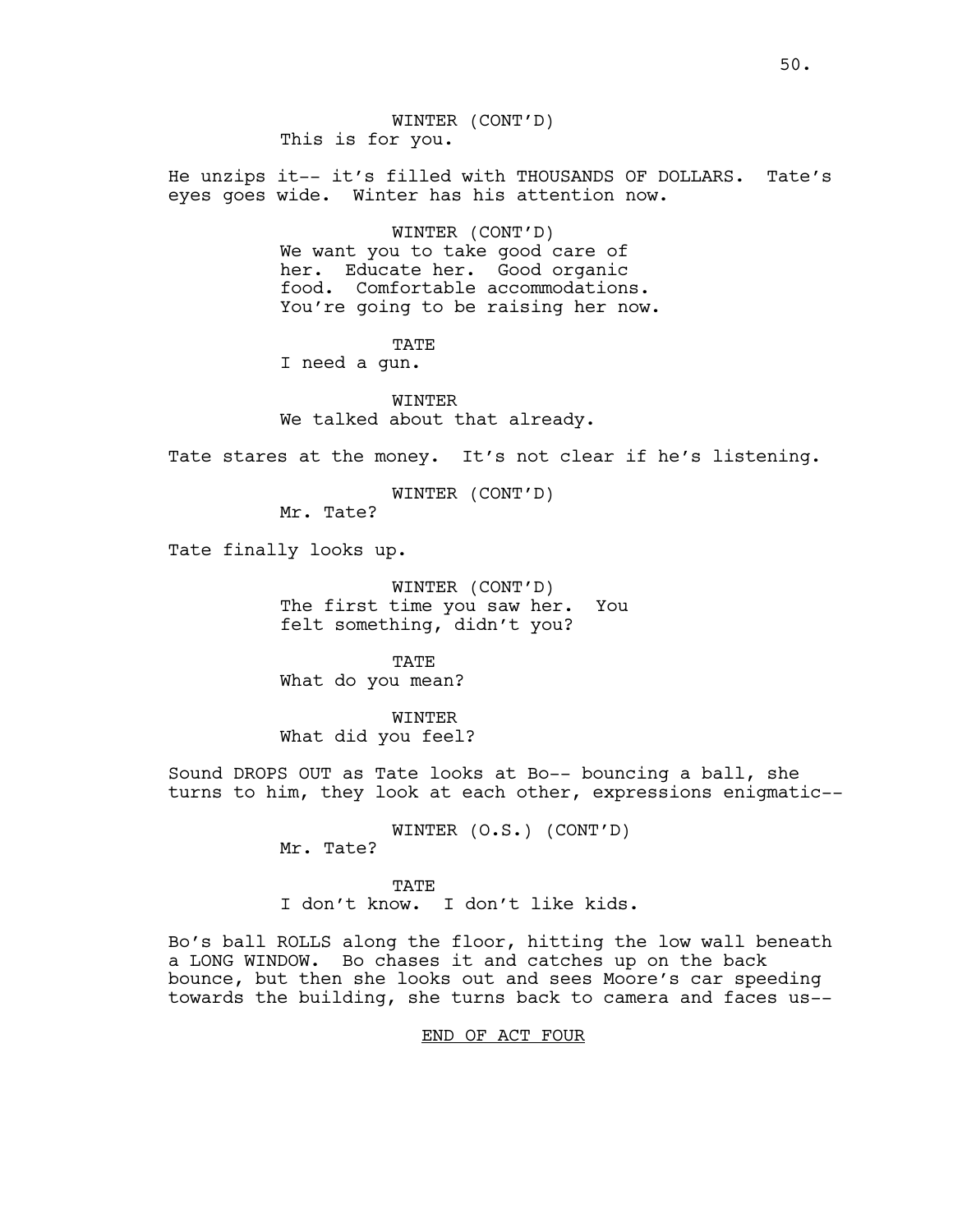WINTER (CONT'D)
This is for you.

He unzips it-- it's filled with THOUSANDS OF DOLLARS. Tate's eyes goes wide. Winter has his attention now.

WINTER (CONT'D)
We want you to take good care of her. Educate her. Good organic food. Comfortable accommodations. You're going to be raising her now.

TATE
I need a gun.

WINTER
We talked about that already.

Tate stares at the money. It's not clear if he's listening.

WINTER (CONT'D)
Mr. Tate?

Tate finally looks up.

WINTER (CONT'D)
The first time you saw her. You felt something, didn't you?

TATE
What do you mean?

WINTER
What did you feel?

Sound DROPS OUT as Tate looks at Bo-- bouncing a ball, she turns to him, they look at each other, expressions enigmatic--

WINTER (O.S.) (CONT'D)
Mr. Tate?

TATE
I don't know. I don't like kids.

Bo's ball ROLLS along the floor, hitting the low wall beneath a LONG WINDOW. Bo chases it and catches up on the back bounce, but then she looks out and sees Moore's car speeding towards the building, she turns back to camera and faces us--

END OF ACT FOUR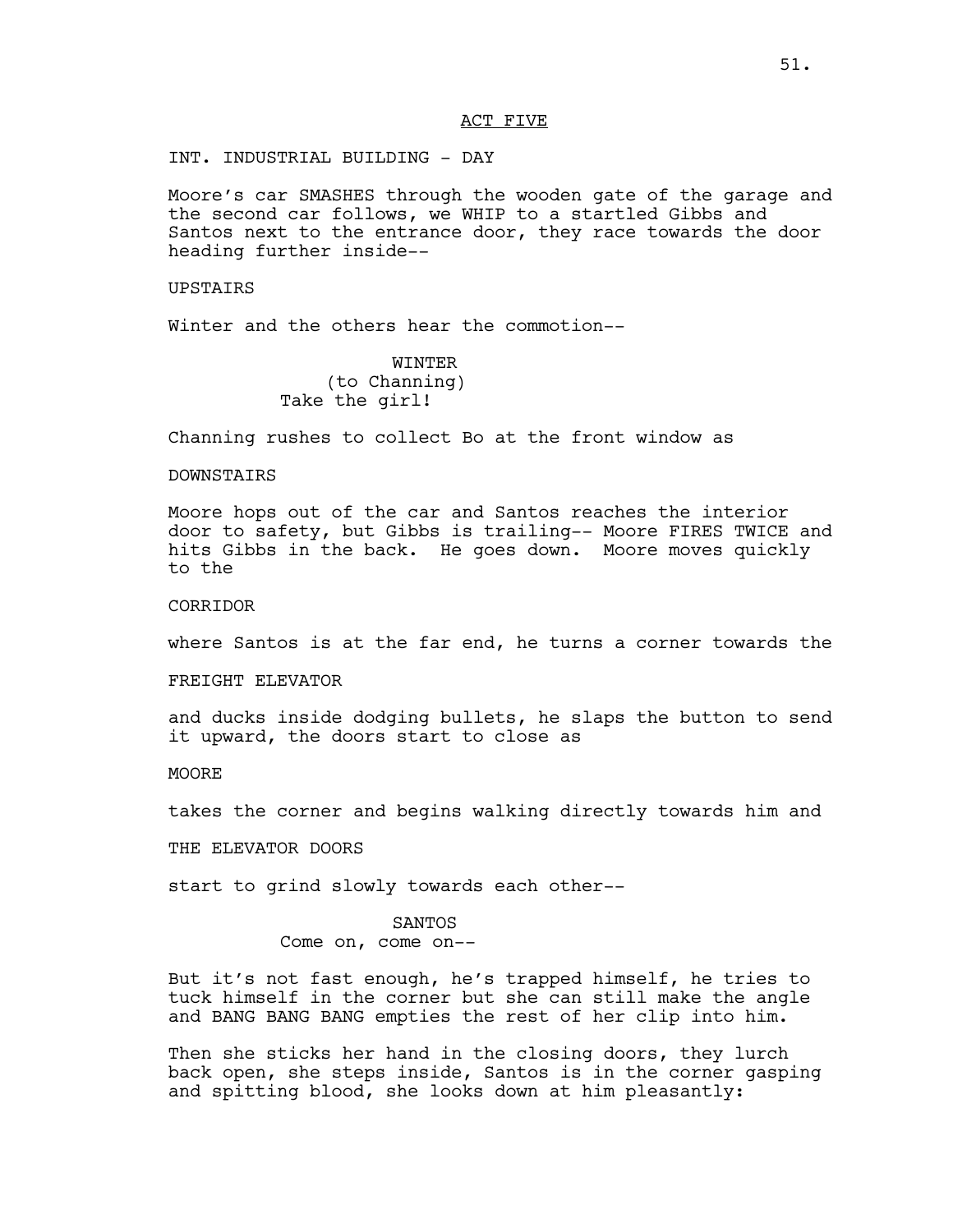ACT FIVE

INT. INDUSTRIAL BUILDING - DAY

Moore's car SMASHES through the wooden gate of the garage and the second car follows, we WHIP to a startled Gibbs and Santos next to the entrance door, they race towards the door heading further inside--

UPSTAIRS

Winter and the others hear the commotion--

WINTER
(to Channing)
Take the girl!

Channing rushes to collect Bo at the front window as

DOWNSTAIRS

Moore hops out of the car and Santos reaches the interior door to safety, but Gibbs is trailing-- Moore FIRES TWICE and hits Gibbs in the back. He goes down. Moore moves quickly to the

CORRIDOR

where Santos is at the far end, he turns a corner towards the

FREIGHT ELEVATOR

and ducks inside dodging bullets, he slaps the button to send it upward, the doors start to close as

MOORE

takes the corner and begins walking directly towards him and

THE ELEVATOR DOORS

start to grind slowly towards each other--

SANTOS
Come on, come on--

But it's not fast enough, he's trapped himself, he tries to tuck himself in the corner but she can still make the angle and BANG BANG BANG empties the rest of her clip into him.

Then she sticks her hand in the closing doors, they lurch back open, she steps inside, Santos is in the corner gasping and spitting blood, she looks down at him pleasantly: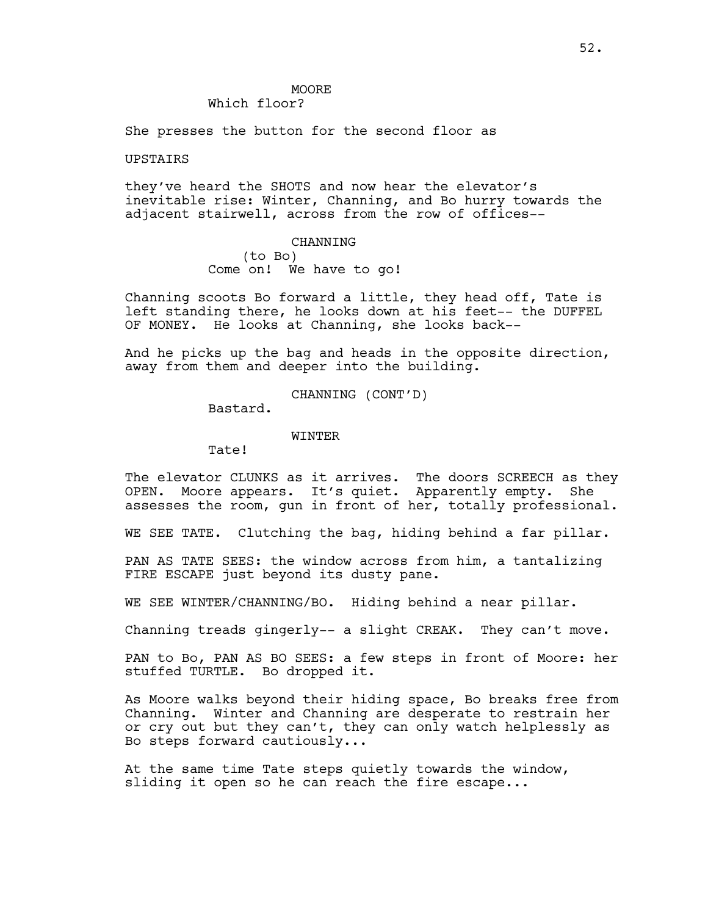MOORE
Which floor?

She presses the button for the second floor as

UPSTAIRS

they've heard the SHOTS and now hear the elevator's inevitable rise: Winter, Channing, and Bo hurry towards the adjacent stairwell, across from the row of offices--

CHANNING
(to Bo)
Come on! We have to go!

Channing scoots Bo forward a little, they head off, Tate is left standing there, he looks down at his feet-- the DUFFEL OF MONEY. He looks at Channing, she looks back--

And he picks up the bag and heads in the opposite direction, away from them and deeper into the building.

CHANNING (CONT'D)
Bastard.

WINTER
Tate!

The elevator CLUNKS as it arrives. The doors SCREECH as they OPEN. Moore appears. It's quiet. Apparently empty. She assesses the room, gun in front of her, totally professional.

WE SEE TATE. Clutching the bag, hiding behind a far pillar.

PAN AS TATE SEES: the window across from him, a tantalizing FIRE ESCAPE just beyond its dusty pane.

WE SEE WINTER/CHANNING/BO. Hiding behind a near pillar.

Channing treads gingerly-- a slight CREAK. They can't move.

PAN to Bo, PAN AS BO SEES: a few steps in front of Moore: her stuffed TURTLE. Bo dropped it.

As Moore walks beyond their hiding space, Bo breaks free from Channing. Winter and Channing are desperate to restrain her or cry out but they can't, they can only watch helplessly as Bo steps forward cautiously...

At the same time Tate steps quietly towards the window, sliding it open so he can reach the fire escape...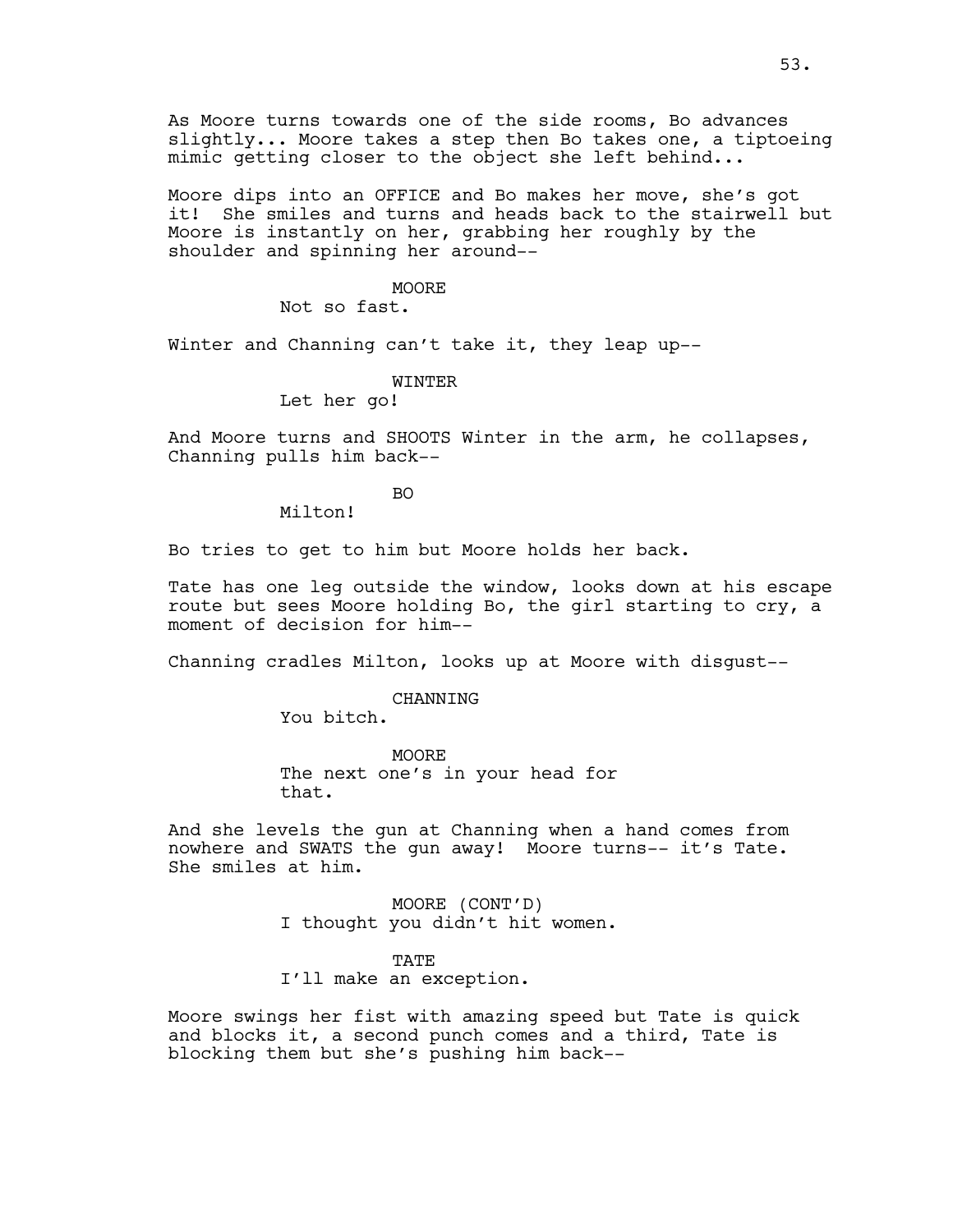As Moore turns towards one of the side rooms, Bo advances slightly... Moore takes a step then Bo takes one, a tiptoeing mimic getting closer to the object she left behind...

Moore dips into an OFFICE and Bo makes her move, she's got it! She smiles and turns and heads back to the stairwell but Moore is instantly on her, grabbing her roughly by the shoulder and spinning her around--

MOORE
Not so fast.

Winter and Channing can't take it, they leap up--

WINTER
Let her go!

And Moore turns and SHOOTS Winter in the arm, he collapses, Channing pulls him back--

BO
Milton!

Bo tries to get to him but Moore holds her back.

Tate has one leg outside the window, looks down at his escape route but sees Moore holding Bo, the girl starting to cry, a moment of decision for him--

Channing cradles Milton, looks up at Moore with disgust--

CHANNING
You bitch.

MOORE
The next one's in your head for that.

And she levels the gun at Channing when a hand comes from nowhere and SWATS the gun away! Moore turns-- it's Tate. She smiles at him.

MOORE (CONT'D)
I thought you didn't hit women.

TATE
I'll make an exception.

Moore swings her fist with amazing speed but Tate is quick and blocks it, a second punch comes and a third, Tate is blocking them but she's pushing him back--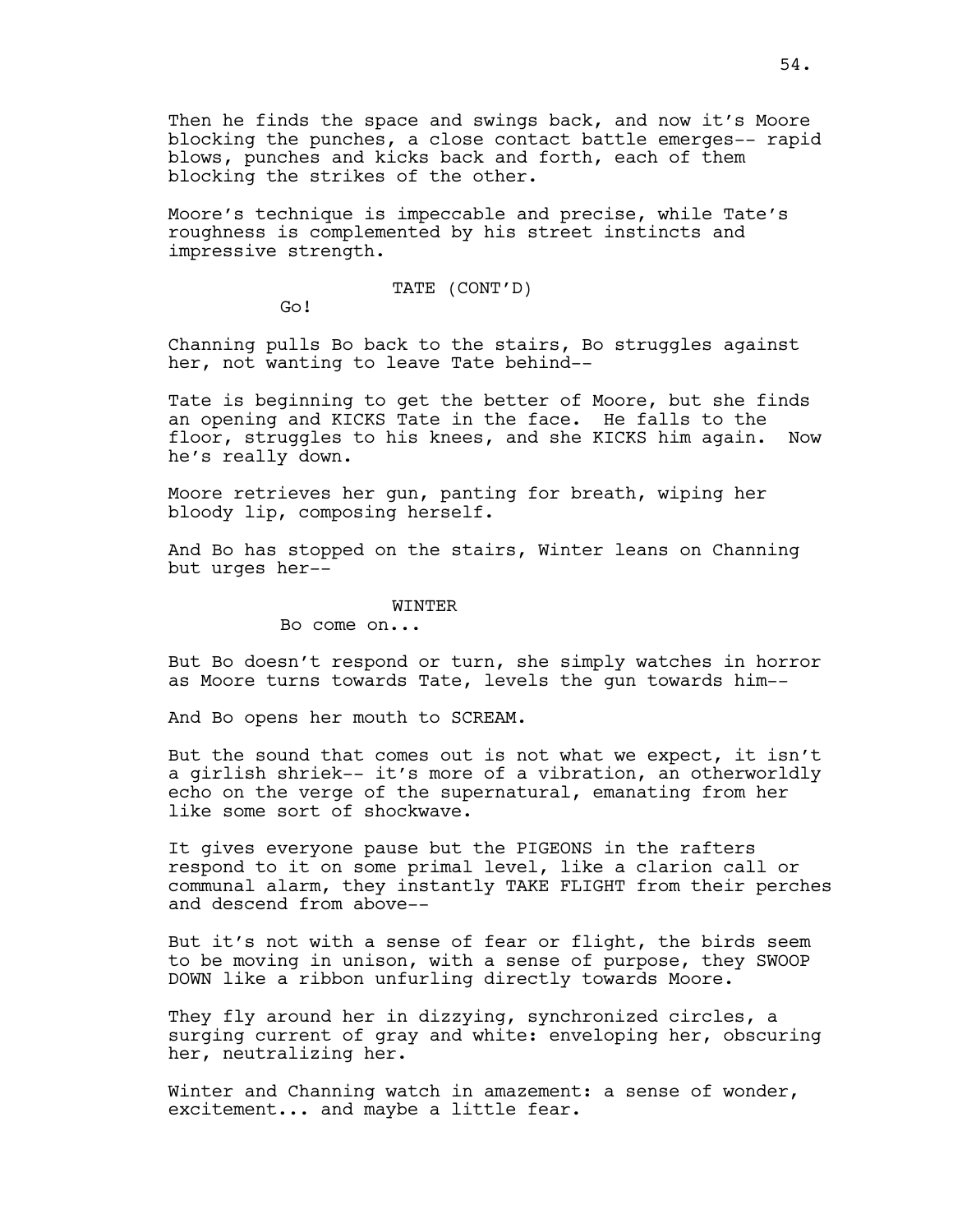Then he finds the space and swings back, and now it's Moore blocking the punches, a close contact battle emerges-- rapid blows, punches and kicks back and forth, each of them blocking the strikes of the other.

Moore's technique is impeccable and precise, while Tate's roughness is complemented by his street instincts and impressive strength.

TATE (CONT'D)
Go!

Channing pulls Bo back to the stairs, Bo struggles against her, not wanting to leave Tate behind--

Tate is beginning to get the better of Moore, but she finds an opening and KICKS Tate in the face. He falls to the floor, struggles to his knees, and she KICKS him again. Now he's really down.

Moore retrieves her gun, panting for breath, wiping her bloody lip, composing herself.

And Bo has stopped on the stairs, Winter leans on Channing but urges her--

WINTER
Bo come on...

But Bo doesn't respond or turn, she simply watches in horror as Moore turns towards Tate, levels the gun towards him--

And Bo opens her mouth to SCREAM.

But the sound that comes out is not what we expect, it isn't a girlish shriek-- it's more of a vibration, an otherworldly echo on the verge of the supernatural, emanating from her like some sort of shockwave.

It gives everyone pause but the PIGEONS in the rafters respond to it on some primal level, like a clarion call or communal alarm, they instantly TAKE FLIGHT from their perches and descend from above--

But it's not with a sense of fear or flight, the birds seem to be moving in unison, with a sense of purpose, they SWOOP DOWN like a ribbon unfurling directly towards Moore.

They fly around her in dizzying, synchronized circles, a surging current of gray and white: enveloping her, obscuring her, neutralizing her.

Winter and Channing watch in amazement: a sense of wonder, excitement... and maybe a little fear.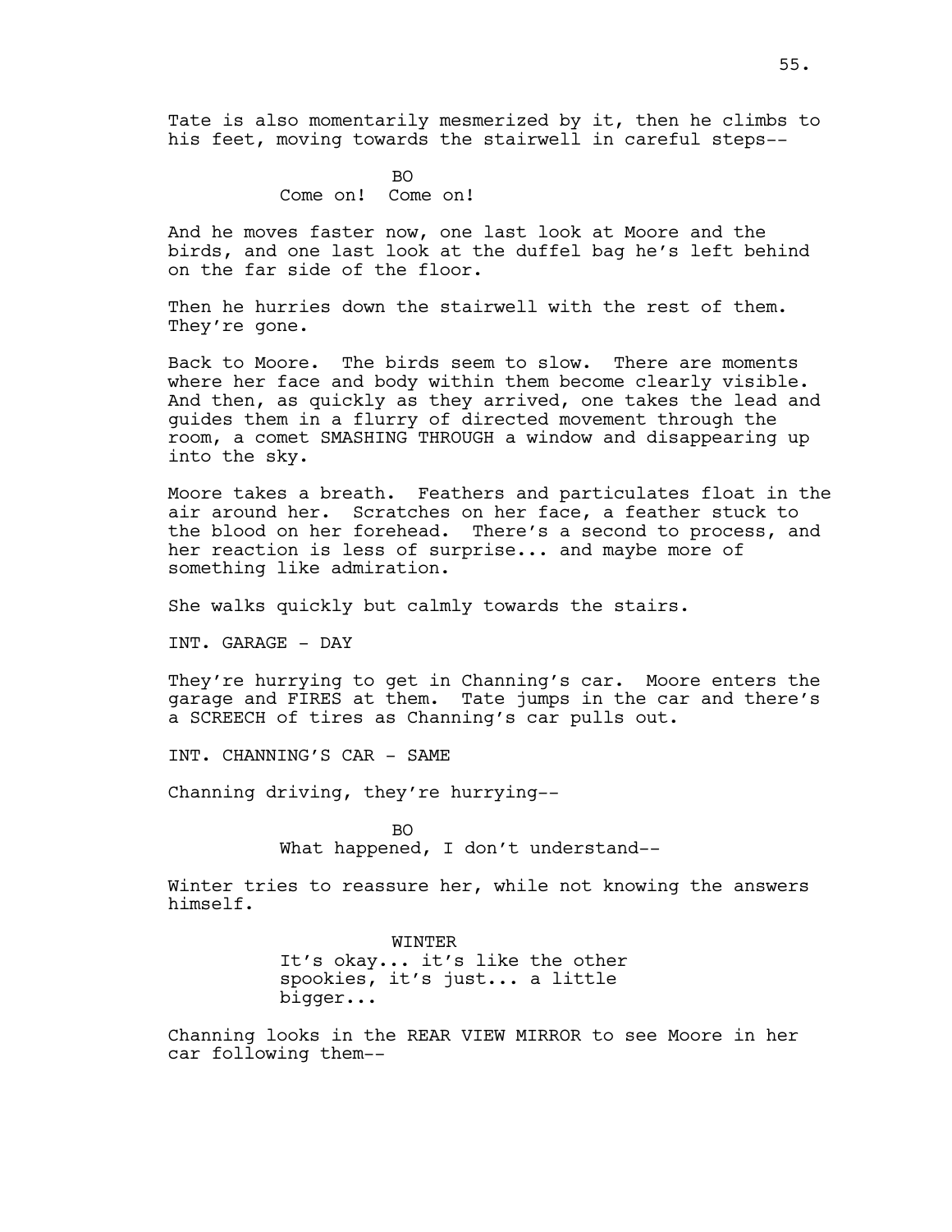Tate is also momentarily mesmerized by it, then he climbs to his feet, moving towards the stairwell in careful steps--

BO
Come on! Come on!

And he moves faster now, one last look at Moore and the birds, and one last look at the duffel bag he's left behind on the far side of the floor.

Then he hurries down the stairwell with the rest of them. They're gone.

Back to Moore. The birds seem to slow. There are moments where her face and body within them become clearly visible. And then, as quickly as they arrived, one takes the lead and guides them in a flurry of directed movement through the room, a comet SMASHING THROUGH a window and disappearing up into the sky.

Moore takes a breath. Feathers and particulates float in the air around her. Scratches on her face, a feather stuck to the blood on her forehead. There's a second to process, and her reaction is less of surprise... and maybe more of something like admiration.

She walks quickly but calmly towards the stairs.

INT. GARAGE - DAY

They're hurrying to get in Channing's car. Moore enters the garage and FIRES at them. Tate jumps in the car and there's a SCREECH of tires as Channing's car pulls out.

INT. CHANNING'S CAR - SAME

Channing driving, they're hurrying--

BO
What happened, I don't understand--

Winter tries to reassure her, while not knowing the answers himself.

WINTER
It's okay... it's like the other spookies, it's just... a little bigger...

Channing looks in the REAR VIEW MIRROR to see Moore in her car following them--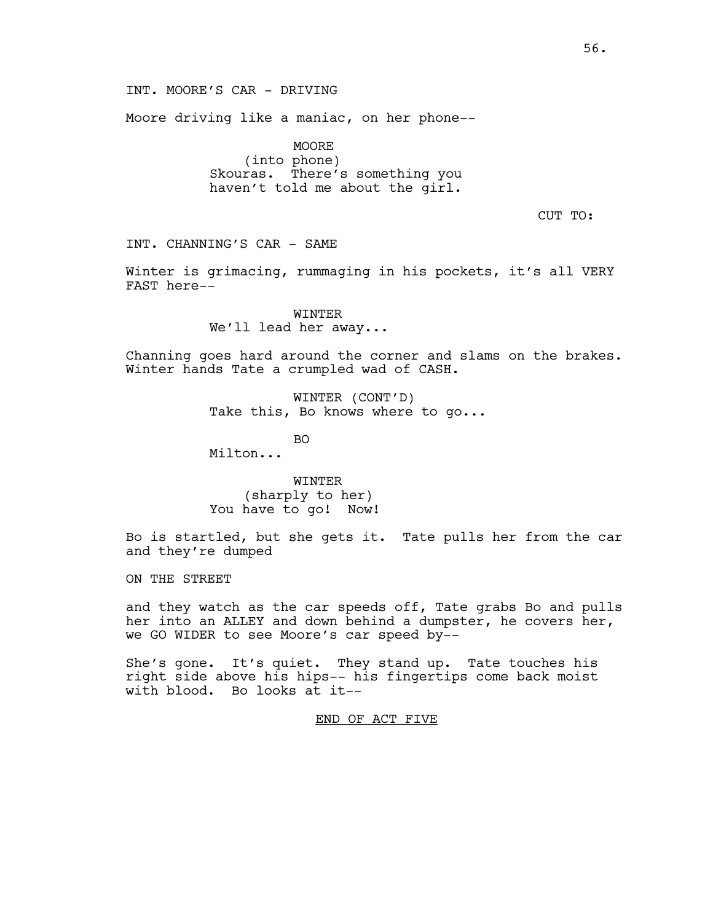INT. MOORE'S CAR - DRIVING

Moore driving like a maniac, on her phone--

MOORE
(into phone)
Skouras. There's something you haven't told me about the girl.

CUT TO:

INT. CHANNING'S CAR - SAME

Winter is grimacing, rummaging in his pockets, it's all VERY FAST here--

WINTER
We'll lead her away...

Channing goes hard around the corner and slams on the brakes. Winter hands Tate a crumpled wad of CASH.

WINTER (CONT'D)
Take this, Bo knows where to go...

BO
Milton...

WINTER
(sharply to her)
You have to go! Now!

Bo is startled, but she gets it. Tate pulls her from the car and they're dumped

ON THE STREET

and they watch as the car speeds off, Tate grabs Bo and pulls her into an ALLEY and down behind a dumpster, he covers her, we GO WIDER to see Moore's car speed by--

She's gone. It's quiet. They stand up. Tate touches his right side above his hips-- his fingertips come back moist with blood. Bo looks at it--

<u>END OF ACT FIVE</u>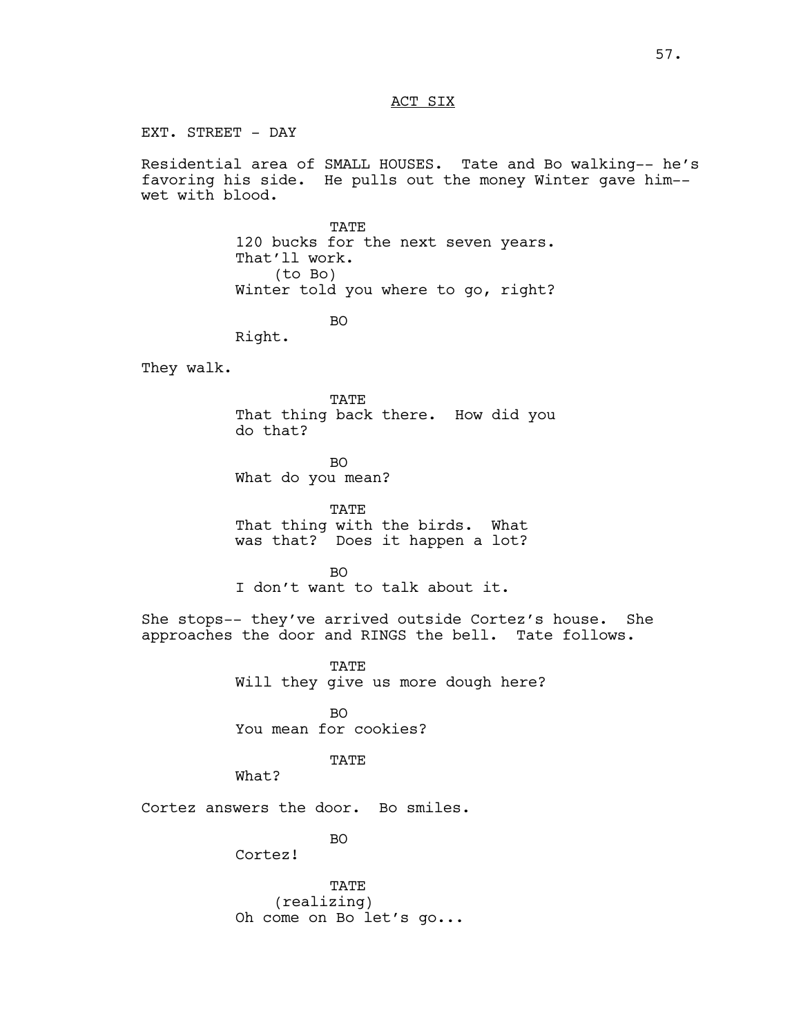ACT SIX

EXT. STREET - DAY

Residential area of SMALL HOUSES. Tate and Bo walking-- he's favoring his side. He pulls out the money Winter gave him-- wet with blood.

TATE
120 bucks for the next seven years. That'll work.
(to Bo)
Winter told you where to go, right?

BO
Right.

They walk.

TATE
That thing back there. How did you do that?

BO
What do you mean?

TATE
That thing with the birds. What was that? Does it happen a lot?

BO
I don't want to talk about it.

She stops-- they've arrived outside Cortez's house. She approaches the door and RINGS the bell. Tate follows.

TATE
Will they give us more dough here?

BO
You mean for cookies?

TATE
What?

Cortez answers the door. Bo smiles.

BO
Cortez!

TATE
(realizing)
Oh come on Bo let's go...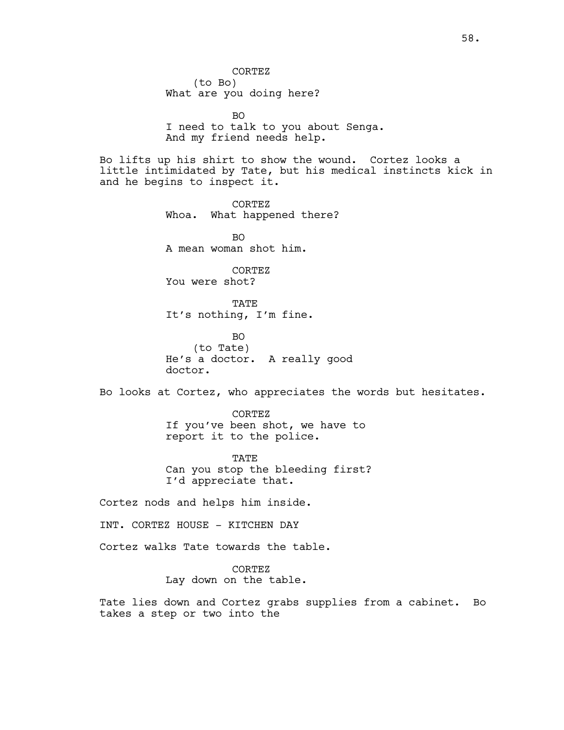CORTEZ
(to Bo)
What are you doing here?

BO
I need to talk to you about Senga.
And my friend needs help.

Bo lifts up his shirt to show the wound. Cortez looks a little intimidated by Tate, but his medical instincts kick in and he begins to inspect it.

CORTEZ
Whoa. What happened there?

BO
A mean woman shot him.

CORTEZ
You were shot?

TATE
It's nothing, I'm fine.

BO
(to Tate)
He's a doctor. A really good doctor.

Bo looks at Cortez, who appreciates the words but hesitates.

CORTEZ
If you've been shot, we have to report it to the police.

TATE
Can you stop the bleeding first?
I'd appreciate that.

Cortez nods and helps him inside.

INT. CORTEZ HOUSE - KITCHEN DAY

Cortez walks Tate towards the table.

CORTEZ
Lay down on the table.

Tate lies down and Cortez grabs supplies from a cabinet. Bo takes a step or two into the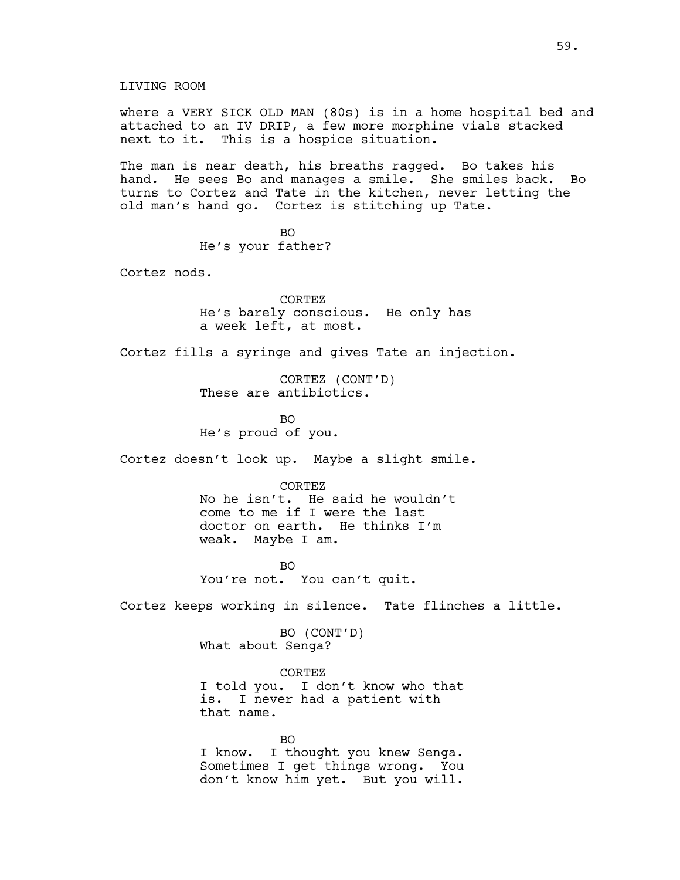LIVING ROOM

where a VERY SICK OLD MAN (80s) is in a home hospital bed and attached to an IV DRIP, a few more morphine vials stacked next to it. This is a hospice situation.

The man is near death, his breaths ragged. Bo takes his hand. He sees Bo and manages a smile. She smiles back. Bo turns to Cortez and Tate in the kitchen, never letting the old man's hand go. Cortez is stitching up Tate.

BO

He's your father?

Cortez nods.

CORTEZ

He's barely conscious. He only has a week left, at most.

Cortez fills a syringe and gives Tate an injection.

CORTEZ (CONT'D)

These are antibiotics.

BO

He's proud of you.

Cortez doesn't look up. Maybe a slight smile.

CORTEZ

No he isn't. He said he wouldn't come to me if I were the last doctor on earth. He thinks I'm weak. Maybe I am.

BO

You're not. You can't quit.

Cortez keeps working in silence. Tate flinches a little.

BO (CONT'D)

What about Senga?

CORTEZ

I told you. I don't know who that is. I never had a patient with that name.

BO

I know. I thought you knew Senga. Sometimes I get things wrong. You don't know him yet. But you will.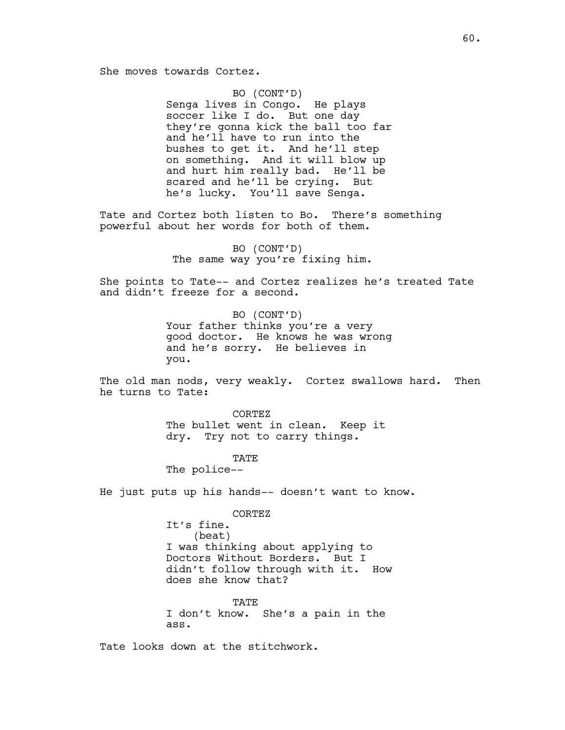She moves towards Cortez.

BO (CONT'D)
Senga lives in Congo. He plays soccer like I do. But one day they're gonna kick the ball too far and he'll have to run into the bushes to get it. And he'll step on something. And it will blow up and hurt him really bad. He'll be scared and he'll be crying. But he's lucky. You'll save Senga.

Tate and Cortez both listen to Bo. There's something powerful about her words for both of them.

BO (CONT'D)
The same way you're fixing him.

She points to Tate-- and Cortez realizes he's treated Tate and didn't freeze for a second.

BO (CONT'D)
Your father thinks you're a very good doctor. He knows he was wrong and he's sorry. He believes in you.

The old man nods, very weakly. Cortez swallows hard. Then he turns to Tate:

CORTEZ
The bullet went in clean. Keep it dry. Try not to carry things.

TATE
The police--

He just puts up his hands-- doesn't want to know.

CORTEZ
It's fine.
(beat)
I was thinking about applying to Doctors Without Borders. But I didn't follow through with it. How does she know that?

TATE
I don't know. She's a pain in the ass.

Tate looks down at the stitchwork.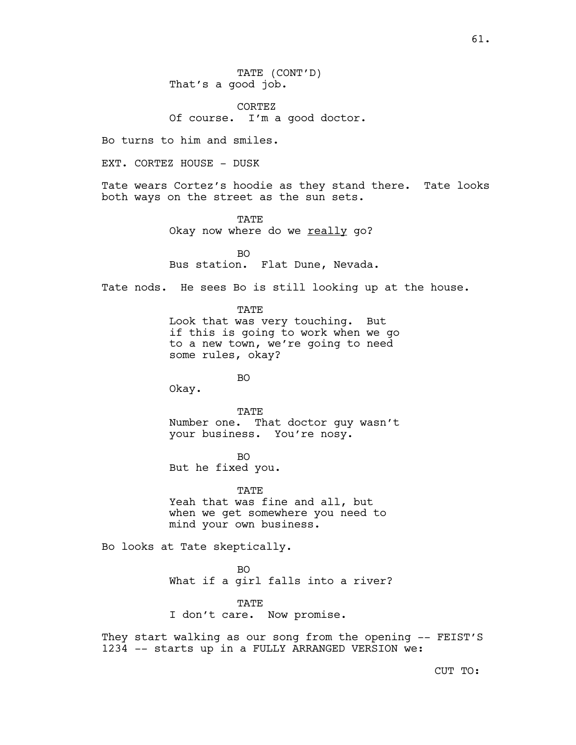TATE (CONT'D)
That's a good job.

CORTEZ
Of course.  I'm a good doctor.

Bo turns to him and smiles.

EXT. CORTEZ HOUSE - DUSK

Tate wears Cortez's hoodie as they stand there.  Tate looks both ways on the street as the sun sets.

TATE
Okay now where do we <u>really</u> go?

BO
Bus station.  Flat Dune, Nevada.

Tate nods.  He sees Bo is still looking up at the house.

TATE
Look that was very touching.  But if this is going to work when we go to a new town, we're going to need some rules, okay?

BO
Okay.

TATE
Number one.  That doctor guy wasn't your business.  You're nosy.

BO
But he fixed you.

TATE
Yeah that was fine and all, but when we get somewhere you need to mind your own business.

Bo looks at Tate skeptically.

BO
What if a girl falls into a river?

TATE
I don't care.  Now promise.

They start walking as our song from the opening -- FEIST'S 1234 -- starts up in a FULLY ARRANGED VERSION we:

CUT TO: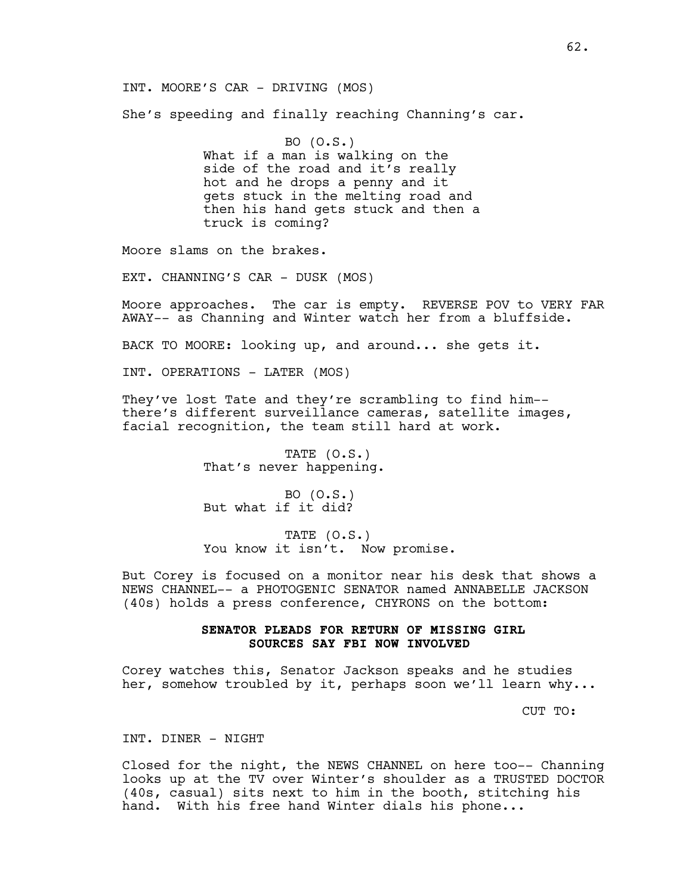INT. MOORE'S CAR - DRIVING (MOS)

She's speeding and finally reaching Channing's car.

BO (O.S.)
What if a man is walking on the side of the road and it's really hot and he drops a penny and it gets stuck in the melting road and then his hand gets stuck and then a truck is coming?

Moore slams on the brakes.

EXT. CHANNING'S CAR - DUSK (MOS)

Moore approaches. The car is empty. REVERSE POV to VERY FAR AWAY-- as Channing and Winter watch her from a bluffside.

BACK TO MOORE: looking up, and around... she gets it.

INT. OPERATIONS - LATER (MOS)

They've lost Tate and they're scrambling to find him-- there's different surveillance cameras, satellite images, facial recognition, the team still hard at work.

TATE (O.S.)
That's never happening.

BO (O.S.)
But what if it did?

TATE (O.S.)
You know it isn't. Now promise.

But Corey is focused on a monitor near his desk that shows a NEWS CHANNEL-- a PHOTOGENIC SENATOR named ANNABELLE JACKSON (40s) holds a press conference, CHYRONS on the bottom:

**SENATOR PLEADS FOR RETURN OF MISSING GIRL**
**SOURCES SAY FBI NOW INVOLVED**

Corey watches this, Senator Jackson speaks and he studies her, somehow troubled by it, perhaps soon we'll learn why...

CUT TO:

INT. DINER - NIGHT

Closed for the night, the NEWS CHANNEL on here too-- Channing looks up at the TV over Winter's shoulder as a TRUSTED DOCTOR (40s, casual) sits next to him in the booth, stitching his hand. With his free hand Winter dials his phone...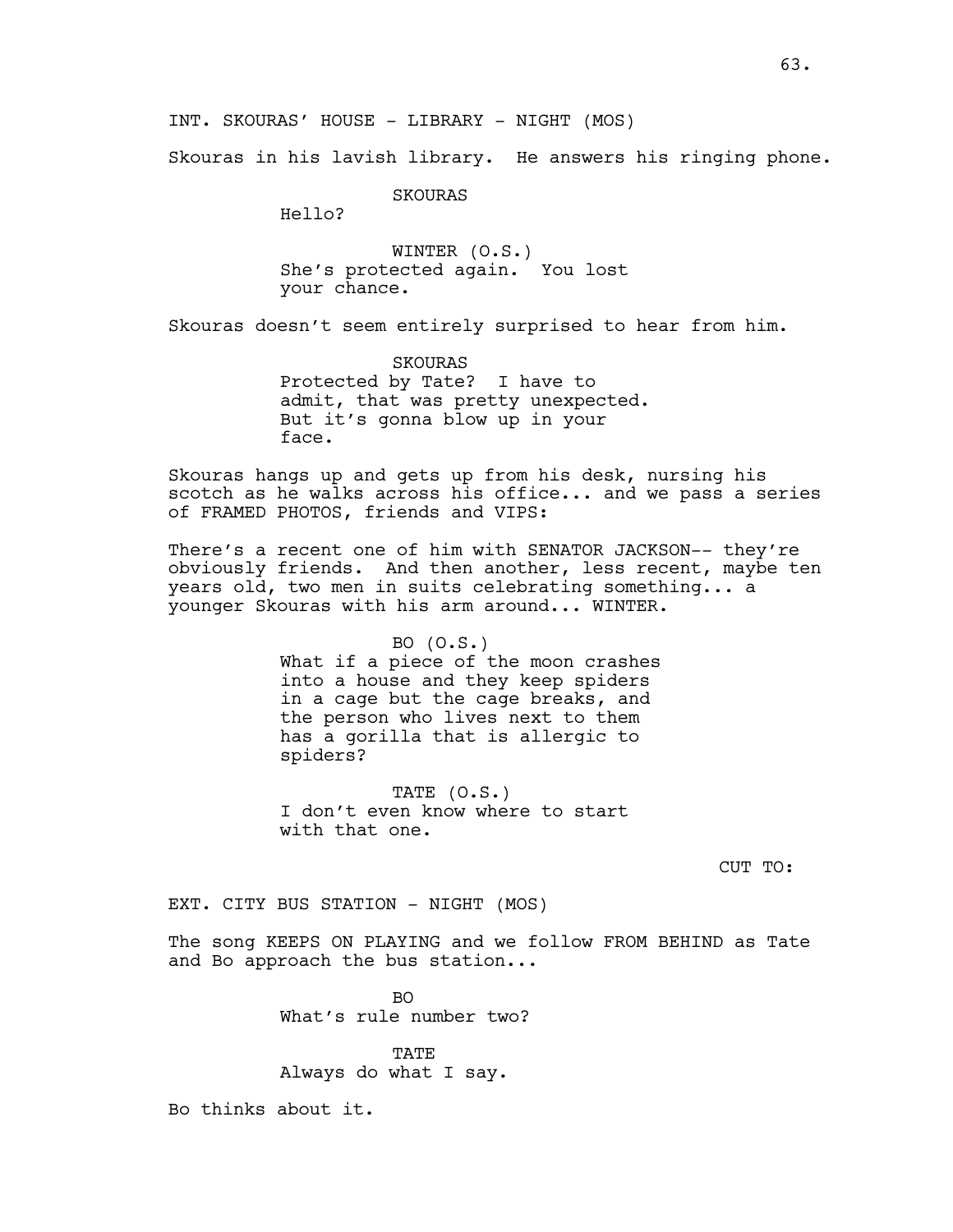INT. SKOURAS' HOUSE - LIBRARY - NIGHT (MOS)

Skouras in his lavish library. He answers his ringing phone.

SKOURAS
Hello?

WINTER (O.S.)
She's protected again. You lost your chance.

Skouras doesn't seem entirely surprised to hear from him.

SKOURAS
Protected by Tate? I have to admit, that was pretty unexpected. But it's gonna blow up in your face.

Skouras hangs up and gets up from his desk, nursing his scotch as he walks across his office... and we pass a series of FRAMED PHOTOS, friends and VIPS:

There's a recent one of him with SENATOR JACKSON-- they're obviously friends. And then another, less recent, maybe ten years old, two men in suits celebrating something... a younger Skouras with his arm around... WINTER.

BO (O.S.)
What if a piece of the moon crashes into a house and they keep spiders in a cage but the cage breaks, and the person who lives next to them has a gorilla that is allergic to spiders?

TATE (O.S.)
I don't even know where to start with that one.

CUT TO:

EXT. CITY BUS STATION - NIGHT (MOS)

The song KEEPS ON PLAYING and we follow FROM BEHIND as Tate and Bo approach the bus station...

BO
What's rule number two?

TATE
Always do what I say.

Bo thinks about it.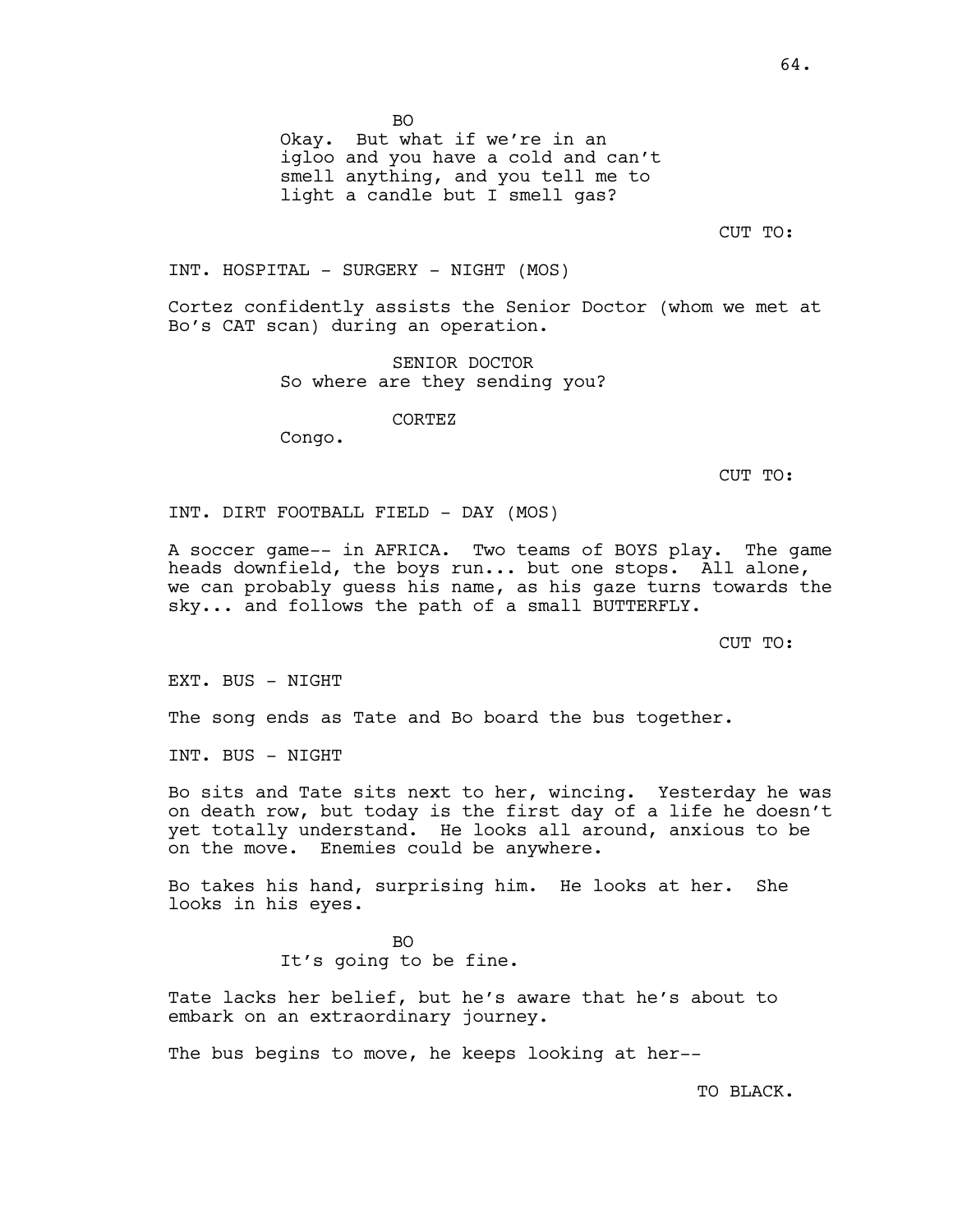BO
Okay. But what if we're in an igloo and you have a cold and can't smell anything, and you tell me to light a candle but I smell gas?

CUT TO:

INT. HOSPITAL - SURGERY - NIGHT (MOS)

Cortez confidently assists the Senior Doctor (whom we met at Bo's CAT scan) during an operation.

SENIOR DOCTOR
So where are they sending you?

CORTEZ
Congo.

CUT TO:

INT. DIRT FOOTBALL FIELD - DAY (MOS)

A soccer game-- in AFRICA. Two teams of BOYS play. The game heads downfield, the boys run... but one stops. All alone, we can probably guess his name, as his gaze turns towards the sky... and follows the path of a small BUTTERFLY.

CUT TO:

EXT. BUS - NIGHT

The song ends as Tate and Bo board the bus together.

INT. BUS - NIGHT

Bo sits and Tate sits next to her, wincing. Yesterday he was on death row, but today is the first day of a life he doesn't yet totally understand. He looks all around, anxious to be on the move. Enemies could be anywhere.

Bo takes his hand, surprising him. He looks at her. She looks in his eyes.

BO
It's going to be fine.

Tate lacks her belief, but he's aware that he's about to embark on an extraordinary journey.

The bus begins to move, he keeps looking at her--

TO BLACK.